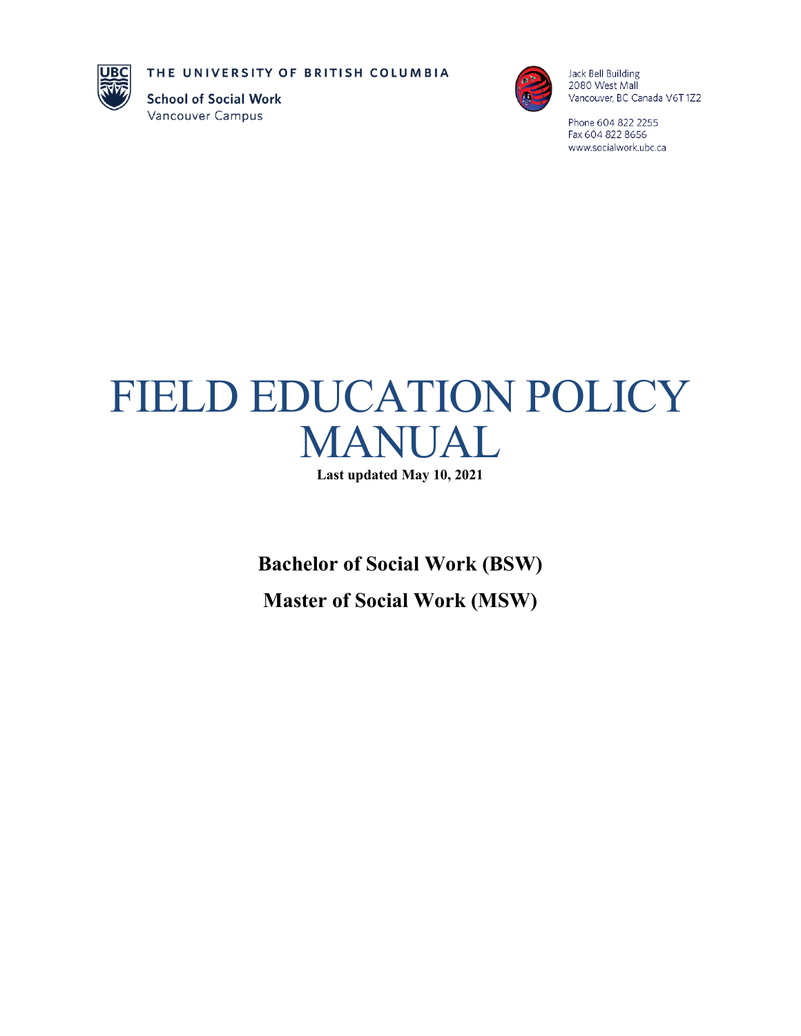THE UNIVERSITY OF BRITISH COLUMBIA

**School of Social Work**
Vancouver Campus

Jack Bell Building
2080 West Mall
Vancouver, BC Canada V6T 1Z2

Phone 604 822 2255
Fax 604 822 8656
www.socialwork.ubc.ca

# FIELD EDUCATION POLICY MANUAL

**Last updated May 10, 2021**

## Bachelor of Social Work (BSW)

## Master of Social Work (MSW)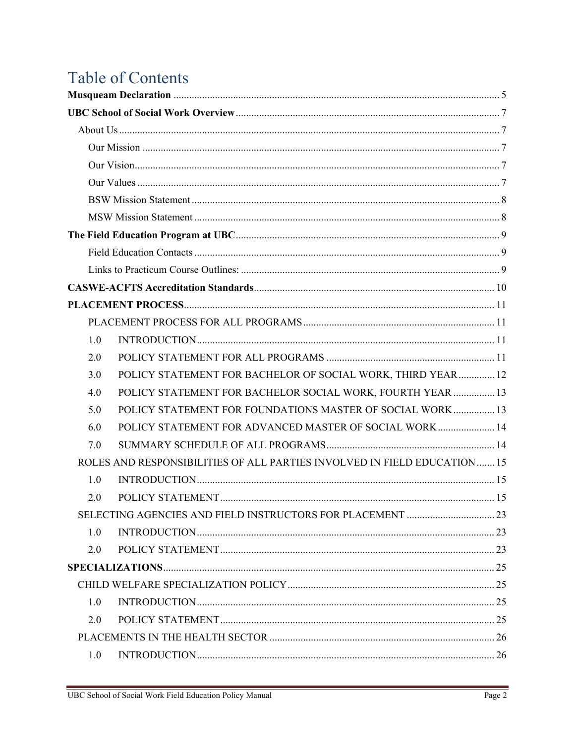# Table of Contents

**Musqueam Declaration** ..... 5

**UBC School of Social Work Overview** ..... 7

- About Us ..... 7
  - Our Mission ..... 7
  - Our Vision ..... 7
  - Our Values ..... 7
  - BSW Mission Statement ..... 8
  - MSW Mission Statement ..... 8

**The Field Education Program at UBC** ..... 9

- Field Education Contacts ..... 9
- Links to Practicum Course Outlines: ..... 9

**CASWE-ACFTS Accreditation Standards** ..... 10

**PLACEMENT PROCESS** ..... 11

- PLACEMENT PROCESS FOR ALL PROGRAMS ..... 11
  - 1.0 INTRODUCTION ..... 11
  - 2.0 POLICY STATEMENT FOR ALL PROGRAMS ..... 11
  - 3.0 POLICY STATEMENT FOR BACHELOR OF SOCIAL WORK, THIRD YEAR ..... 12
  - 4.0 POLICY STATEMENT FOR BACHELOR SOCIAL WORK, FOURTH YEAR ..... 13
  - 5.0 POLICY STATEMENT FOR FOUNDATIONS MASTER OF SOCIAL WORK ..... 13
  - 6.0 POLICY STATEMENT FOR ADVANCED MASTER OF SOCIAL WORK ..... 14
  - 7.0 SUMMARY SCHEDULE OF ALL PROGRAMS ..... 14
- ROLES AND RESPONSIBILITIES OF ALL PARTIES INVOLVED IN FIELD EDUCATION ..... 15
  - 1.0 INTRODUCTION ..... 15
  - 2.0 POLICY STATEMENT ..... 15
- SELECTING AGENCIES AND FIELD INSTRUCTORS FOR PLACEMENT ..... 23
  - 1.0 INTRODUCTION ..... 23
  - 2.0 POLICY STATEMENT ..... 23

**SPECIALIZATIONS** ..... 25

- CHILD WELFARE SPECIALIZATION POLICY ..... 25
  - 1.0 INTRODUCTION ..... 25
  - 2.0 POLICY STATEMENT ..... 25
- PLACEMENTS IN THE HEALTH SECTOR ..... 26
  - 1.0 INTRODUCTION ..... 26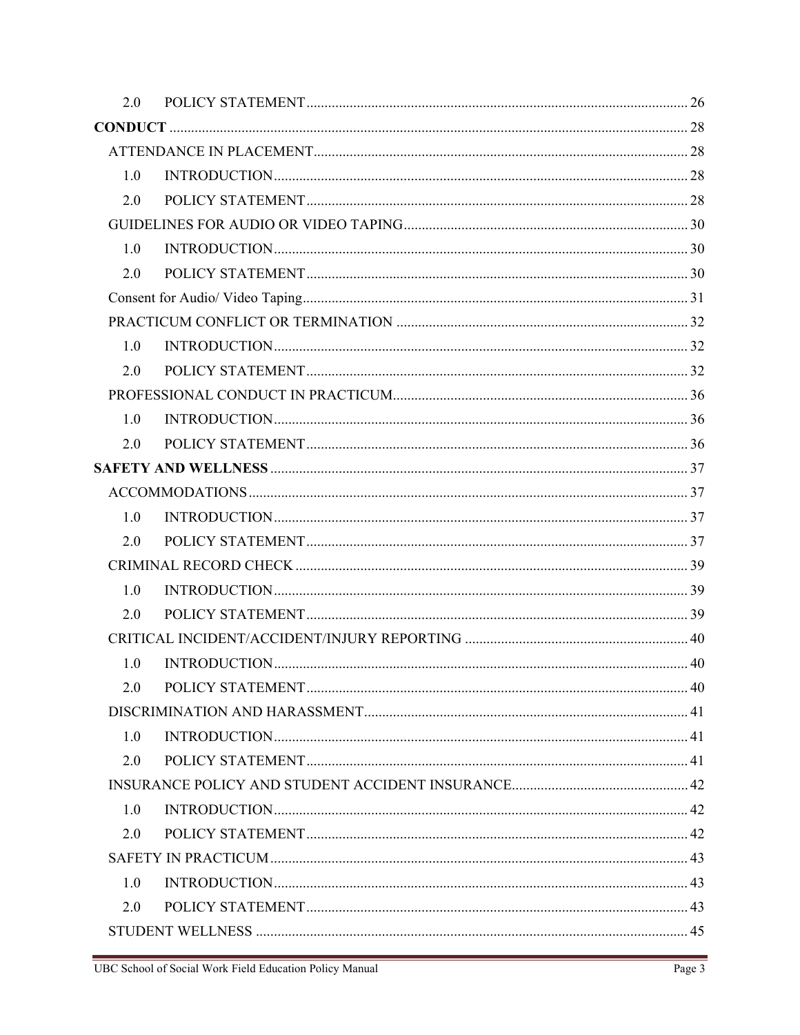2.0 POLICY STATEMENT ........ 26

**CONDUCT** ........ 28

ATTENDANCE IN PLACEMENT ........ 28

1.0 INTRODUCTION ........ 28

2.0 POLICY STATEMENT ........ 28

GUIDELINES FOR AUDIO OR VIDEO TAPING ........ 30

1.0 INTRODUCTION ........ 30

2.0 POLICY STATEMENT ........ 30

Consent for Audio/ Video Taping ........ 31

PRACTICUM CONFLICT OR TERMINATION ........ 32

1.0 INTRODUCTION ........ 32

2.0 POLICY STATEMENT ........ 32

PROFESSIONAL CONDUCT IN PRACTICUM ........ 36

1.0 INTRODUCTION ........ 36

2.0 POLICY STATEMENT ........ 36

**SAFETY AND WELLNESS** ........ 37

ACCOMMODATIONS ........ 37

1.0 INTRODUCTION ........ 37

2.0 POLICY STATEMENT ........ 37

CRIMINAL RECORD CHECK ........ 39

1.0 INTRODUCTION ........ 39

2.0 POLICY STATEMENT ........ 39

CRITICAL INCIDENT/ACCIDENT/INJURY REPORTING ........ 40

1.0 INTRODUCTION ........ 40

2.0 POLICY STATEMENT ........ 40

DISCRIMINATION AND HARASSMENT ........ 41

1.0 INTRODUCTION ........ 41

2.0 POLICY STATEMENT ........ 41

INSURANCE POLICY AND STUDENT ACCIDENT INSURANCE ........ 42

1.0 INTRODUCTION ........ 42

2.0 POLICY STATEMENT ........ 42

SAFETY IN PRACTICUM ........ 43

1.0 INTRODUCTION ........ 43

2.0 POLICY STATEMENT ........ 43

STUDENT WELLNESS ........ 45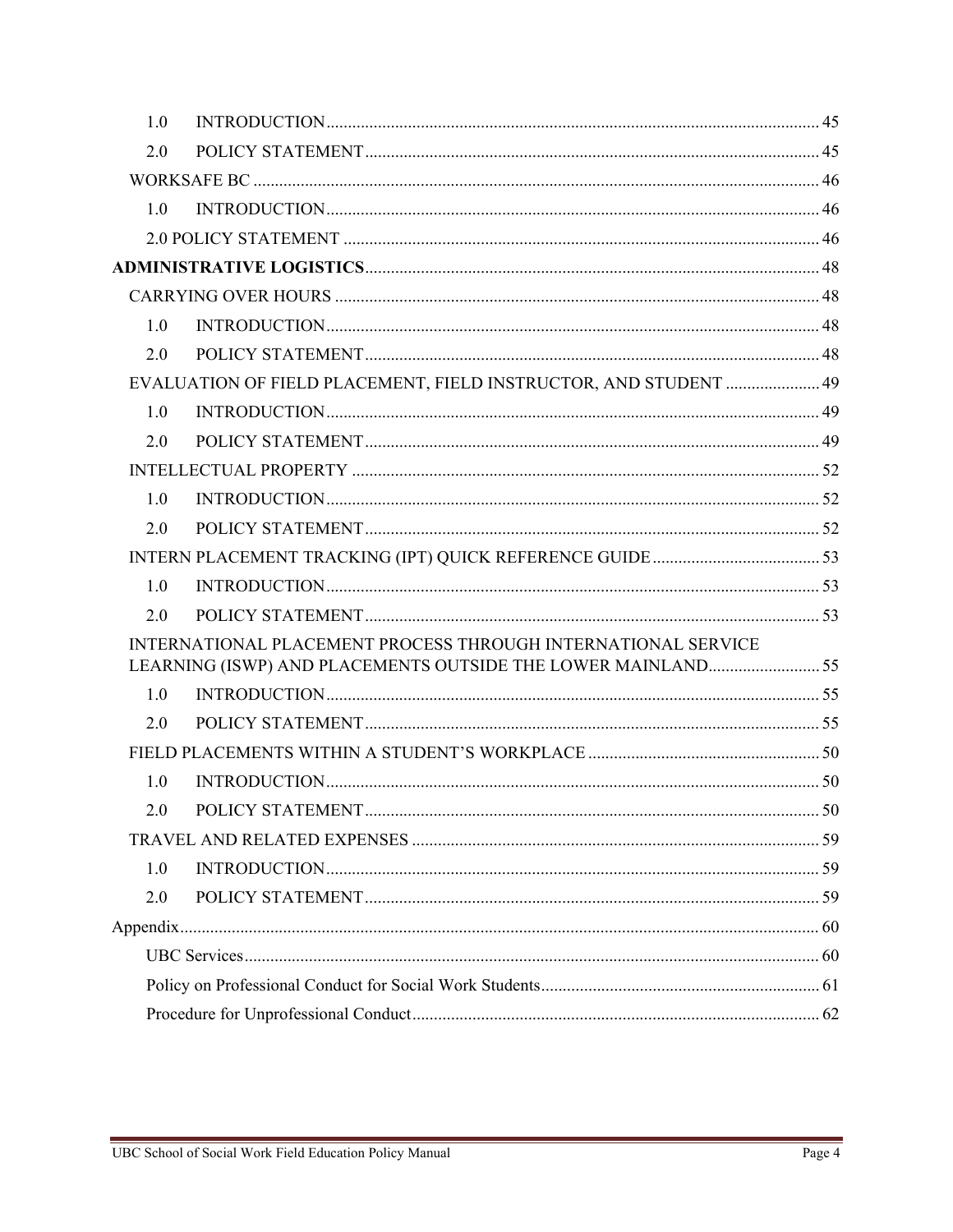1.0 INTRODUCTION .................................................................................................. 45

2.0 POLICY STATEMENT ........................................................................................ 45

WORKSAFE BC .......................................................................................................... 46

1.0 INTRODUCTION .................................................................................................. 46

2.0 POLICY STATEMENT ............................................................................................ 46

**ADMINISTRATIVE LOGISTICS** ............................................................................... 48

CARRYING OVER HOURS .......................................................................................... 48

1.0 INTRODUCTION .................................................................................................. 48

2.0 POLICY STATEMENT ........................................................................................ 48

EVALUATION OF FIELD PLACEMENT, FIELD INSTRUCTOR, AND STUDENT ..................... 49

1.0 INTRODUCTION .................................................................................................. 49

2.0 POLICY STATEMENT ........................................................................................ 49

INTELLECTUAL PROPERTY ....................................................................................... 52

1.0 INTRODUCTION .................................................................................................. 52

2.0 POLICY STATEMENT ........................................................................................ 52

INTERN PLACEMENT TRACKING (IPT) QUICK REFERENCE GUIDE ................................ 53

1.0 INTRODUCTION .................................................................................................. 53

2.0 POLICY STATEMENT ........................................................................................ 53

INTERNATIONAL PLACEMENT PROCESS THROUGH INTERNATIONAL SERVICE LEARNING (ISWP) AND PLACEMENTS OUTSIDE THE LOWER MAINLAND ......................... 55

1.0 INTRODUCTION .................................................................................................. 55

2.0 POLICY STATEMENT ........................................................................................ 55

FIELD PLACEMENTS WITHIN A STUDENT'S WORKPLACE ............................................ 50

1.0 INTRODUCTION .................................................................................................. 50

2.0 POLICY STATEMENT ........................................................................................ 50

TRAVEL AND RELATED EXPENSES ............................................................................ 59

1.0 INTRODUCTION .................................................................................................. 59

2.0 POLICY STATEMENT ........................................................................................ 59

Appendix ................................................................................................................... 60

UBC Services ............................................................................................................. 60

Policy on Professional Conduct for Social Work Students ............................................... 61

Procedure for Unprofessional Conduct ........................................................................ 62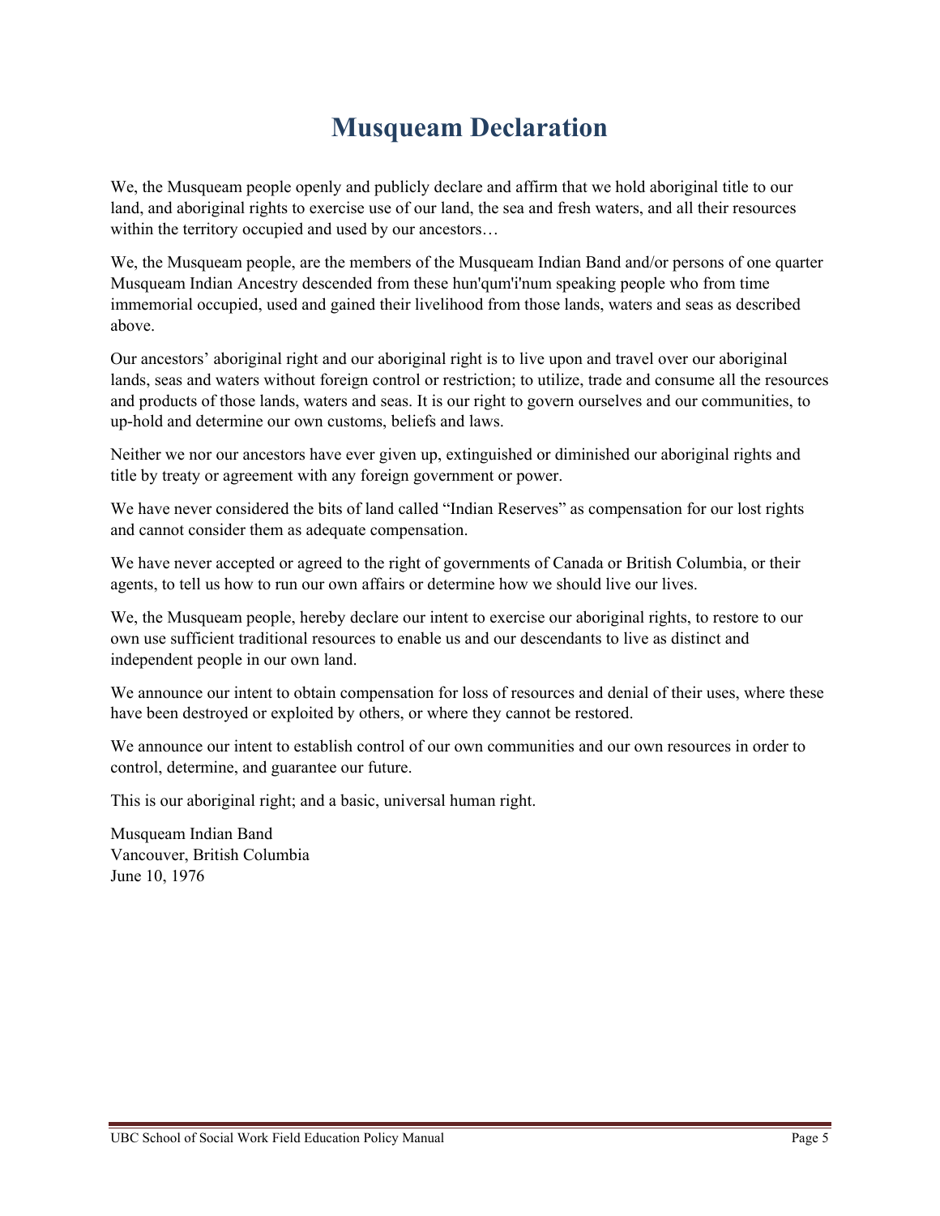# Musqueam Declaration

We, the Musqueam people openly and publicly declare and affirm that we hold aboriginal title to our land, and aboriginal rights to exercise use of our land, the sea and fresh waters, and all their resources within the territory occupied and used by our ancestors…

We, the Musqueam people, are the members of the Musqueam Indian Band and/or persons of one quarter Musqueam Indian Ancestry descended from these hun'qum'i'num speaking people who from time immemorial occupied, used and gained their livelihood from those lands, waters and seas as described above.

Our ancestors' aboriginal right and our aboriginal right is to live upon and travel over our aboriginal lands, seas and waters without foreign control or restriction; to utilize, trade and consume all the resources and products of those lands, waters and seas. It is our right to govern ourselves and our communities, to up-hold and determine our own customs, beliefs and laws.

Neither we nor our ancestors have ever given up, extinguished or diminished our aboriginal rights and title by treaty or agreement with any foreign government or power.

We have never considered the bits of land called "Indian Reserves" as compensation for our lost rights and cannot consider them as adequate compensation.

We have never accepted or agreed to the right of governments of Canada or British Columbia, or their agents, to tell us how to run our own affairs or determine how we should live our lives.

We, the Musqueam people, hereby declare our intent to exercise our aboriginal rights, to restore to our own use sufficient traditional resources to enable us and our descendants to live as distinct and independent people in our own land.

We announce our intent to obtain compensation for loss of resources and denial of their uses, where these have been destroyed or exploited by others, or where they cannot be restored.

We announce our intent to establish control of our own communities and our own resources in order to control, determine, and guarantee our future.

This is our aboriginal right; and a basic, universal human right.

Musqueam Indian Band
Vancouver, British Columbia
June 10, 1976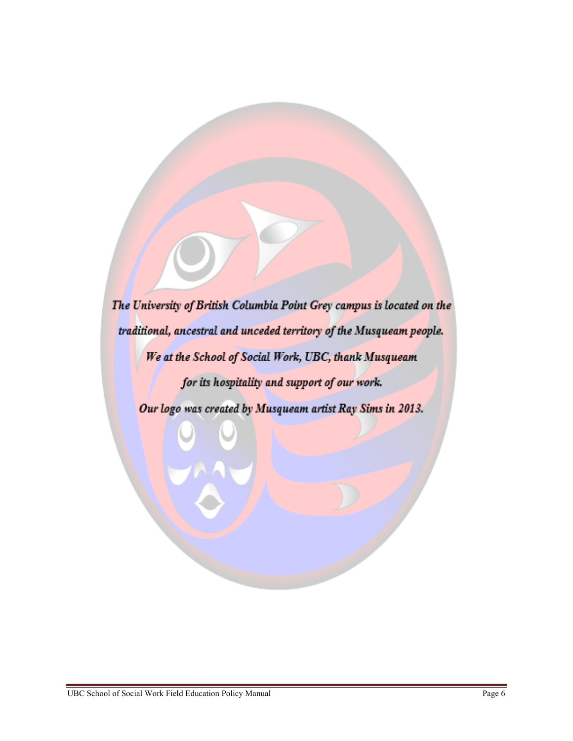*The University of British Columbia Point Grey campus is located on the traditional, ancestral and unceded territory of the Musqueam people.*

*We at the School of Social Work, UBC, thank Musqueam for its hospitality and support of our work.*

*Our logo was created by Musqueam artist Ray Sims in 2013.*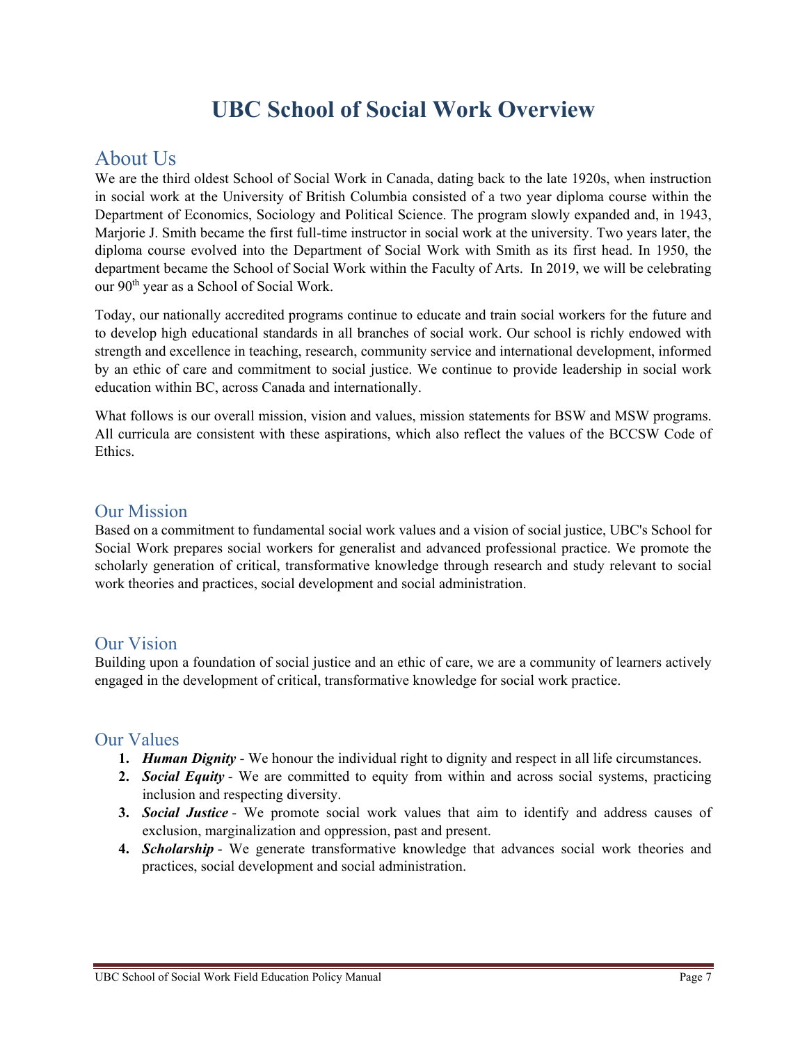# UBC School of Social Work Overview

## About Us

We are the third oldest School of Social Work in Canada, dating back to the late 1920s, when instruction in social work at the University of British Columbia consisted of a two year diploma course within the Department of Economics, Sociology and Political Science. The program slowly expanded and, in 1943, Marjorie J. Smith became the first full-time instructor in social work at the university. Two years later, the diploma course evolved into the Department of Social Work with Smith as its first head. In 1950, the department became the School of Social Work within the Faculty of Arts. In 2019, we will be celebrating our 90th year as a School of Social Work.

Today, our nationally accredited programs continue to educate and train social workers for the future and to develop high educational standards in all branches of social work. Our school is richly endowed with strength and excellence in teaching, research, community service and international development, informed by an ethic of care and commitment to social justice. We continue to provide leadership in social work education within BC, across Canada and internationally.

What follows is our overall mission, vision and values, mission statements for BSW and MSW programs. All curricula are consistent with these aspirations, which also reflect the values of the BCCSW Code of Ethics.

## Our Mission

Based on a commitment to fundamental social work values and a vision of social justice, UBC's School for Social Work prepares social workers for generalist and advanced professional practice. We promote the scholarly generation of critical, transformative knowledge through research and study relevant to social work theories and practices, social development and social administration.

## Our Vision

Building upon a foundation of social justice and an ethic of care, we are a community of learners actively engaged in the development of critical, transformative knowledge for social work practice.

## Our Values

1. ***Human Dignity*** - We honour the individual right to dignity and respect in all life circumstances.
2. ***Social Equity*** - We are committed to equity from within and across social systems, practicing inclusion and respecting diversity.
3. ***Social Justice*** - We promote social work values that aim to identify and address causes of exclusion, marginalization and oppression, past and present.
4. ***Scholarship*** - We generate transformative knowledge that advances social work theories and practices, social development and social administration.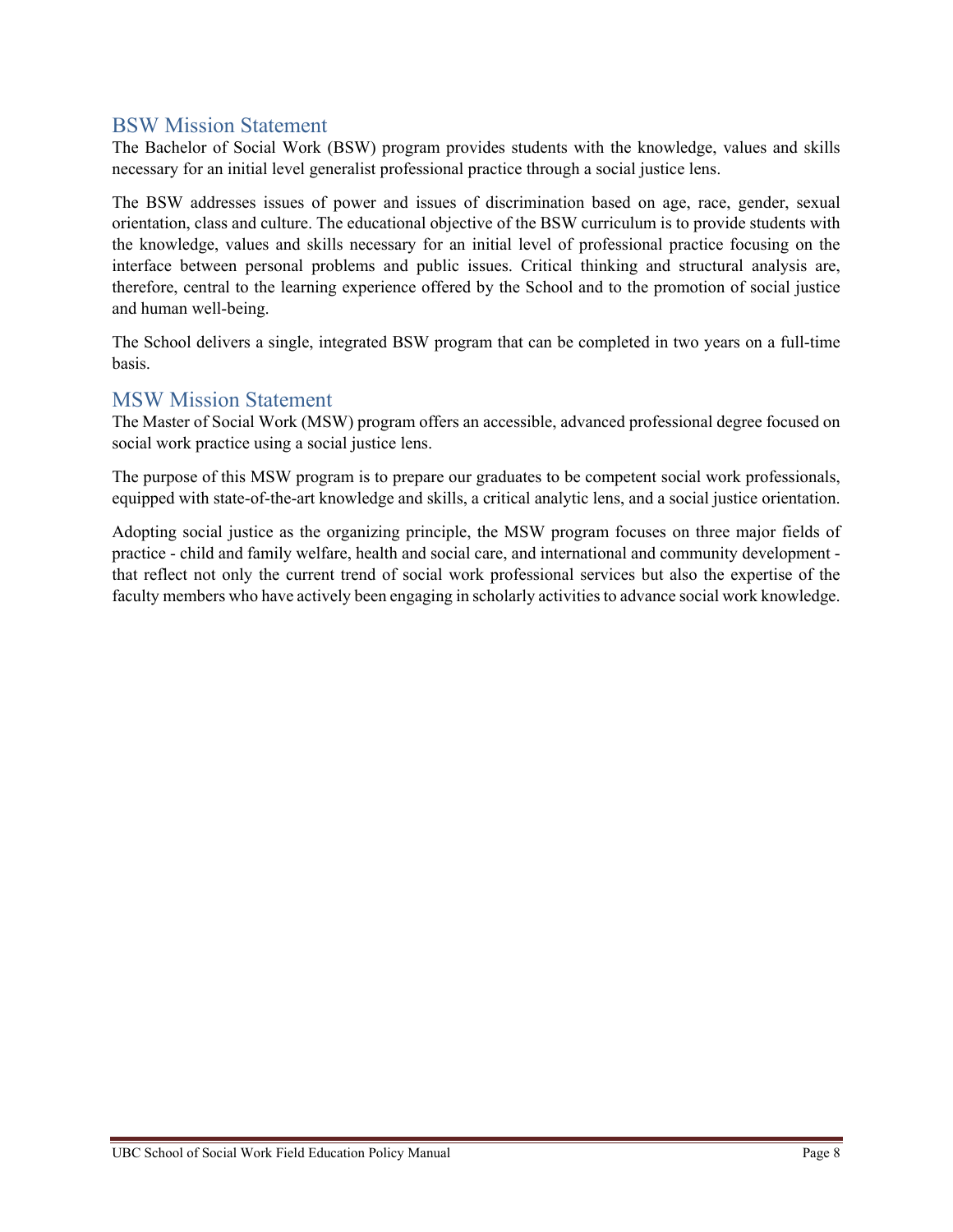## BSW Mission Statement

The Bachelor of Social Work (BSW) program provides students with the knowledge, values and skills necessary for an initial level generalist professional practice through a social justice lens.

The BSW addresses issues of power and issues of discrimination based on age, race, gender, sexual orientation, class and culture. The educational objective of the BSW curriculum is to provide students with the knowledge, values and skills necessary for an initial level of professional practice focusing on the interface between personal problems and public issues. Critical thinking and structural analysis are, therefore, central to the learning experience offered by the School and to the promotion of social justice and human well-being.

The School delivers a single, integrated BSW program that can be completed in two years on a full-time basis.

## MSW Mission Statement

The Master of Social Work (MSW) program offers an accessible, advanced professional degree focused on social work practice using a social justice lens.

The purpose of this MSW program is to prepare our graduates to be competent social work professionals, equipped with state-of-the-art knowledge and skills, a critical analytic lens, and a social justice orientation.

Adopting social justice as the organizing principle, the MSW program focuses on three major fields of practice - child and family welfare, health and social care, and international and community development - that reflect not only the current trend of social work professional services but also the expertise of the faculty members who have actively been engaging in scholarly activities to advance social work knowledge.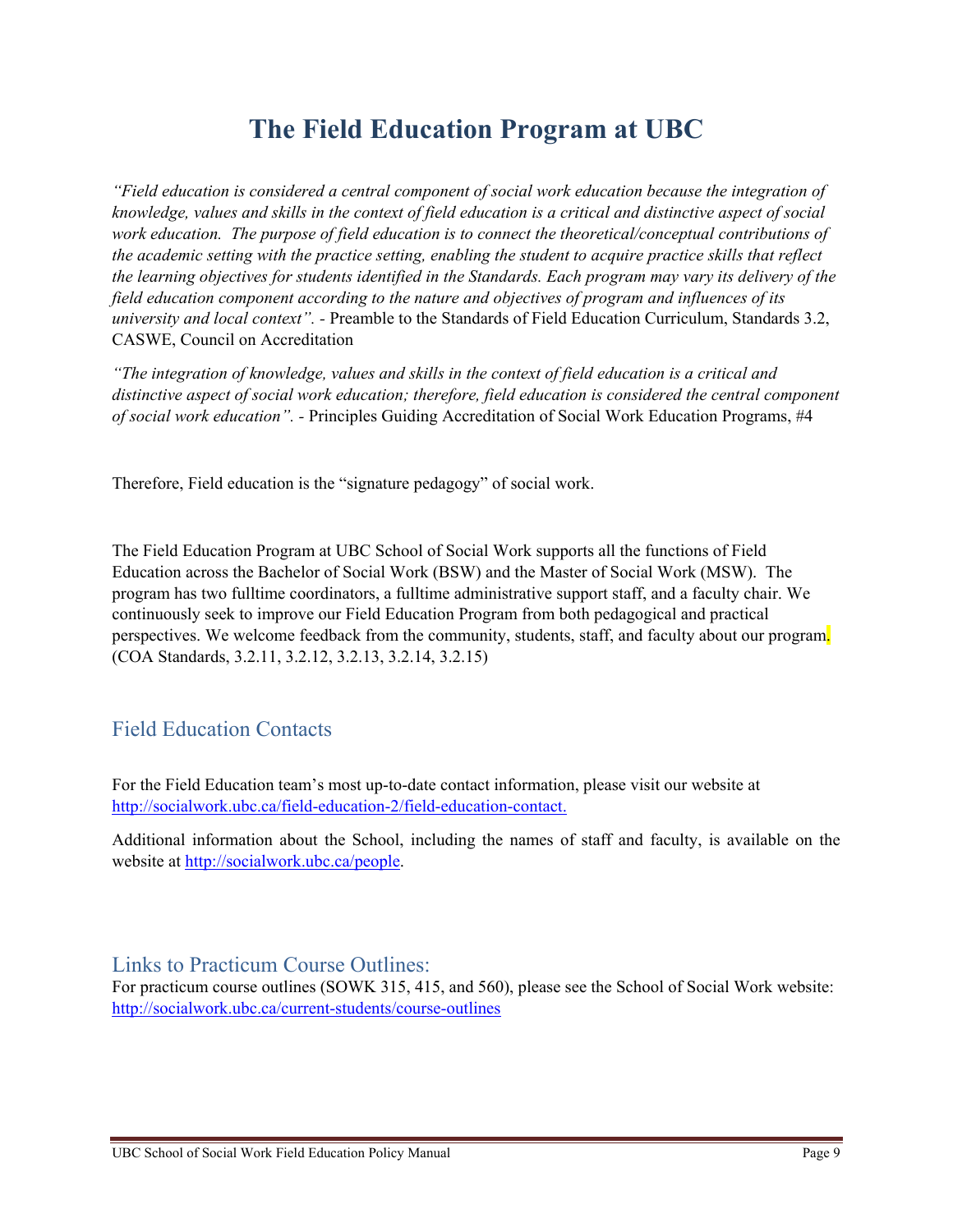# The Field Education Program at UBC

*"Field education is considered a central component of social work education because the integration of knowledge, values and skills in the context of field education is a critical and distinctive aspect of social work education. The purpose of field education is to connect the theoretical/conceptual contributions of the academic setting with the practice setting, enabling the student to acquire practice skills that reflect the learning objectives for students identified in the Standards. Each program may vary its delivery of the field education component according to the nature and objectives of program and influences of its university and local context".* - Preamble to the Standards of Field Education Curriculum, Standards 3.2, CASWE, Council on Accreditation

*"The integration of knowledge, values and skills in the context of field education is a critical and distinctive aspect of social work education; therefore, field education is considered the central component of social work education".* - Principles Guiding Accreditation of Social Work Education Programs, #4

Therefore, Field education is the "signature pedagogy" of social work.

The Field Education Program at UBC School of Social Work supports all the functions of Field Education across the Bachelor of Social Work (BSW) and the Master of Social Work (MSW). The program has two fulltime coordinators, a fulltime administrative support staff, and a faculty chair. We continuously seek to improve our Field Education Program from both pedagogical and practical perspectives. We welcome feedback from the community, students, staff, and faculty about our program. (COA Standards, 3.2.11, 3.2.12, 3.2.13, 3.2.14, 3.2.15)

## Field Education Contacts

For the Field Education team's most up-to-date contact information, please visit our website at [http://socialwork.ubc.ca/field-education-2/field-education-contact.](http://socialwork.ubc.ca/field-education-2/field-education-contact)

Additional information about the School, including the names of staff and faculty, is available on the website at [http://socialwork.ubc.ca/people](http://socialwork.ubc.ca/people).

## Links to Practicum Course Outlines:

For practicum course outlines (SOWK 315, 415, and 560), please see the School of Social Work website: [http://socialwork.ubc.ca/current-students/course-outlines](http://socialwork.ubc.ca/current-students/course-outlines)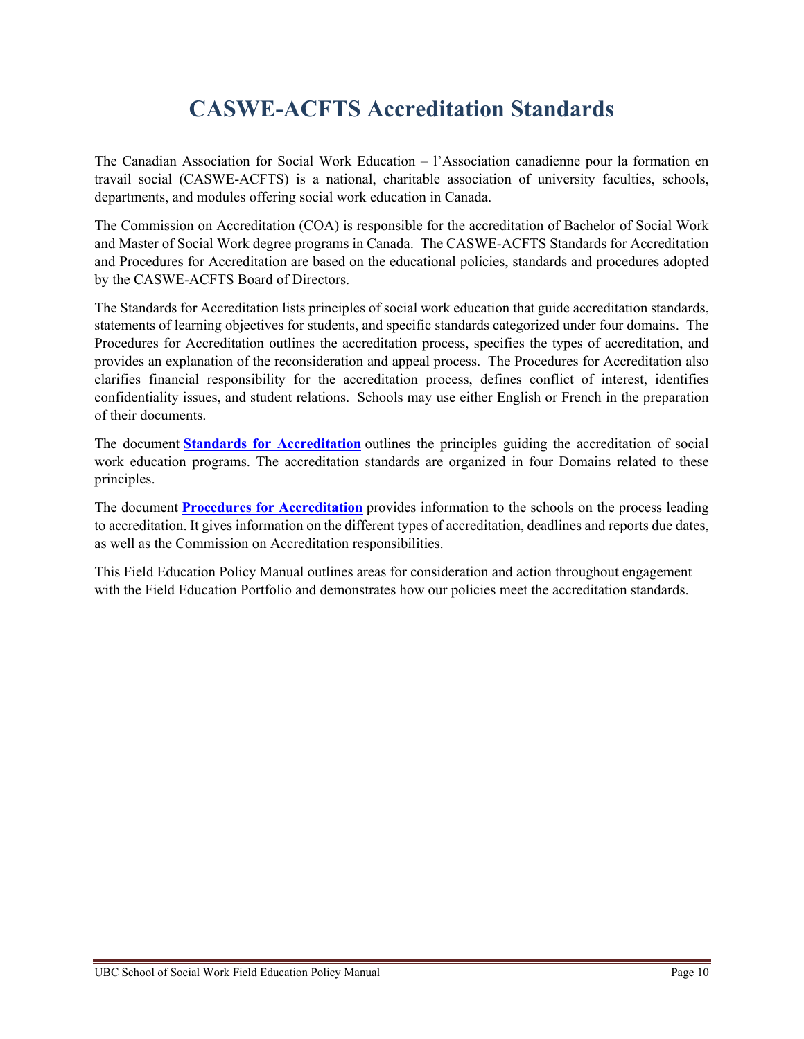# CASWE-ACFTS Accreditation Standards

The Canadian Association for Social Work Education – l'Association canadienne pour la formation en travail social (CASWE-ACFTS) is a national, charitable association of university faculties, schools, departments, and modules offering social work education in Canada.

The Commission on Accreditation (COA) is responsible for the accreditation of Bachelor of Social Work and Master of Social Work degree programs in Canada. The CASWE-ACFTS Standards for Accreditation and Procedures for Accreditation are based on the educational policies, standards and procedures adopted by the CASWE-ACFTS Board of Directors.

The Standards for Accreditation lists principles of social work education that guide accreditation standards, statements of learning objectives for students, and specific standards categorized under four domains. The Procedures for Accreditation outlines the accreditation process, specifies the types of accreditation, and provides an explanation of the reconsideration and appeal process. The Procedures for Accreditation also clarifies financial responsibility for the accreditation process, defines conflict of interest, identifies confidentiality issues, and student relations. Schools may use either English or French in the preparation of their documents.

The document **Standards for Accreditation** outlines the principles guiding the accreditation of social work education programs. The accreditation standards are organized in four Domains related to these principles.

The document **Procedures for Accreditation** provides information to the schools on the process leading to accreditation. It gives information on the different types of accreditation, deadlines and reports due dates, as well as the Commission on Accreditation responsibilities.

This Field Education Policy Manual outlines areas for consideration and action throughout engagement with the Field Education Portfolio and demonstrates how our policies meet the accreditation standards.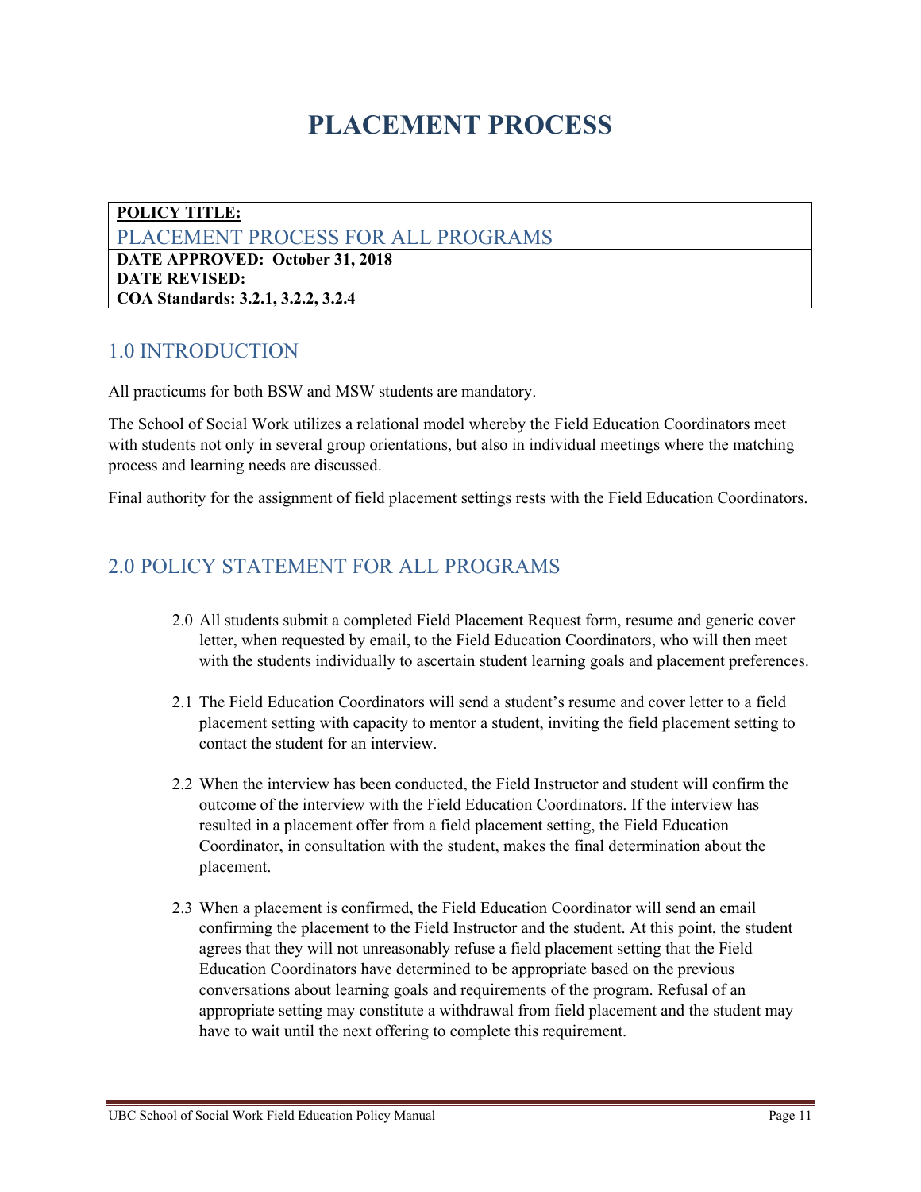# PLACEMENT PROCESS

| **POLICY TITLE:** |
|---|
| PLACEMENT PROCESS FOR ALL PROGRAMS |
| **DATE APPROVED: October 31, 2018** <br> **DATE REVISED:** |
| **COA Standards: 3.2.1, 3.2.2, 3.2.4** |

## 1.0 INTRODUCTION

All practicums for both BSW and MSW students are mandatory.

The School of Social Work utilizes a relational model whereby the Field Education Coordinators meet with students not only in several group orientations, but also in individual meetings where the matching process and learning needs are discussed.

Final authority for the assignment of field placement settings rests with the Field Education Coordinators.

## 2.0 POLICY STATEMENT FOR ALL PROGRAMS

2.0 All students submit a completed Field Placement Request form, resume and generic cover letter, when requested by email, to the Field Education Coordinators, who will then meet with the students individually to ascertain student learning goals and placement preferences.

2.1 The Field Education Coordinators will send a student's resume and cover letter to a field placement setting with capacity to mentor a student, inviting the field placement setting to contact the student for an interview.

2.2 When the interview has been conducted, the Field Instructor and student will confirm the outcome of the interview with the Field Education Coordinators. If the interview has resulted in a placement offer from a field placement setting, the Field Education Coordinator, in consultation with the student, makes the final determination about the placement.

2.3 When a placement is confirmed, the Field Education Coordinator will send an email confirming the placement to the Field Instructor and the student. At this point, the student agrees that they will not unreasonably refuse a field placement setting that the Field Education Coordinators have determined to be appropriate based on the previous conversations about learning goals and requirements of the program. Refusal of an appropriate setting may constitute a withdrawal from field placement and the student may have to wait until the next offering to complete this requirement.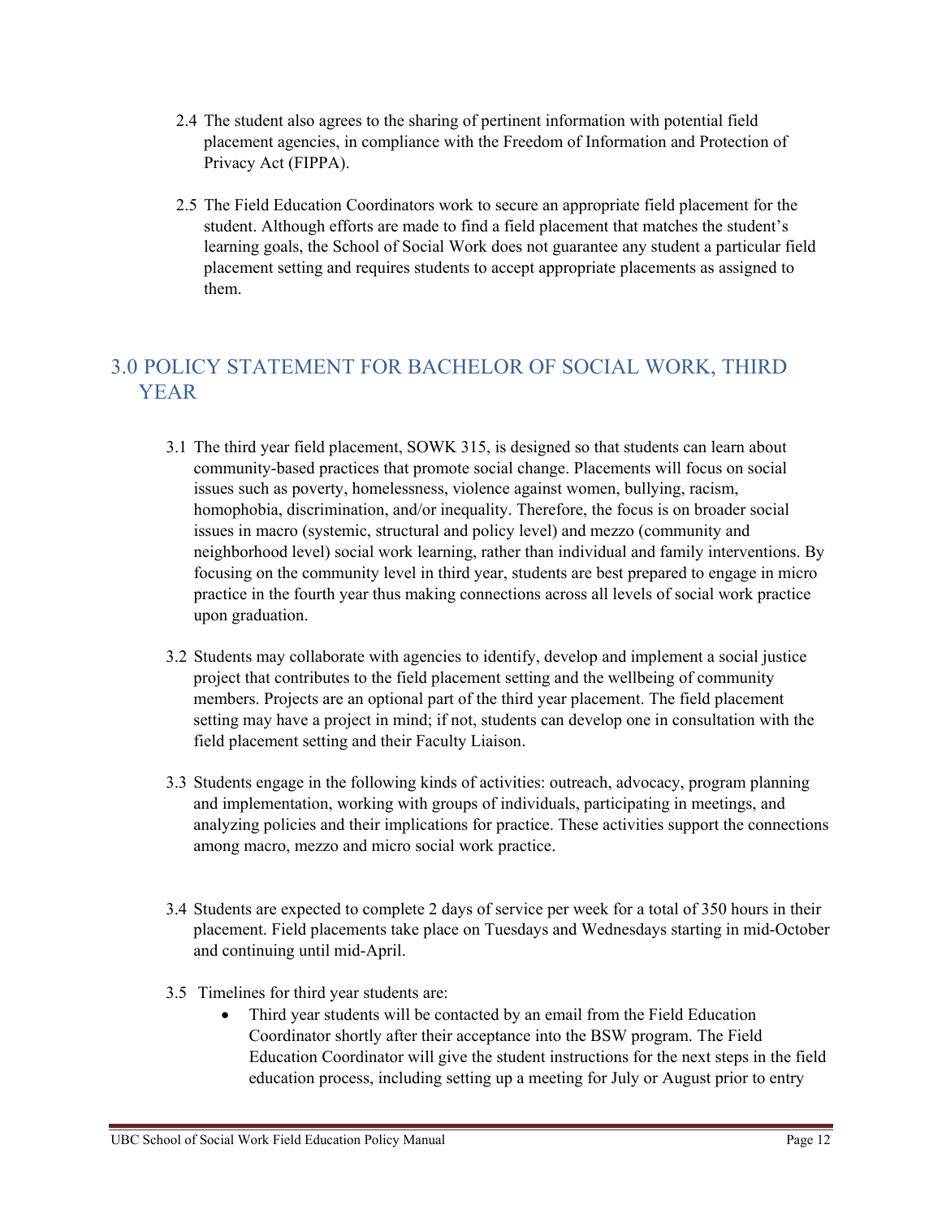2.4 The student also agrees to the sharing of pertinent information with potential field placement agencies, in compliance with the Freedom of Information and Protection of Privacy Act (FIPPA).

2.5 The Field Education Coordinators work to secure an appropriate field placement for the student. Although efforts are made to find a field placement that matches the student's learning goals, the School of Social Work does not guarantee any student a particular field placement setting and requires students to accept appropriate placements as assigned to them.

## 3.0 POLICY STATEMENT FOR BACHELOR OF SOCIAL WORK, THIRD YEAR

3.1 The third year field placement, SOWK 315, is designed so that students can learn about community-based practices that promote social change. Placements will focus on social issues such as poverty, homelessness, violence against women, bullying, racism, homophobia, discrimination, and/or inequality. Therefore, the focus is on broader social issues in macro (systemic, structural and policy level) and mezzo (community and neighborhood level) social work learning, rather than individual and family interventions. By focusing on the community level in third year, students are best prepared to engage in micro practice in the fourth year thus making connections across all levels of social work practice upon graduation.

3.2 Students may collaborate with agencies to identify, develop and implement a social justice project that contributes to the field placement setting and the wellbeing of community members. Projects are an optional part of the third year placement. The field placement setting may have a project in mind; if not, students can develop one in consultation with the field placement setting and their Faculty Liaison.

3.3 Students engage in the following kinds of activities: outreach, advocacy, program planning and implementation, working with groups of individuals, participating in meetings, and analyzing policies and their implications for practice. These activities support the connections among macro, mezzo and micro social work practice.

3.4 Students are expected to complete 2 days of service per week for a total of 350 hours in their placement. Field placements take place on Tuesdays and Wednesdays starting in mid-October and continuing until mid-April.

3.5 Timelines for third year students are:

- Third year students will be contacted by an email from the Field Education Coordinator shortly after their acceptance into the BSW program. The Field Education Coordinator will give the student instructions for the next steps in the field education process, including setting up a meeting for July or August prior to entry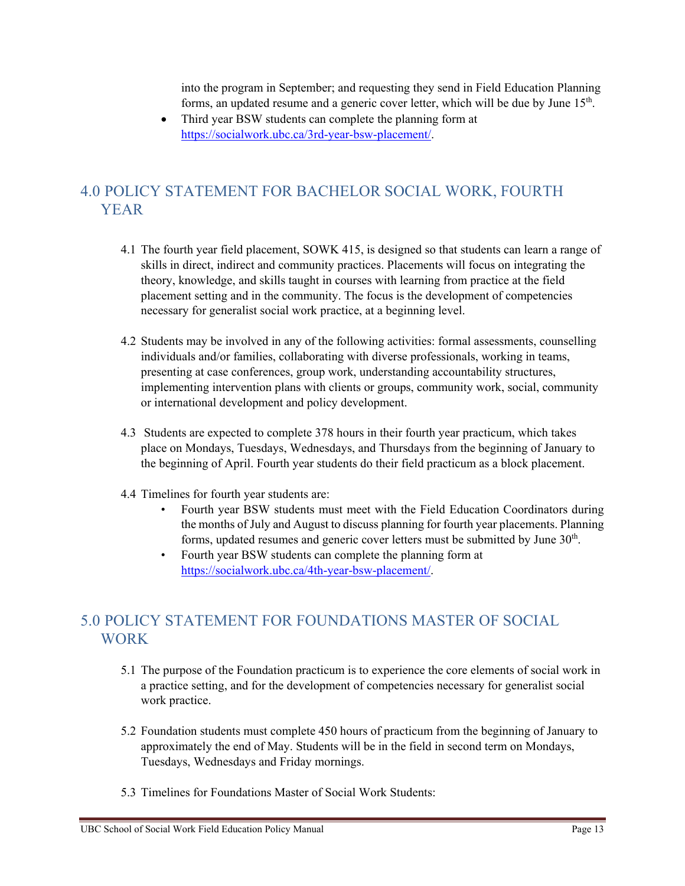into the program in September; and requesting they send in Field Education Planning forms, an updated resume and a generic cover letter, which will be due by June 15th.

- Third year BSW students can complete the planning form at https://socialwork.ubc.ca/3rd-year-bsw-placement/.

## 4.0 POLICY STATEMENT FOR BACHELOR SOCIAL WORK, FOURTH YEAR

4.1 The fourth year field placement, SOWK 415, is designed so that students can learn a range of skills in direct, indirect and community practices. Placements will focus on integrating the theory, knowledge, and skills taught in courses with learning from practice at the field placement setting and in the community. The focus is the development of competencies necessary for generalist social work practice, at a beginning level.

4.2 Students may be involved in any of the following activities: formal assessments, counselling individuals and/or families, collaborating with diverse professionals, working in teams, presenting at case conferences, group work, understanding accountability structures, implementing intervention plans with clients or groups, community work, social, community or international development and policy development.

4.3 Students are expected to complete 378 hours in their fourth year practicum, which takes place on Mondays, Tuesdays, Wednesdays, and Thursdays from the beginning of January to the beginning of April. Fourth year students do their field practicum as a block placement.

4.4 Timelines for fourth year students are:

- Fourth year BSW students must meet with the Field Education Coordinators during the months of July and August to discuss planning for fourth year placements. Planning forms, updated resumes and generic cover letters must be submitted by June 30th.
- Fourth year BSW students can complete the planning form at https://socialwork.ubc.ca/4th-year-bsw-placement/.

## 5.0 POLICY STATEMENT FOR FOUNDATIONS MASTER OF SOCIAL WORK

5.1 The purpose of the Foundation practicum is to experience the core elements of social work in a practice setting, and for the development of competencies necessary for generalist social work practice.

5.2 Foundation students must complete 450 hours of practicum from the beginning of January to approximately the end of May. Students will be in the field in second term on Mondays, Tuesdays, Wednesdays and Friday mornings.

5.3 Timelines for Foundations Master of Social Work Students: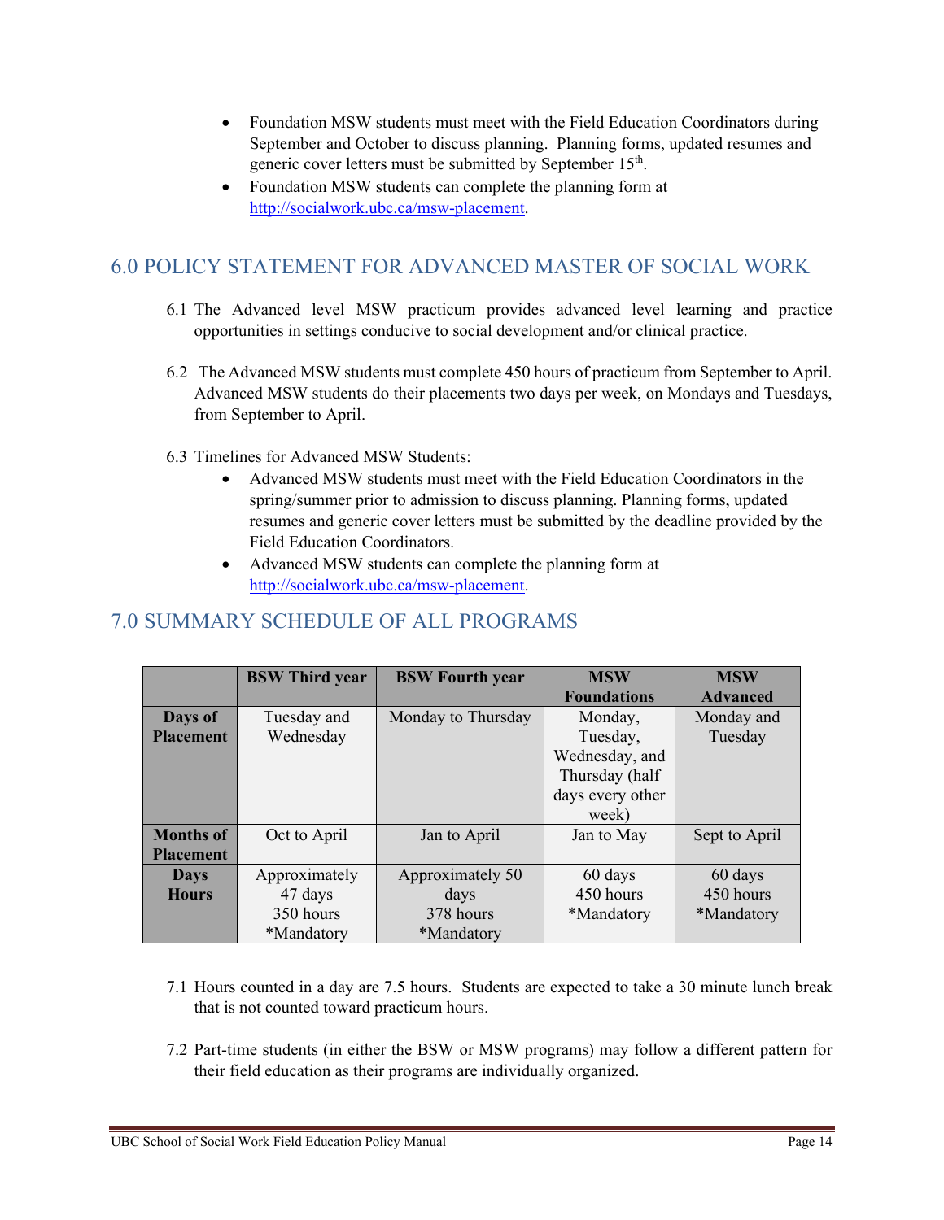- Foundation MSW students must meet with the Field Education Coordinators during September and October to discuss planning. Planning forms, updated resumes and generic cover letters must be submitted by September 15th.
- Foundation MSW students can complete the planning form at http://socialwork.ubc.ca/msw-placement.

## 6.0 POLICY STATEMENT FOR ADVANCED MASTER OF SOCIAL WORK

6.1 The Advanced level MSW practicum provides advanced level learning and practice opportunities in settings conducive to social development and/or clinical practice.

6.2 The Advanced MSW students must complete 450 hours of practicum from September to April. Advanced MSW students do their placements two days per week, on Mondays and Tuesdays, from September to April.

6.3 Timelines for Advanced MSW Students:

- Advanced MSW students must meet with the Field Education Coordinators in the spring/summer prior to admission to discuss planning. Planning forms, updated resumes and generic cover letters must be submitted by the deadline provided by the Field Education Coordinators.
- Advanced MSW students can complete the planning form at http://socialwork.ubc.ca/msw-placement.

## 7.0 SUMMARY SCHEDULE OF ALL PROGRAMS

| | **BSW Third year** | **BSW Fourth year** | **MSW Foundations** | **MSW Advanced** |
|---|---|---|---|---|
| **Days of Placement** | Tuesday and Wednesday | Monday to Thursday | Monday, Tuesday, Wednesday, and Thursday (half days every other week) | Monday and Tuesday |
| **Months of Placement** | Oct to April | Jan to April | Jan to May | Sept to April |
| **Days Hours** | Approximately 47 days 350 hours *Mandatory | Approximately 50 days 378 hours *Mandatory | 60 days 450 hours *Mandatory | 60 days 450 hours *Mandatory |

7.1 Hours counted in a day are 7.5 hours. Students are expected to take a 30 minute lunch break that is not counted toward practicum hours.

7.2 Part-time students (in either the BSW or MSW programs) may follow a different pattern for their field education as their programs are individually organized.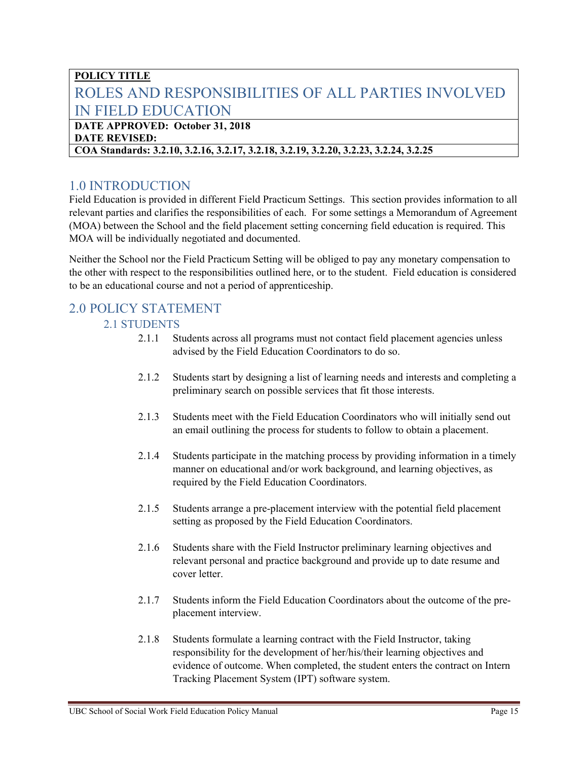**POLICY TITLE**

# ROLES AND RESPONSIBILITIES OF ALL PARTIES INVOLVED IN FIELD EDUCATION

**DATE APPROVED: October 31, 2018**
**DATE REVISED:**

**COA Standards: 3.2.10, 3.2.16, 3.2.17, 3.2.18, 3.2.19, 3.2.20, 3.2.23, 3.2.24, 3.2.25**

## 1.0 INTRODUCTION

Field Education is provided in different Field Practicum Settings. This section provides information to all relevant parties and clarifies the responsibilities of each. For some settings a Memorandum of Agreement (MOA) between the School and the field placement setting concerning field education is required. This MOA will be individually negotiated and documented.

Neither the School nor the Field Practicum Setting will be obliged to pay any monetary compensation to the other with respect to the responsibilities outlined here, or to the student. Field education is considered to be an educational course and not a period of apprenticeship.

## 2.0 POLICY STATEMENT

### 2.1 STUDENTS

2.1.1 Students across all programs must not contact field placement agencies unless advised by the Field Education Coordinators to do so.

2.1.2 Students start by designing a list of learning needs and interests and completing a preliminary search on possible services that fit those interests.

2.1.3 Students meet with the Field Education Coordinators who will initially send out an email outlining the process for students to follow to obtain a placement.

2.1.4 Students participate in the matching process by providing information in a timely manner on educational and/or work background, and learning objectives, as required by the Field Education Coordinators.

2.1.5 Students arrange a pre-placement interview with the potential field placement setting as proposed by the Field Education Coordinators.

2.1.6 Students share with the Field Instructor preliminary learning objectives and relevant personal and practice background and provide up to date resume and cover letter.

2.1.7 Students inform the Field Education Coordinators about the outcome of the pre-placement interview.

2.1.8 Students formulate a learning contract with the Field Instructor, taking responsibility for the development of her/his/their learning objectives and evidence of outcome. When completed, the student enters the contract on Intern Tracking Placement System (IPT) software system.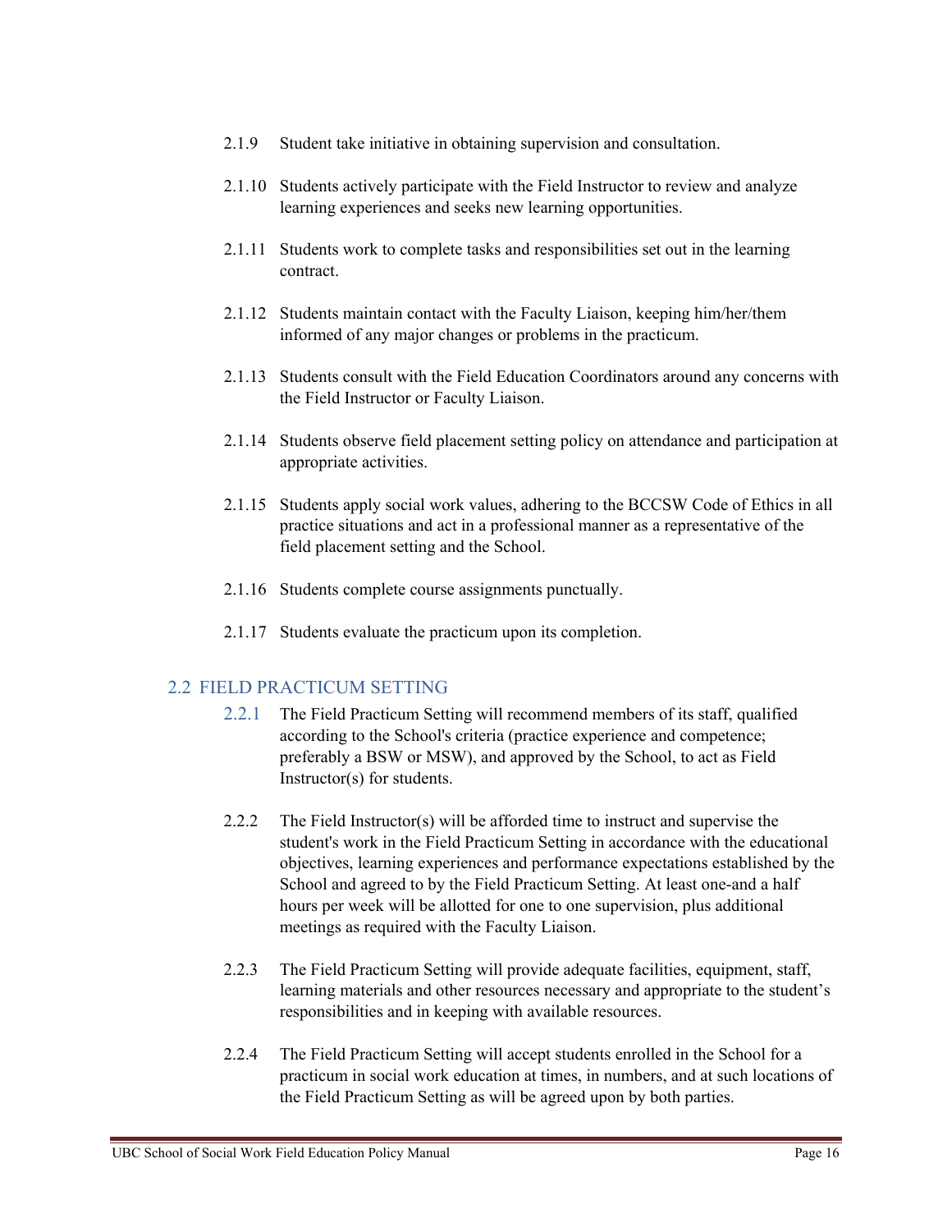2.1.9 Student take initiative in obtaining supervision and consultation.

2.1.10 Students actively participate with the Field Instructor to review and analyze learning experiences and seeks new learning opportunities.

2.1.11 Students work to complete tasks and responsibilities set out in the learning contract.

2.1.12 Students maintain contact with the Faculty Liaison, keeping him/her/them informed of any major changes or problems in the practicum.

2.1.13 Students consult with the Field Education Coordinators around any concerns with the Field Instructor or Faculty Liaison.

2.1.14 Students observe field placement setting policy on attendance and participation at appropriate activities.

2.1.15 Students apply social work values, adhering to the BCCSW Code of Ethics in all practice situations and act in a professional manner as a representative of the field placement setting and the School.

2.1.16 Students complete course assignments punctually.

2.1.17 Students evaluate the practicum upon its completion.

## 2.2 FIELD PRACTICUM SETTING

2.2.1 The Field Practicum Setting will recommend members of its staff, qualified according to the School's criteria (practice experience and competence; preferably a BSW or MSW), and approved by the School, to act as Field Instructor(s) for students.

2.2.2 The Field Instructor(s) will be afforded time to instruct and supervise the student's work in the Field Practicum Setting in accordance with the educational objectives, learning experiences and performance expectations established by the School and agreed to by the Field Practicum Setting. At least one-and a half hours per week will be allotted for one to one supervision, plus additional meetings as required with the Faculty Liaison.

2.2.3 The Field Practicum Setting will provide adequate facilities, equipment, staff, learning materials and other resources necessary and appropriate to the student's responsibilities and in keeping with available resources.

2.2.4 The Field Practicum Setting will accept students enrolled in the School for a practicum in social work education at times, in numbers, and at such locations of the Field Practicum Setting as will be agreed upon by both parties.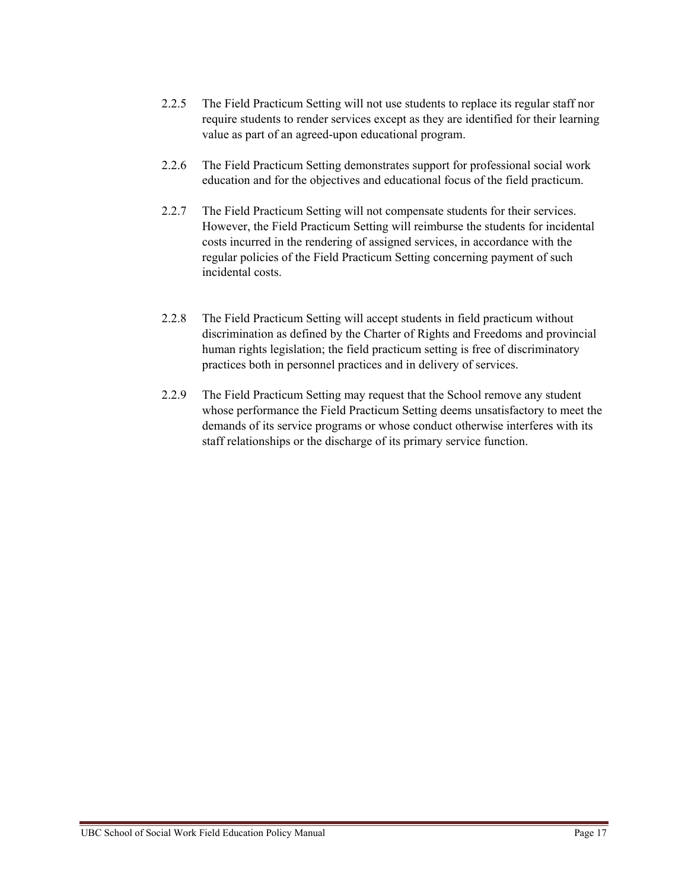2.2.5 The Field Practicum Setting will not use students to replace its regular staff nor require students to render services except as they are identified for their learning value as part of an agreed-upon educational program.

2.2.6 The Field Practicum Setting demonstrates support for professional social work education and for the objectives and educational focus of the field practicum.

2.2.7 The Field Practicum Setting will not compensate students for their services. However, the Field Practicum Setting will reimburse the students for incidental costs incurred in the rendering of assigned services, in accordance with the regular policies of the Field Practicum Setting concerning payment of such incidental costs.

2.2.8 The Field Practicum Setting will accept students in field practicum without discrimination as defined by the Charter of Rights and Freedoms and provincial human rights legislation; the field practicum setting is free of discriminatory practices both in personnel practices and in delivery of services.

2.2.9 The Field Practicum Setting may request that the School remove any student whose performance the Field Practicum Setting deems unsatisfactory to meet the demands of its service programs or whose conduct otherwise interferes with its staff relationships or the discharge of its primary service function.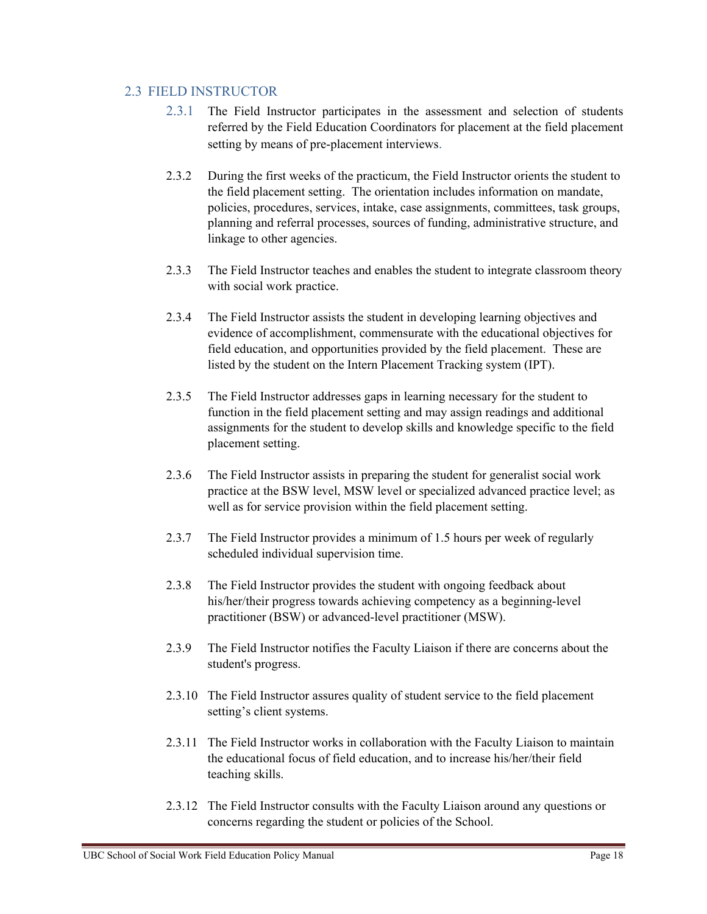## 2.3 FIELD INSTRUCTOR

2.3.1 The Field Instructor participates in the assessment and selection of students referred by the Field Education Coordinators for placement at the field placement setting by means of pre-placement interviews.

2.3.2 During the first weeks of the practicum, the Field Instructor orients the student to the field placement setting. The orientation includes information on mandate, policies, procedures, services, intake, case assignments, committees, task groups, planning and referral processes, sources of funding, administrative structure, and linkage to other agencies.

2.3.3 The Field Instructor teaches and enables the student to integrate classroom theory with social work practice.

2.3.4 The Field Instructor assists the student in developing learning objectives and evidence of accomplishment, commensurate with the educational objectives for field education, and opportunities provided by the field placement. These are listed by the student on the Intern Placement Tracking system (IPT).

2.3.5 The Field Instructor addresses gaps in learning necessary for the student to function in the field placement setting and may assign readings and additional assignments for the student to develop skills and knowledge specific to the field placement setting.

2.3.6 The Field Instructor assists in preparing the student for generalist social work practice at the BSW level, MSW level or specialized advanced practice level; as well as for service provision within the field placement setting.

2.3.7 The Field Instructor provides a minimum of 1.5 hours per week of regularly scheduled individual supervision time.

2.3.8 The Field Instructor provides the student with ongoing feedback about his/her/their progress towards achieving competency as a beginning-level practitioner (BSW) or advanced-level practitioner (MSW).

2.3.9 The Field Instructor notifies the Faculty Liaison if there are concerns about the student's progress.

2.3.10 The Field Instructor assures quality of student service to the field placement setting's client systems.

2.3.11 The Field Instructor works in collaboration with the Faculty Liaison to maintain the educational focus of field education, and to increase his/her/their field teaching skills.

2.3.12 The Field Instructor consults with the Faculty Liaison around any questions or concerns regarding the student or policies of the School.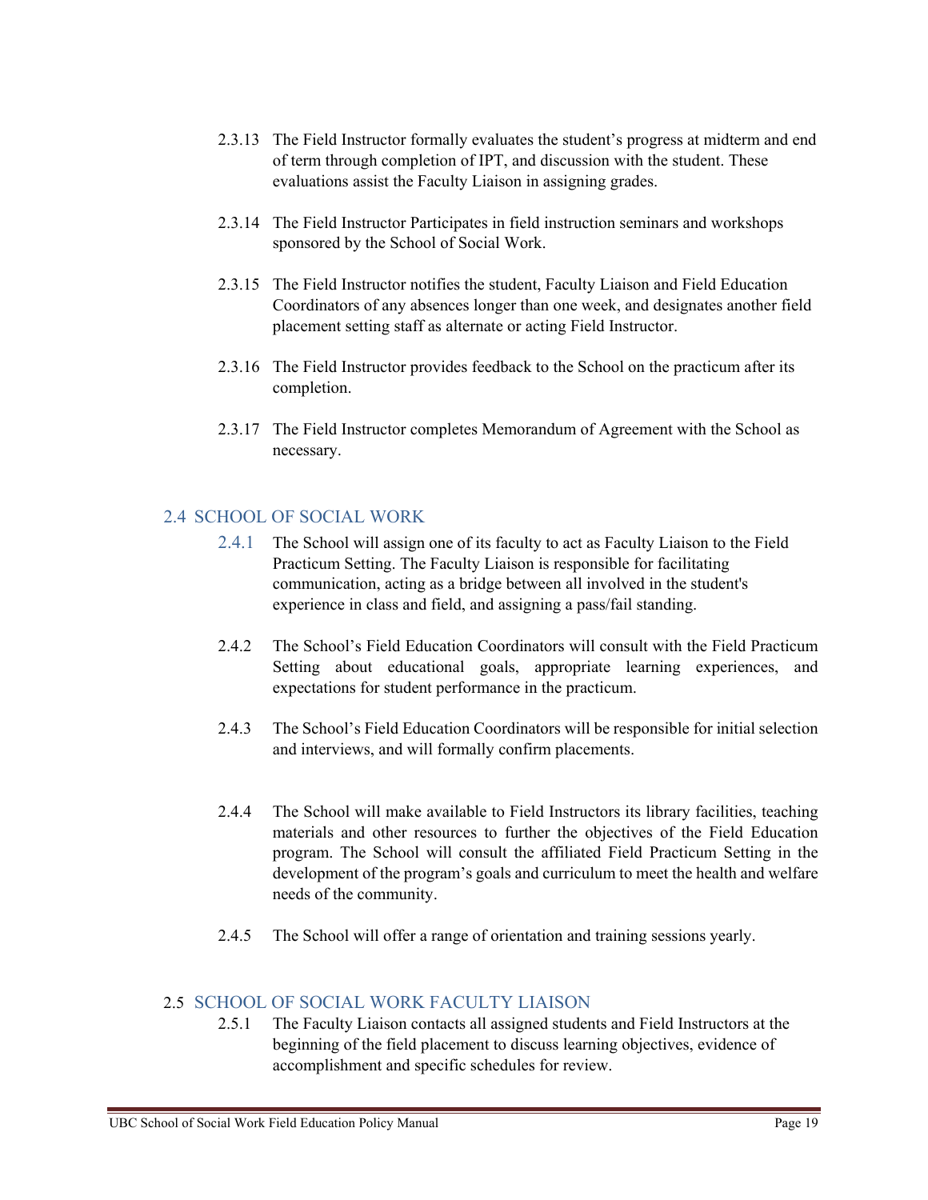2.3.13 The Field Instructor formally evaluates the student's progress at midterm and end of term through completion of IPT, and discussion with the student. These evaluations assist the Faculty Liaison in assigning grades.

2.3.14 The Field Instructor Participates in field instruction seminars and workshops sponsored by the School of Social Work.

2.3.15 The Field Instructor notifies the student, Faculty Liaison and Field Education Coordinators of any absences longer than one week, and designates another field placement setting staff as alternate or acting Field Instructor.

2.3.16 The Field Instructor provides feedback to the School on the practicum after its completion.

2.3.17 The Field Instructor completes Memorandum of Agreement with the School as necessary.

## 2.4 SCHOOL OF SOCIAL WORK

2.4.1 The School will assign one of its faculty to act as Faculty Liaison to the Field Practicum Setting. The Faculty Liaison is responsible for facilitating communication, acting as a bridge between all involved in the student's experience in class and field, and assigning a pass/fail standing.

2.4.2 The School's Field Education Coordinators will consult with the Field Practicum Setting about educational goals, appropriate learning experiences, and expectations for student performance in the practicum.

2.4.3 The School's Field Education Coordinators will be responsible for initial selection and interviews, and will formally confirm placements.

2.4.4 The School will make available to Field Instructors its library facilities, teaching materials and other resources to further the objectives of the Field Education program. The School will consult the affiliated Field Practicum Setting in the development of the program's goals and curriculum to meet the health and welfare needs of the community.

2.4.5 The School will offer a range of orientation and training sessions yearly.

## 2.5 SCHOOL OF SOCIAL WORK FACULTY LIAISON

2.5.1 The Faculty Liaison contacts all assigned students and Field Instructors at the beginning of the field placement to discuss learning objectives, evidence of accomplishment and specific schedules for review.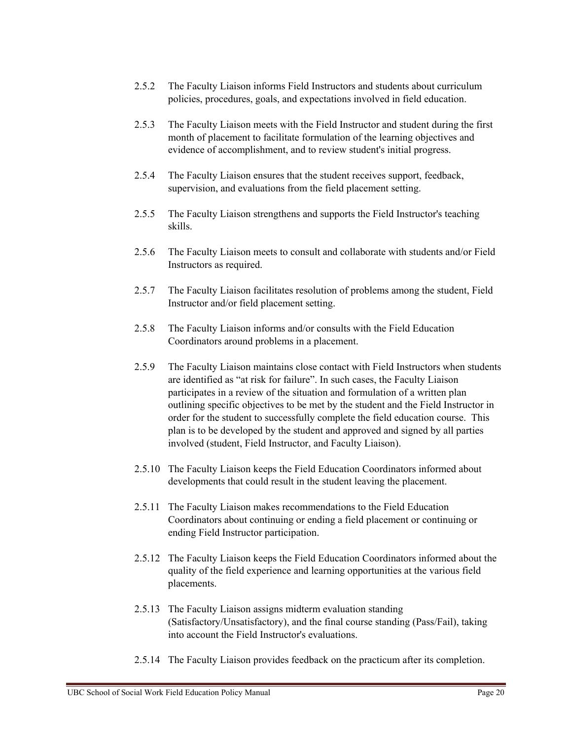2.5.2 The Faculty Liaison informs Field Instructors and students about curriculum policies, procedures, goals, and expectations involved in field education.

2.5.3 The Faculty Liaison meets with the Field Instructor and student during the first month of placement to facilitate formulation of the learning objectives and evidence of accomplishment, and to review student's initial progress.

2.5.4 The Faculty Liaison ensures that the student receives support, feedback, supervision, and evaluations from the field placement setting.

2.5.5 The Faculty Liaison strengthens and supports the Field Instructor's teaching skills.

2.5.6 The Faculty Liaison meets to consult and collaborate with students and/or Field Instructors as required.

2.5.7 The Faculty Liaison facilitates resolution of problems among the student, Field Instructor and/or field placement setting.

2.5.8 The Faculty Liaison informs and/or consults with the Field Education Coordinators around problems in a placement.

2.5.9 The Faculty Liaison maintains close contact with Field Instructors when students are identified as "at risk for failure". In such cases, the Faculty Liaison participates in a review of the situation and formulation of a written plan outlining specific objectives to be met by the student and the Field Instructor in order for the student to successfully complete the field education course. This plan is to be developed by the student and approved and signed by all parties involved (student, Field Instructor, and Faculty Liaison).

2.5.10 The Faculty Liaison keeps the Field Education Coordinators informed about developments that could result in the student leaving the placement.

2.5.11 The Faculty Liaison makes recommendations to the Field Education Coordinators about continuing or ending a field placement or continuing or ending Field Instructor participation.

2.5.12 The Faculty Liaison keeps the Field Education Coordinators informed about the quality of the field experience and learning opportunities at the various field placements.

2.5.13 The Faculty Liaison assigns midterm evaluation standing (Satisfactory/Unsatisfactory), and the final course standing (Pass/Fail), taking into account the Field Instructor's evaluations.

2.5.14 The Faculty Liaison provides feedback on the practicum after its completion.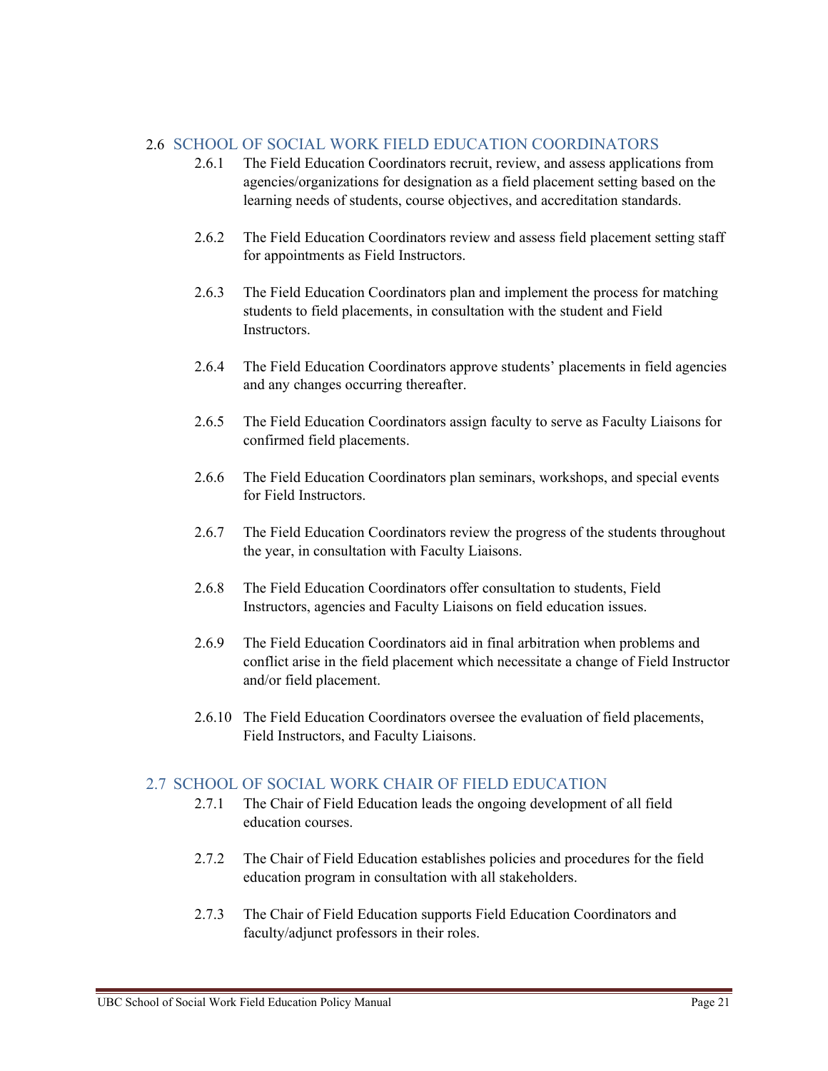## 2.6 SCHOOL OF SOCIAL WORK FIELD EDUCATION COORDINATORS

2.6.1 The Field Education Coordinators recruit, review, and assess applications from agencies/organizations for designation as a field placement setting based on the learning needs of students, course objectives, and accreditation standards.

2.6.2 The Field Education Coordinators review and assess field placement setting staff for appointments as Field Instructors.

2.6.3 The Field Education Coordinators plan and implement the process for matching students to field placements, in consultation with the student and Field Instructors.

2.6.4 The Field Education Coordinators approve students' placements in field agencies and any changes occurring thereafter.

2.6.5 The Field Education Coordinators assign faculty to serve as Faculty Liaisons for confirmed field placements.

2.6.6 The Field Education Coordinators plan seminars, workshops, and special events for Field Instructors.

2.6.7 The Field Education Coordinators review the progress of the students throughout the year, in consultation with Faculty Liaisons.

2.6.8 The Field Education Coordinators offer consultation to students, Field Instructors, agencies and Faculty Liaisons on field education issues.

2.6.9 The Field Education Coordinators aid in final arbitration when problems and conflict arise in the field placement which necessitate a change of Field Instructor and/or field placement.

2.6.10 The Field Education Coordinators oversee the evaluation of field placements, Field Instructors, and Faculty Liaisons.

## 2.7 SCHOOL OF SOCIAL WORK CHAIR OF FIELD EDUCATION

2.7.1 The Chair of Field Education leads the ongoing development of all field education courses.

2.7.2 The Chair of Field Education establishes policies and procedures for the field education program in consultation with all stakeholders.

2.7.3 The Chair of Field Education supports Field Education Coordinators and faculty/adjunct professors in their roles.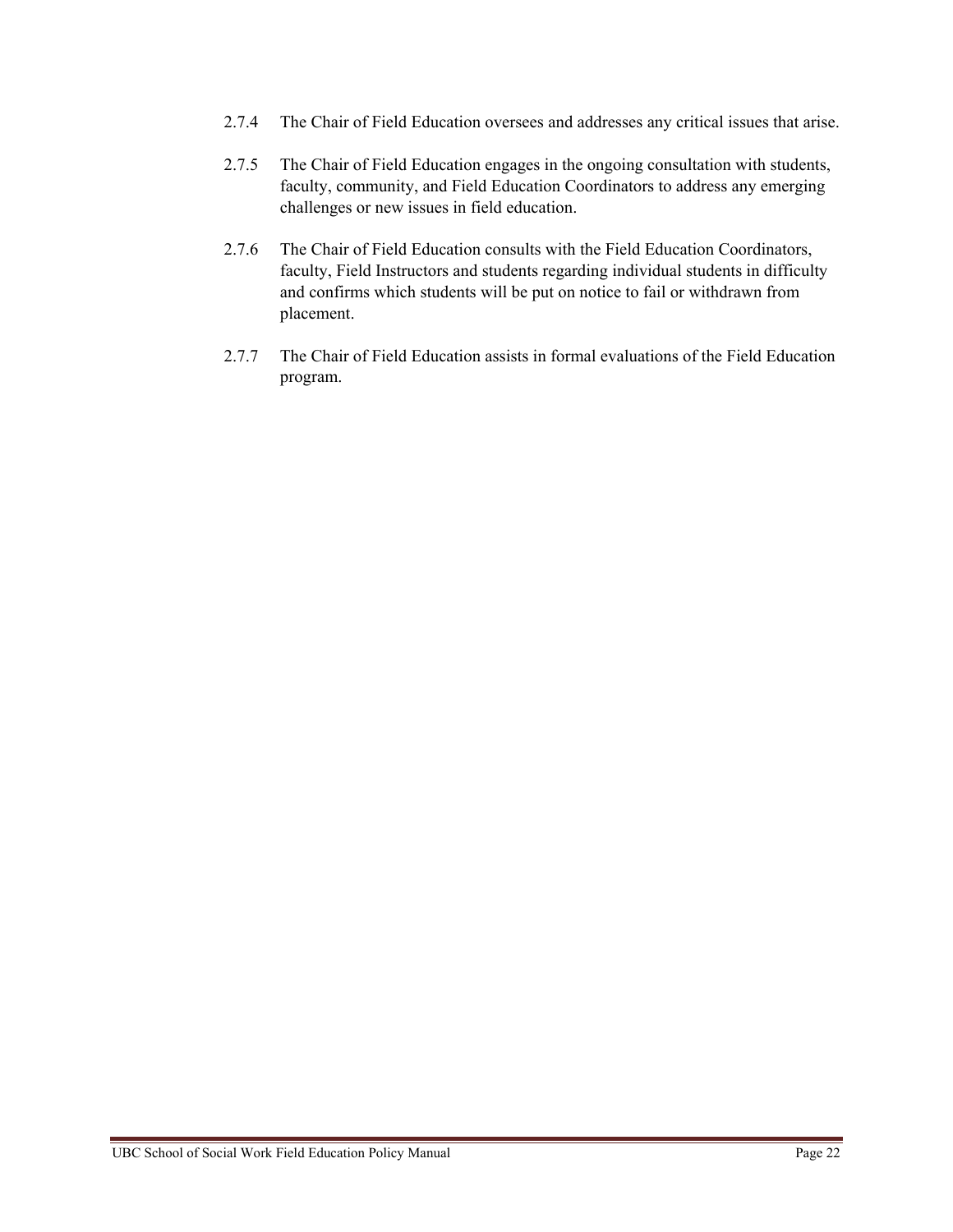2.7.4 The Chair of Field Education oversees and addresses any critical issues that arise.

2.7.5 The Chair of Field Education engages in the ongoing consultation with students, faculty, community, and Field Education Coordinators to address any emerging challenges or new issues in field education.

2.7.6 The Chair of Field Education consults with the Field Education Coordinators, faculty, Field Instructors and students regarding individual students in difficulty and confirms which students will be put on notice to fail or withdrawn from placement.

2.7.7 The Chair of Field Education assists in formal evaluations of the Field Education program.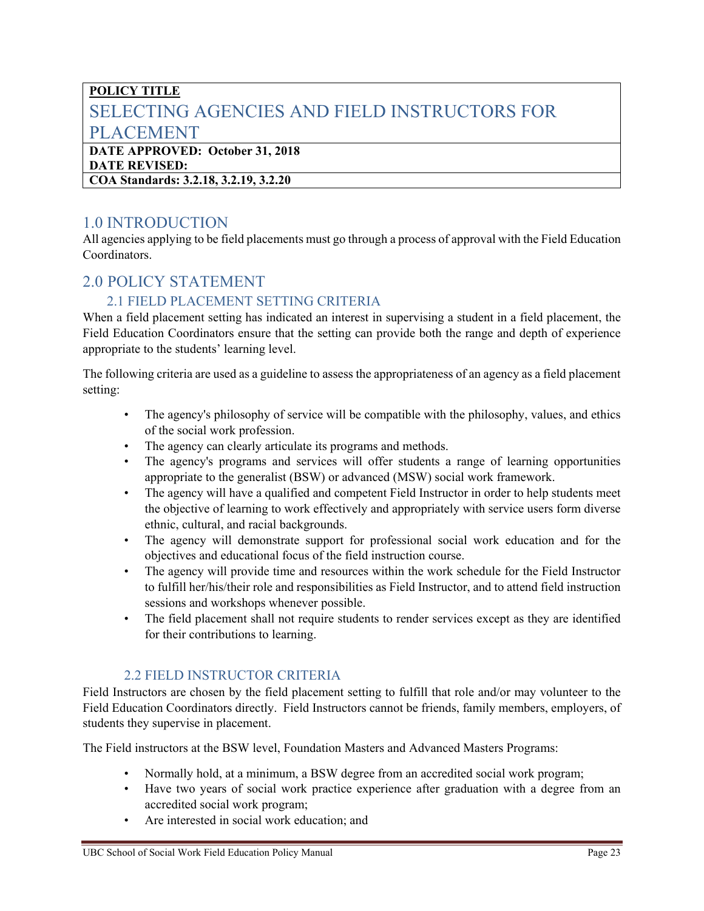**POLICY TITLE**

# SELECTING AGENCIES AND FIELD INSTRUCTORS FOR PLACEMENT

**DATE APPROVED: October 31, 2018**
**DATE REVISED:**
**COA Standards: 3.2.18, 3.2.19, 3.2.20**

## 1.0 INTRODUCTION

All agencies applying to be field placements must go through a process of approval with the Field Education Coordinators.

## 2.0 POLICY STATEMENT

### 2.1 FIELD PLACEMENT SETTING CRITERIA

When a field placement setting has indicated an interest in supervising a student in a field placement, the Field Education Coordinators ensure that the setting can provide both the range and depth of experience appropriate to the students' learning level.

The following criteria are used as a guideline to assess the appropriateness of an agency as a field placement setting:

- The agency's philosophy of service will be compatible with the philosophy, values, and ethics of the social work profession.
- The agency can clearly articulate its programs and methods.
- The agency's programs and services will offer students a range of learning opportunities appropriate to the generalist (BSW) or advanced (MSW) social work framework.
- The agency will have a qualified and competent Field Instructor in order to help students meet the objective of learning to work effectively and appropriately with service users form diverse ethnic, cultural, and racial backgrounds.
- The agency will demonstrate support for professional social work education and for the objectives and educational focus of the field instruction course.
- The agency will provide time and resources within the work schedule for the Field Instructor to fulfill her/his/their role and responsibilities as Field Instructor, and to attend field instruction sessions and workshops whenever possible.
- The field placement shall not require students to render services except as they are identified for their contributions to learning.

### 2.2 FIELD INSTRUCTOR CRITERIA

Field Instructors are chosen by the field placement setting to fulfill that role and/or may volunteer to the Field Education Coordinators directly. Field Instructors cannot be friends, family members, employers, of students they supervise in placement.

The Field instructors at the BSW level, Foundation Masters and Advanced Masters Programs:

- Normally hold, at a minimum, a BSW degree from an accredited social work program;
- Have two years of social work practice experience after graduation with a degree from an accredited social work program;
- Are interested in social work education; and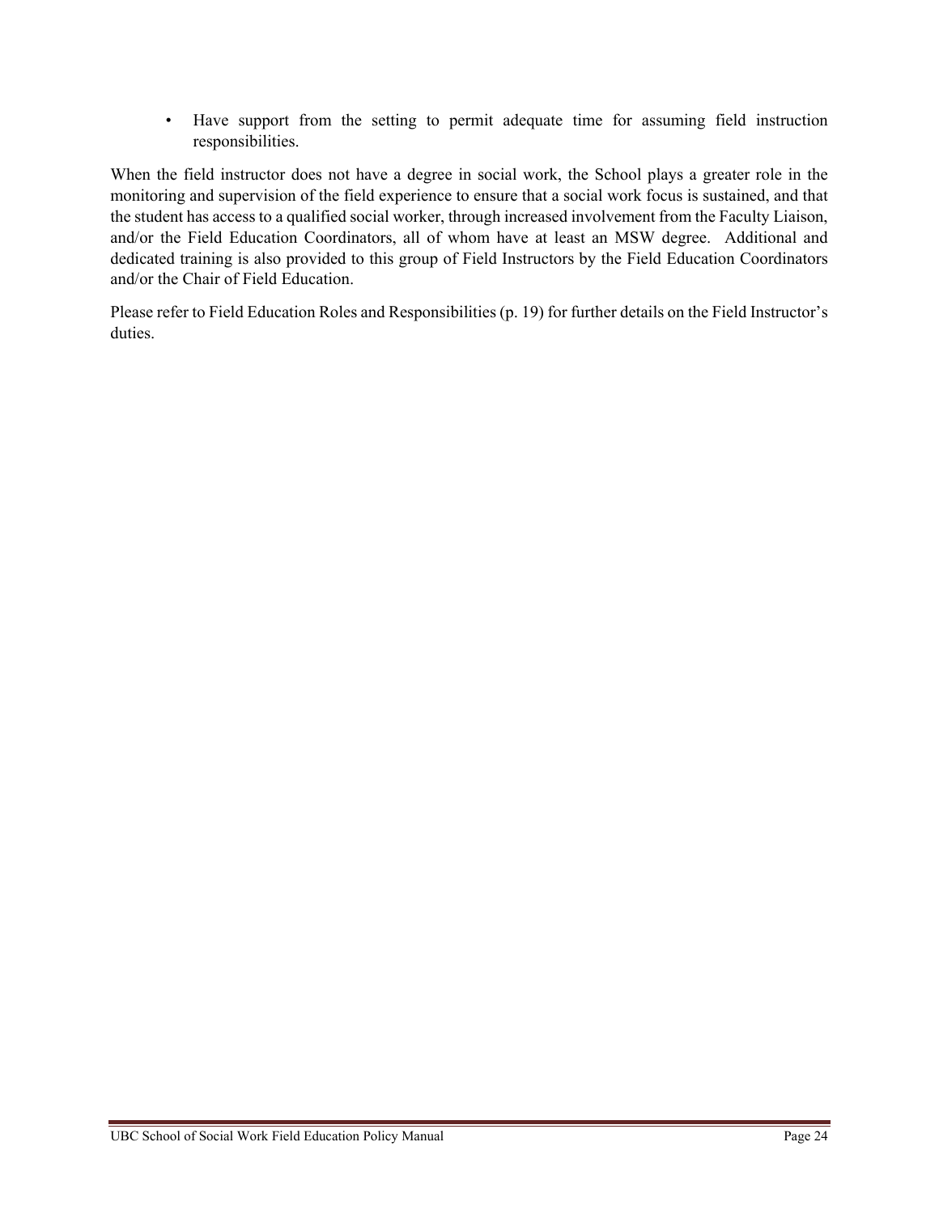- Have support from the setting to permit adequate time for assuming field instruction responsibilities.

When the field instructor does not have a degree in social work, the School plays a greater role in the monitoring and supervision of the field experience to ensure that a social work focus is sustained, and that the student has access to a qualified social worker, through increased involvement from the Faculty Liaison, and/or the Field Education Coordinators, all of whom have at least an MSW degree. Additional and dedicated training is also provided to this group of Field Instructors by the Field Education Coordinators and/or the Chair of Field Education.

Please refer to Field Education Roles and Responsibilities (p. 19) for further details on the Field Instructor's duties.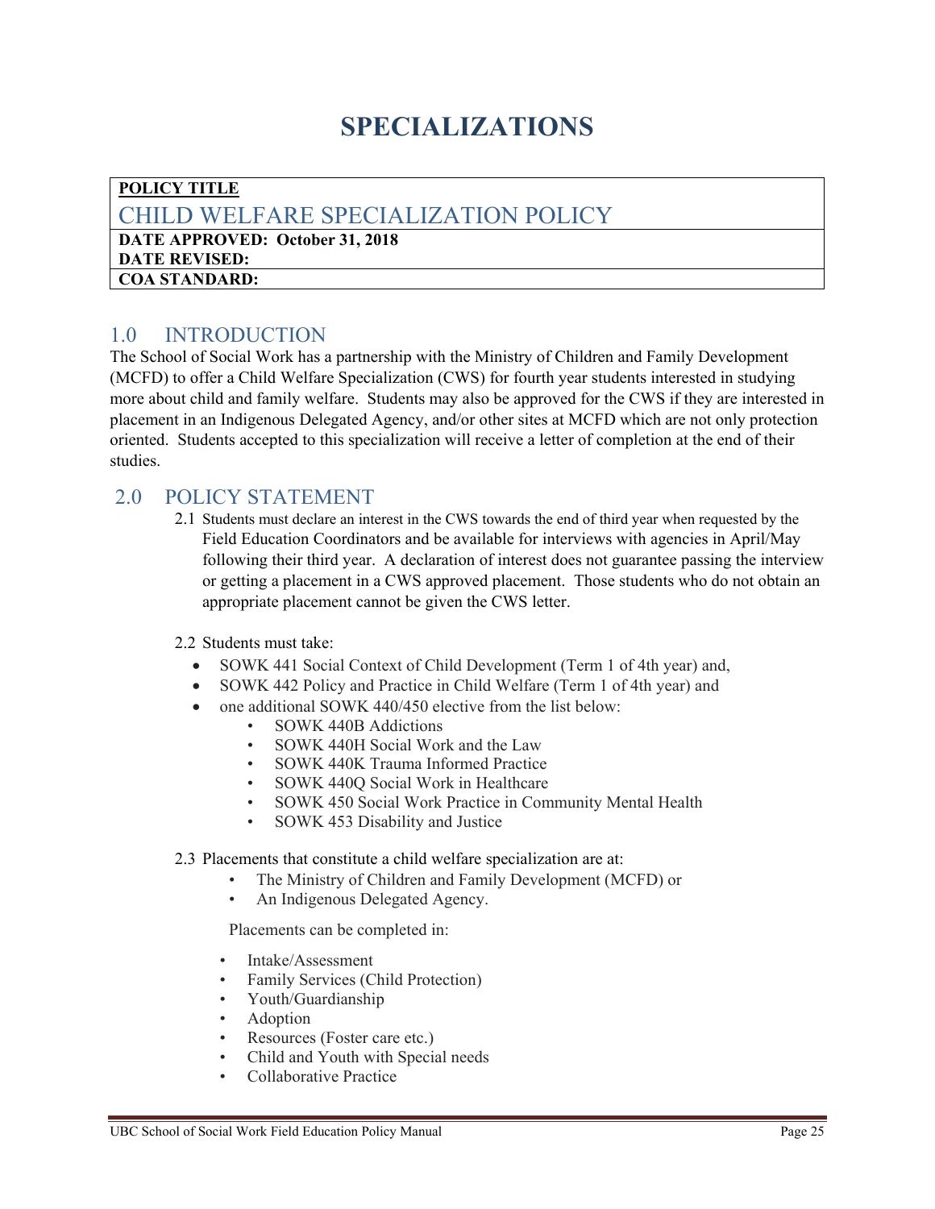# SPECIALIZATIONS

| **POLICY TITLE** |
|---|
| CHILD WELFARE SPECIALIZATION POLICY |
| **DATE APPROVED: October 31, 2018**<br>**DATE REVISED:** |
| **COA STANDARD:** |

## 1.0 INTRODUCTION

The School of Social Work has a partnership with the Ministry of Children and Family Development (MCFD) to offer a Child Welfare Specialization (CWS) for fourth year students interested in studying more about child and family welfare. Students may also be approved for the CWS if they are interested in placement in an Indigenous Delegated Agency, and/or other sites at MCFD which are not only protection oriented. Students accepted to this specialization will receive a letter of completion at the end of their studies.

## 2.0 POLICY STATEMENT

2.1 Students must declare an interest in the CWS towards the end of third year when requested by the Field Education Coordinators and be available for interviews with agencies in April/May following their third year. A declaration of interest does not guarantee passing the interview or getting a placement in a CWS approved placement. Those students who do not obtain an appropriate placement cannot be given the CWS letter.

2.2 Students must take:

- SOWK 441 Social Context of Child Development (Term 1 of 4th year) and,
- SOWK 442 Policy and Practice in Child Welfare (Term 1 of 4th year) and
- one additional SOWK 440/450 elective from the list below:
  - SOWK 440B Addictions
  - SOWK 440H Social Work and the Law
  - SOWK 440K Trauma Informed Practice
  - SOWK 440Q Social Work in Healthcare
  - SOWK 450 Social Work Practice in Community Mental Health
  - SOWK 453 Disability and Justice

2.3 Placements that constitute a child welfare specialization are at:

- The Ministry of Children and Family Development (MCFD) or
- An Indigenous Delegated Agency.

Placements can be completed in:

- Intake/Assessment
- Family Services (Child Protection)
- Youth/Guardianship
- Adoption
- Resources (Foster care etc.)
- Child and Youth with Special needs
- Collaborative Practice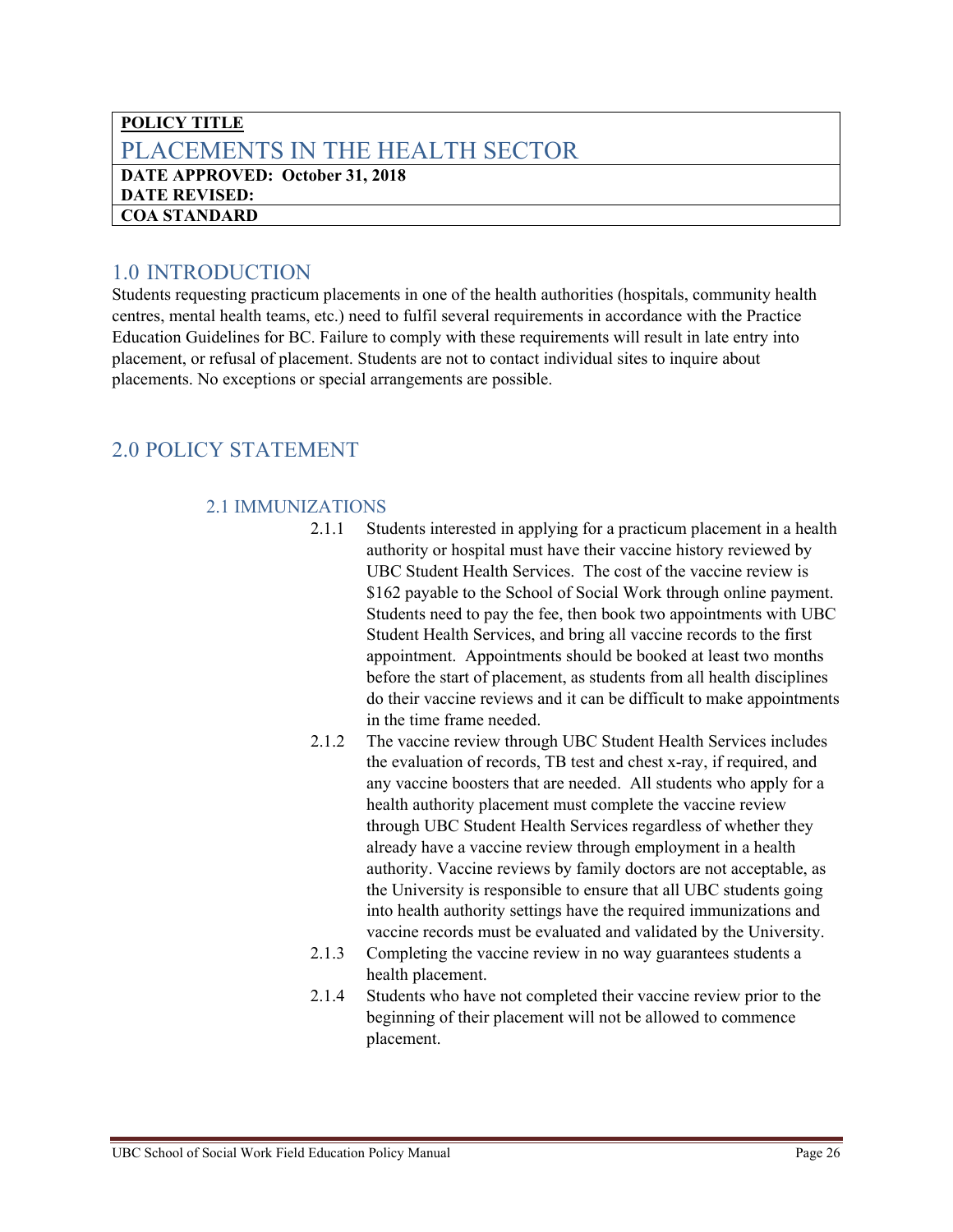| **POLICY TITLE** |
| --- |
| PLACEMENTS IN THE HEALTH SECTOR |
| **DATE APPROVED: October 31, 2018**<br>**DATE REVISED:** |
| **COA STANDARD** |

## 1.0 INTRODUCTION

Students requesting practicum placements in one of the health authorities (hospitals, community health centres, mental health teams, etc.) need to fulfil several requirements in accordance with the Practice Education Guidelines for BC. Failure to comply with these requirements will result in late entry into placement, or refusal of placement. Students are not to contact individual sites to inquire about placements. No exceptions or special arrangements are possible.

## 2.0 POLICY STATEMENT

### 2.1 IMMUNIZATIONS

2.1.1 Students interested in applying for a practicum placement in a health authority or hospital must have their vaccine history reviewed by UBC Student Health Services. The cost of the vaccine review is $162 payable to the School of Social Work through online payment. Students need to pay the fee, then book two appointments with UBC Student Health Services, and bring all vaccine records to the first appointment. Appointments should be booked at least two months before the start of placement, as students from all health disciplines do their vaccine reviews and it can be difficult to make appointments in the time frame needed.

2.1.2 The vaccine review through UBC Student Health Services includes the evaluation of records, TB test and chest x-ray, if required, and any vaccine boosters that are needed. All students who apply for a health authority placement must complete the vaccine review through UBC Student Health Services regardless of whether they already have a vaccine review through employment in a health authority. Vaccine reviews by family doctors are not acceptable, as the University is responsible to ensure that all UBC students going into health authority settings have the required immunizations and vaccine records must be evaluated and validated by the University.

2.1.3 Completing the vaccine review in no way guarantees students a health placement.

2.1.4 Students who have not completed their vaccine review prior to the beginning of their placement will not be allowed to commence placement.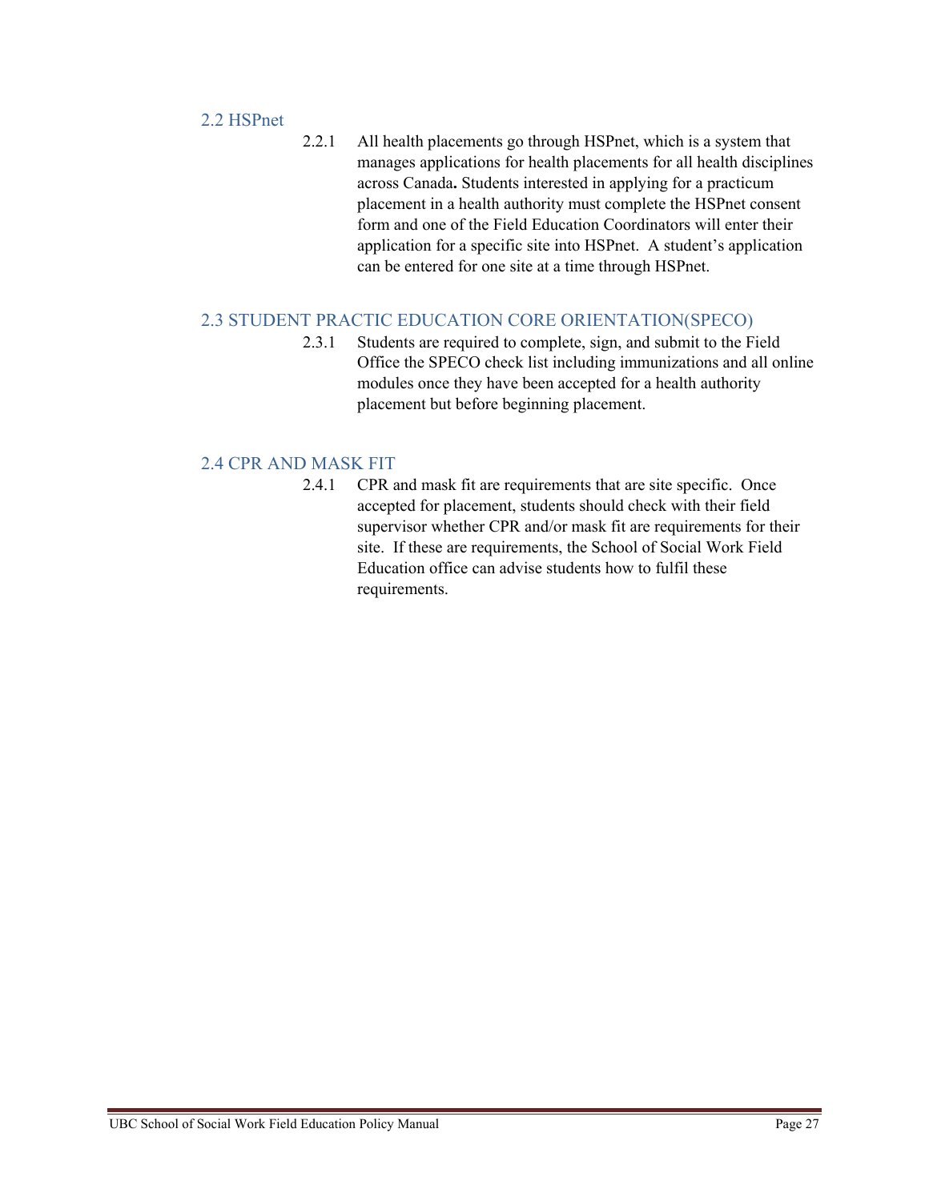## 2.2 HSPnet

2.2.1 All health placements go through HSPnet, which is a system that manages applications for health placements for all health disciplines across Canada**.** Students interested in applying for a practicum placement in a health authority must complete the HSPnet consent form and one of the Field Education Coordinators will enter their application for a specific site into HSPnet. A student's application can be entered for one site at a time through HSPnet.

## 2.3 STUDENT PRACTIC EDUCATION CORE ORIENTATION(SPECO)

2.3.1 Students are required to complete, sign, and submit to the Field Office the SPECO check list including immunizations and all online modules once they have been accepted for a health authority placement but before beginning placement.

## 2.4 CPR AND MASK FIT

2.4.1 CPR and mask fit are requirements that are site specific. Once accepted for placement, students should check with their field supervisor whether CPR and/or mask fit are requirements for their site. If these are requirements, the School of Social Work Field Education office can advise students how to fulfil these requirements.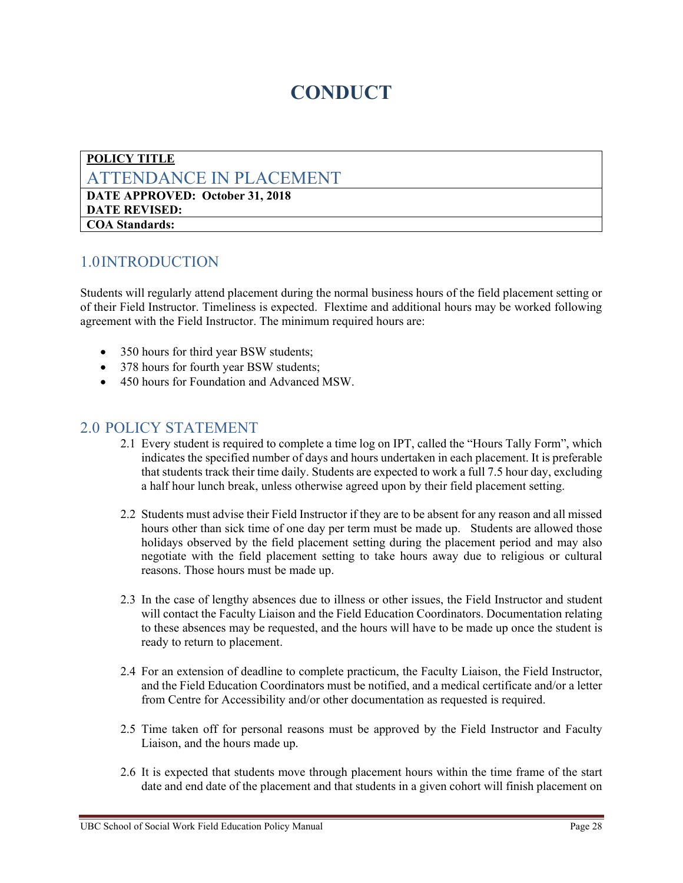# CONDUCT

| **POLICY TITLE** |
|---|
| ATTENDANCE IN PLACEMENT |
| **DATE APPROVED: October 31, 2018** |
| **DATE REVISED:** |
| **COA Standards:** |

## 1.0 INTRODUCTION

Students will regularly attend placement during the normal business hours of the field placement setting or of their Field Instructor. Timeliness is expected. Flextime and additional hours may be worked following agreement with the Field Instructor. The minimum required hours are:

- 350 hours for third year BSW students;
- 378 hours for fourth year BSW students;
- 450 hours for Foundation and Advanced MSW.

## 2.0 POLICY STATEMENT

2.1 Every student is required to complete a time log on IPT, called the "Hours Tally Form", which indicates the specified number of days and hours undertaken in each placement. It is preferable that students track their time daily. Students are expected to work a full 7.5 hour day, excluding a half hour lunch break, unless otherwise agreed upon by their field placement setting.

2.2 Students must advise their Field Instructor if they are to be absent for any reason and all missed hours other than sick time of one day per term must be made up. Students are allowed those holidays observed by the field placement setting during the placement period and may also negotiate with the field placement setting to take hours away due to religious or cultural reasons. Those hours must be made up.

2.3 In the case of lengthy absences due to illness or other issues, the Field Instructor and student will contact the Faculty Liaison and the Field Education Coordinators. Documentation relating to these absences may be requested, and the hours will have to be made up once the student is ready to return to placement.

2.4 For an extension of deadline to complete practicum, the Faculty Liaison, the Field Instructor, and the Field Education Coordinators must be notified, and a medical certificate and/or a letter from Centre for Accessibility and/or other documentation as requested is required.

2.5 Time taken off for personal reasons must be approved by the Field Instructor and Faculty Liaison, and the hours made up.

2.6 It is expected that students move through placement hours within the time frame of the start date and end date of the placement and that students in a given cohort will finish placement on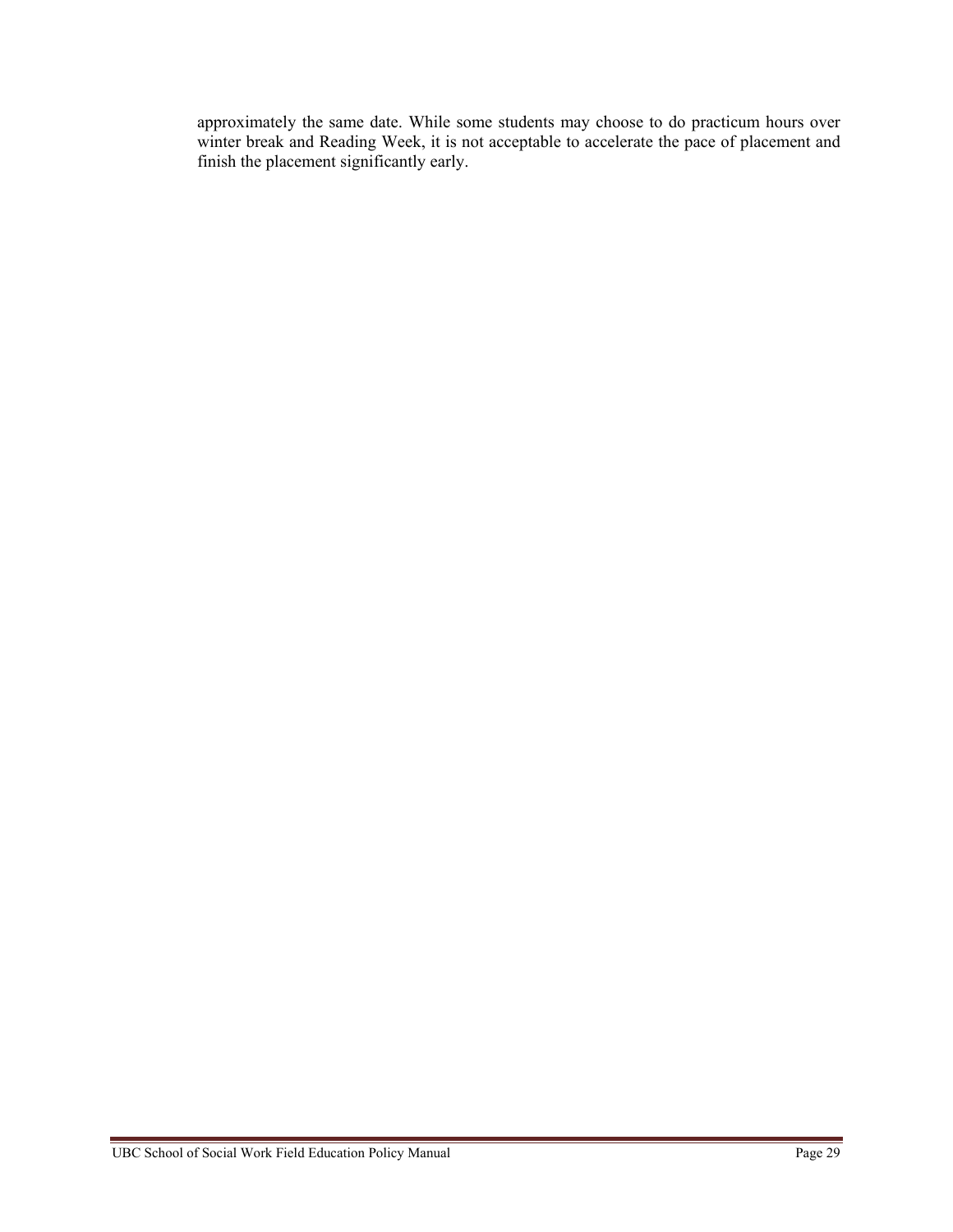approximately the same date. While some students may choose to do practicum hours over winter break and Reading Week, it is not acceptable to accelerate the pace of placement and finish the placement significantly early.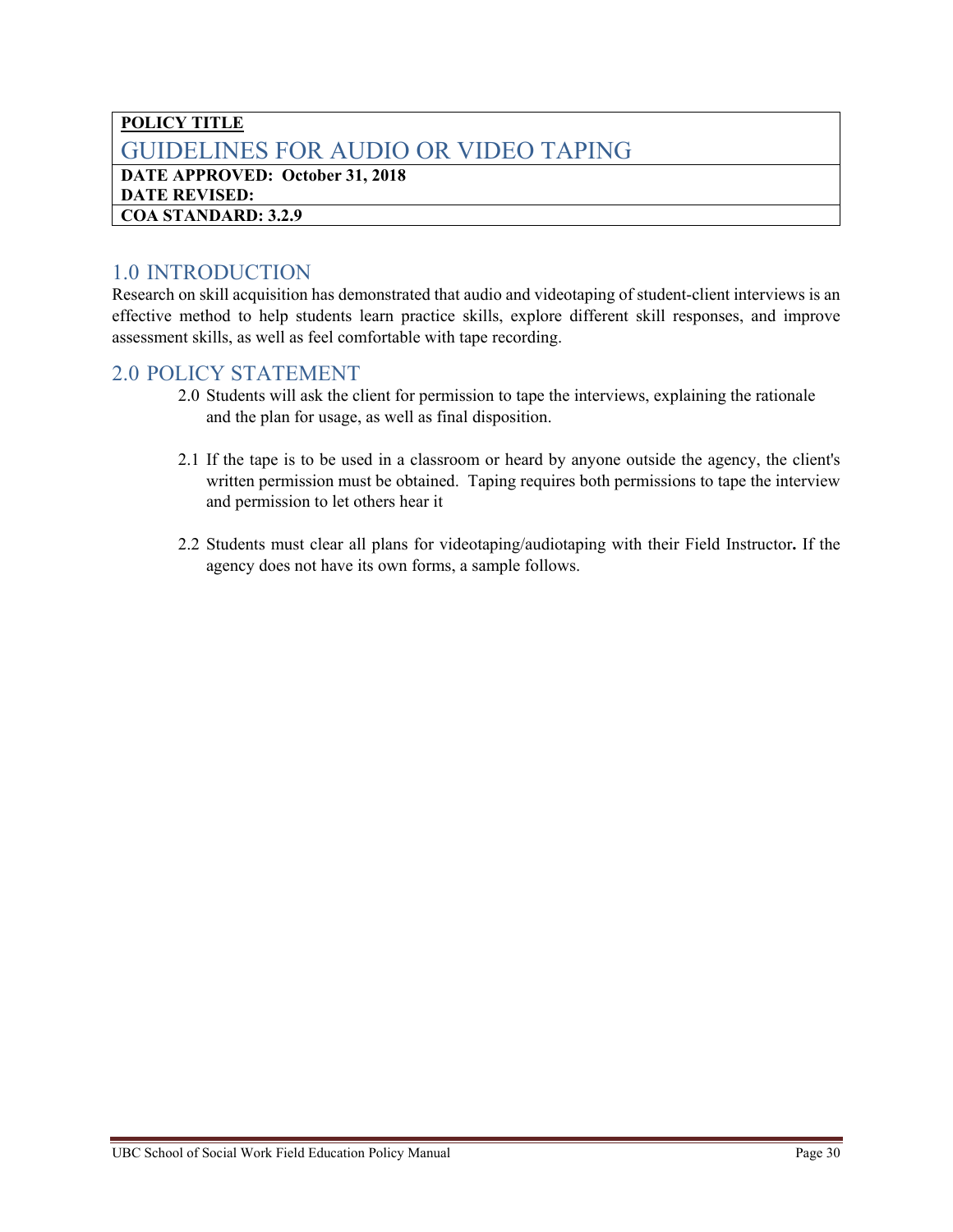| **POLICY TITLE** |
|---|
| GUIDELINES FOR AUDIO OR VIDEO TAPING |
| **DATE APPROVED: October 31, 2018**<br>**DATE REVISED:** |
| **COA STANDARD: 3.2.9** |

## 1.0 INTRODUCTION

Research on skill acquisition has demonstrated that audio and videotaping of student-client interviews is an effective method to help students learn practice skills, explore different skill responses, and improve assessment skills, as well as feel comfortable with tape recording.

## 2.0 POLICY STATEMENT

2.0 Students will ask the client for permission to tape the interviews, explaining the rationale and the plan for usage, as well as final disposition.

2.1 If the tape is to be used in a classroom or heard by anyone outside the agency, the client's written permission must be obtained. Taping requires both permissions to tape the interview and permission to let others hear it

2.2 Students must clear all plans for videotaping/audiotaping with their Field Instructor**.** If the agency does not have its own forms, a sample follows.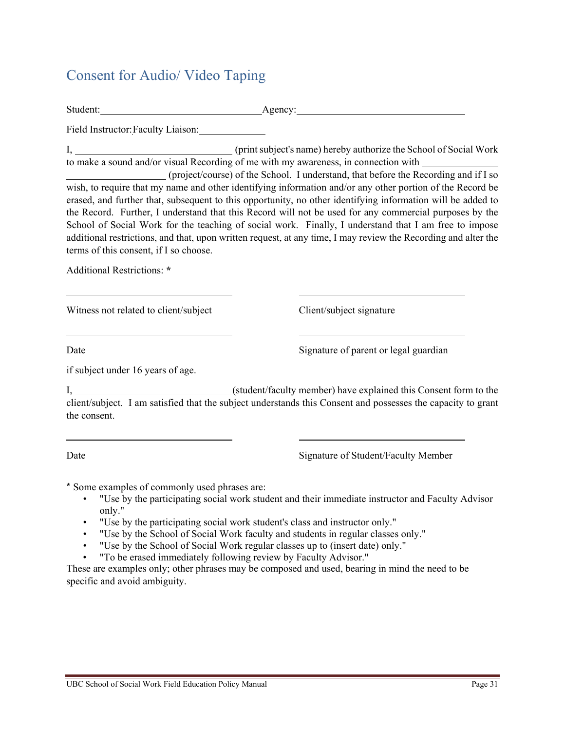## Consent for Audio/ Video Taping

Student:\_\_\_\_\_\_\_\_\_\_\_\_\_\_\_\_\_\_\_\_\_\_\_\_\_\_\_\_\_\_Agency:\_\_\_\_\_\_\_\_\_\_\_\_\_\_\_\_\_\_\_\_\_\_\_\_\_\_\_\_\_\_

Field Instructor:Faculty Liaison:\_\_\_\_\_\_\_\_\_\_\_\_

I, \_\_\_\_\_\_\_\_\_\_\_\_\_\_\_\_\_\_\_\_\_\_\_\_\_\_\_\_\_\_ (print subject's name) hereby authorize the School of Social Work to make a sound and/or visual Recording of me with my awareness, in connection with \_\_\_\_\_\_\_\_\_\_\_\_\_\_\_\_\_\_\_\_\_\_\_\_\_\_\_\_\_\_\_\_ (project/course) of the School. I understand, that before the Recording and if I so wish, to require that my name and other identifying information and/or any other portion of the Record be erased, and further that, subsequent to this opportunity, no other identifying information will be added to the Record. Further, I understand that this Record will not be used for any commercial purposes by the School of Social Work for the teaching of social work. Finally, I understand that I am free to impose additional restrictions, and that, upon written request, at any time, I may review the Recording and alter the terms of this consent, if I so choose.

Additional Restrictions: *

| \_\_\_\_\_\_\_\_\_\_\_\_\_\_\_\_\_\_\_\_\_\_\_\_\_\_\_\_\_\_ | \_\_\_\_\_\_\_\_\_\_\_\_\_\_\_\_\_\_\_\_\_\_\_\_\_\_\_\_\_\_ |
|---|---|
| Witness not related to client/subject | Client/subject signature |
| \_\_\_\_\_\_\_\_\_\_\_\_\_\_\_\_\_\_\_\_\_\_\_\_\_\_\_\_\_\_ | \_\_\_\_\_\_\_\_\_\_\_\_\_\_\_\_\_\_\_\_\_\_\_\_\_\_\_\_\_\_ |
| Date | Signature of parent or legal guardian |

if subject under 16 years of age.

I, \_\_\_\_\_\_\_\_\_\_\_\_\_\_\_\_\_\_\_\_\_\_\_\_\_\_\_\_\_\_(student/faculty member) have explained this Consent form to the client/subject. I am satisfied that the subject understands this Consent and possesses the capacity to grant the consent.

| \_\_\_\_\_\_\_\_\_\_\_\_\_\_\_\_\_\_\_\_\_\_\_\_\_\_\_\_\_\_ | \_\_\_\_\_\_\_\_\_\_\_\_\_\_\_\_\_\_\_\_\_\_\_\_\_\_\_\_\_\_ |
|---|---|
| Date | Signature of Student/Faculty Member |

* Some examples of commonly used phrases are:

- "Use by the participating social work student and their immediate instructor and Faculty Advisor only."
- "Use by the participating social work student's class and instructor only."
- "Use by the School of Social Work faculty and students in regular classes only."
- "Use by the School of Social Work regular classes up to (insert date) only."
- "To be erased immediately following review by Faculty Advisor."

These are examples only; other phrases may be composed and used, bearing in mind the need to be specific and avoid ambiguity.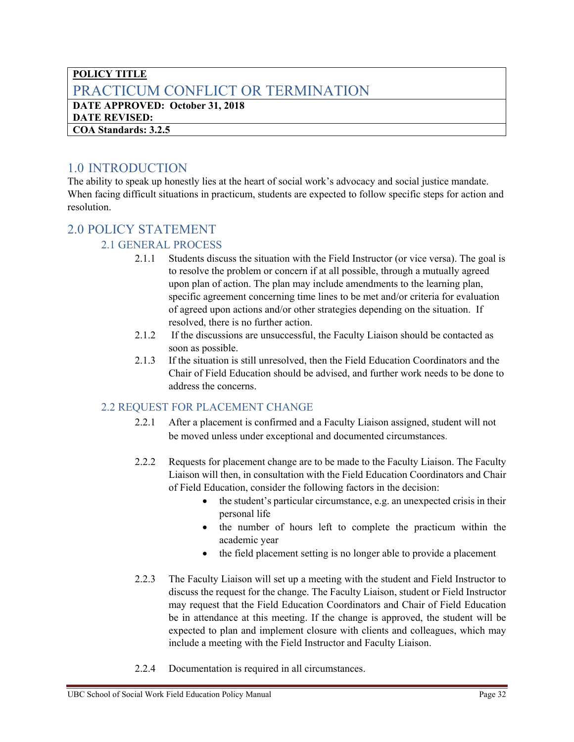| **POLICY TITLE** |
| --- |
| PRACTICUM CONFLICT OR TERMINATION |
| **DATE APPROVED: October 31, 2018** <br> **DATE REVISED:** |
| **COA Standards: 3.2.5** |

## 1.0 INTRODUCTION

The ability to speak up honestly lies at the heart of social work's advocacy and social justice mandate. When facing difficult situations in practicum, students are expected to follow specific steps for action and resolution.

## 2.0 POLICY STATEMENT

### 2.1 GENERAL PROCESS

2.1.1 Students discuss the situation with the Field Instructor (or vice versa). The goal is to resolve the problem or concern if at all possible, through a mutually agreed upon plan of action. The plan may include amendments to the learning plan, specific agreement concerning time lines to be met and/or criteria for evaluation of agreed upon actions and/or other strategies depending on the situation. If resolved, there is no further action.

2.1.2 If the discussions are unsuccessful, the Faculty Liaison should be contacted as soon as possible.

2.1.3 If the situation is still unresolved, then the Field Education Coordinators and the Chair of Field Education should be advised, and further work needs to be done to address the concerns.

### 2.2 REQUEST FOR PLACEMENT CHANGE

2.2.1 After a placement is confirmed and a Faculty Liaison assigned, student will not be moved unless under exceptional and documented circumstances.

2.2.2 Requests for placement change are to be made to the Faculty Liaison. The Faculty Liaison will then, in consultation with the Field Education Coordinators and Chair of Field Education, consider the following factors in the decision:

- the student's particular circumstance, e.g. an unexpected crisis in their personal life
- the number of hours left to complete the practicum within the academic year
- the field placement setting is no longer able to provide a placement

2.2.3 The Faculty Liaison will set up a meeting with the student and Field Instructor to discuss the request for the change. The Faculty Liaison, student or Field Instructor may request that the Field Education Coordinators and Chair of Field Education be in attendance at this meeting. If the change is approved, the student will be expected to plan and implement closure with clients and colleagues, which may include a meeting with the Field Instructor and Faculty Liaison.

2.2.4 Documentation is required in all circumstances.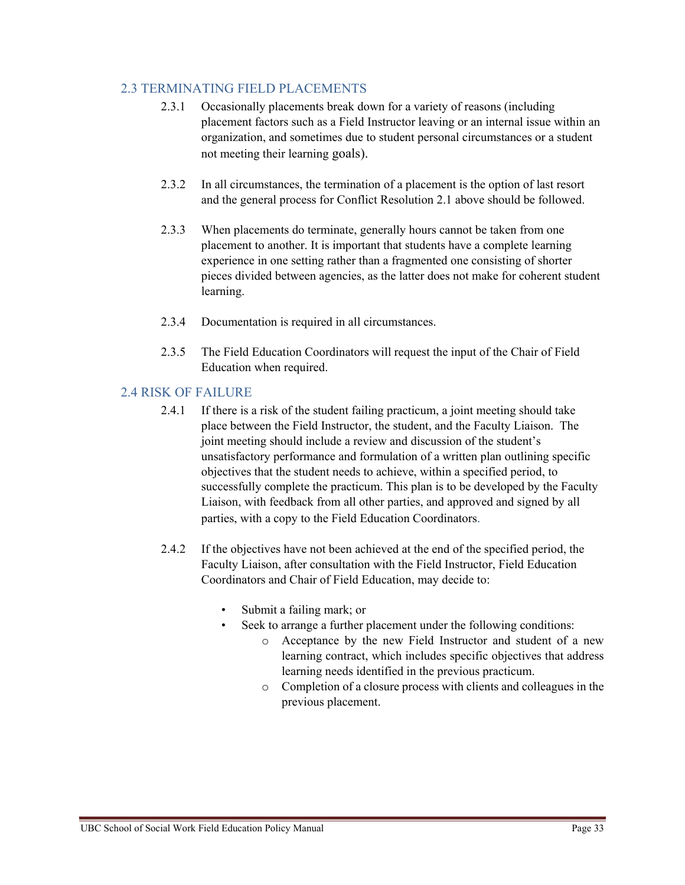## 2.3 TERMINATING FIELD PLACEMENTS

2.3.1 Occasionally placements break down for a variety of reasons (including placement factors such as a Field Instructor leaving or an internal issue within an organization, and sometimes due to student personal circumstances or a student not meeting their learning goals).

2.3.2 In all circumstances, the termination of a placement is the option of last resort and the general process for Conflict Resolution 2.1 above should be followed.

2.3.3 When placements do terminate, generally hours cannot be taken from one placement to another. It is important that students have a complete learning experience in one setting rather than a fragmented one consisting of shorter pieces divided between agencies, as the latter does not make for coherent student learning.

2.3.4 Documentation is required in all circumstances.

2.3.5 The Field Education Coordinators will request the input of the Chair of Field Education when required.

## 2.4 RISK OF FAILURE

2.4.1 If there is a risk of the student failing practicum, a joint meeting should take place between the Field Instructor, the student, and the Faculty Liaison. The joint meeting should include a review and discussion of the student's unsatisfactory performance and formulation of a written plan outlining specific objectives that the student needs to achieve, within a specified period, to successfully complete the practicum. This plan is to be developed by the Faculty Liaison, with feedback from all other parties, and approved and signed by all parties, with a copy to the Field Education Coordinators.

2.4.2 If the objectives have not been achieved at the end of the specified period, the Faculty Liaison, after consultation with the Field Instructor, Field Education Coordinators and Chair of Field Education, may decide to:

- Submit a failing mark; or
- Seek to arrange a further placement under the following conditions:
  - Acceptance by the new Field Instructor and student of a new learning contract, which includes specific objectives that address learning needs identified in the previous practicum.
  - Completion of a closure process with clients and colleagues in the previous placement.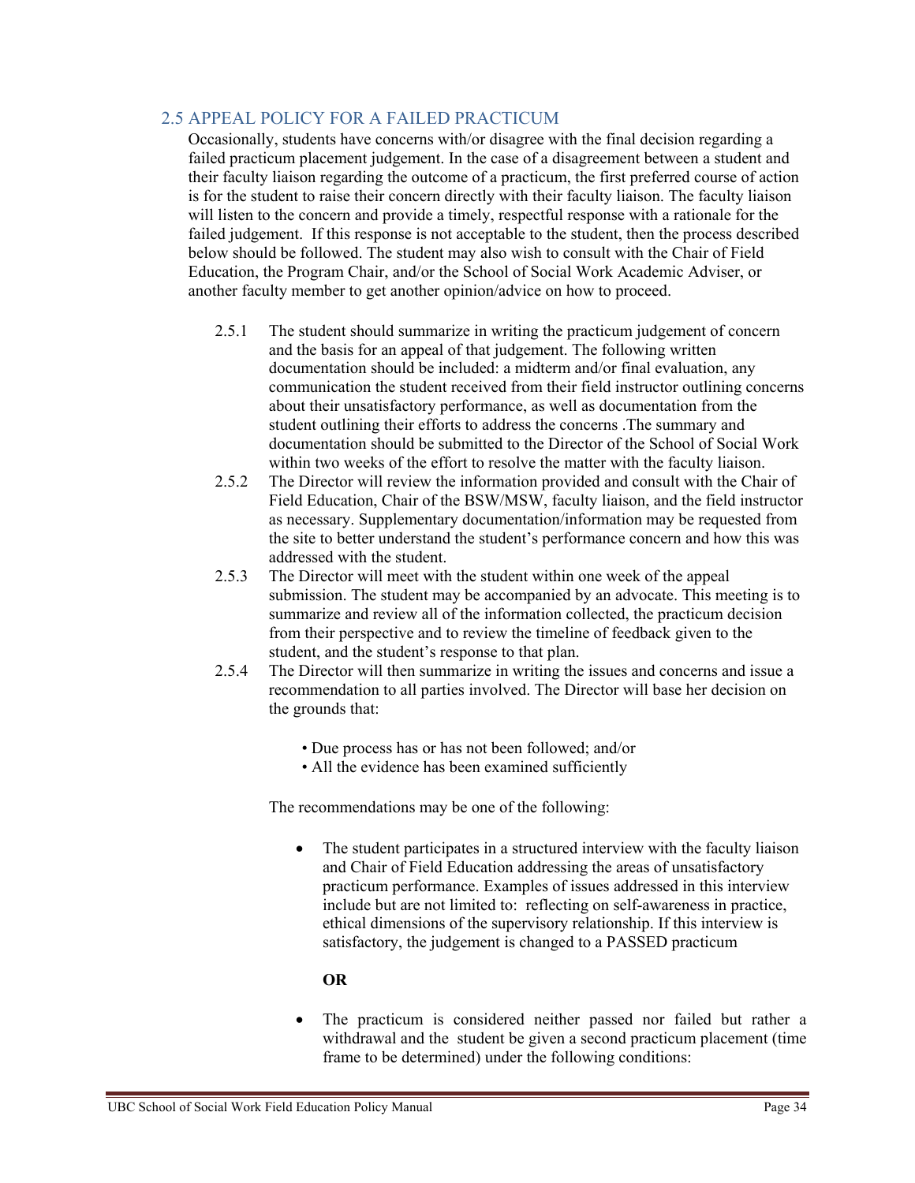## 2.5 APPEAL POLICY FOR A FAILED PRACTICUM

Occasionally, students have concerns with/or disagree with the final decision regarding a failed practicum placement judgement. In the case of a disagreement between a student and their faculty liaison regarding the outcome of a practicum, the first preferred course of action is for the student to raise their concern directly with their faculty liaison. The faculty liaison will listen to the concern and provide a timely, respectful response with a rationale for the failed judgement. If this response is not acceptable to the student, then the process described below should be followed. The student may also wish to consult with the Chair of Field Education, the Program Chair, and/or the School of Social Work Academic Adviser, or another faculty member to get another opinion/advice on how to proceed.

2.5.1 The student should summarize in writing the practicum judgement of concern and the basis for an appeal of that judgement. The following written documentation should be included: a midterm and/or final evaluation, any communication the student received from their field instructor outlining concerns about their unsatisfactory performance, as well as documentation from the student outlining their efforts to address the concerns .The summary and documentation should be submitted to the Director of the School of Social Work within two weeks of the effort to resolve the matter with the faculty liaison.

2.5.2 The Director will review the information provided and consult with the Chair of Field Education, Chair of the BSW/MSW, faculty liaison, and the field instructor as necessary. Supplementary documentation/information may be requested from the site to better understand the student's performance concern and how this was addressed with the student.

2.5.3 The Director will meet with the student within one week of the appeal submission. The student may be accompanied by an advocate. This meeting is to summarize and review all of the information collected, the practicum decision from their perspective and to review the timeline of feedback given to the student, and the student's response to that plan.

2.5.4 The Director will then summarize in writing the issues and concerns and issue a recommendation to all parties involved. The Director will base her decision on the grounds that:

- Due process has or has not been followed; and/or
- All the evidence has been examined sufficiently

The recommendations may be one of the following:

- The student participates in a structured interview with the faculty liaison and Chair of Field Education addressing the areas of unsatisfactory practicum performance. Examples of issues addressed in this interview include but are not limited to: reflecting on self-awareness in practice, ethical dimensions of the supervisory relationship. If this interview is satisfactory, the judgement is changed to a PASSED practicum

  **OR**

- The practicum is considered neither passed nor failed but rather a withdrawal and the student be given a second practicum placement (time frame to be determined) under the following conditions: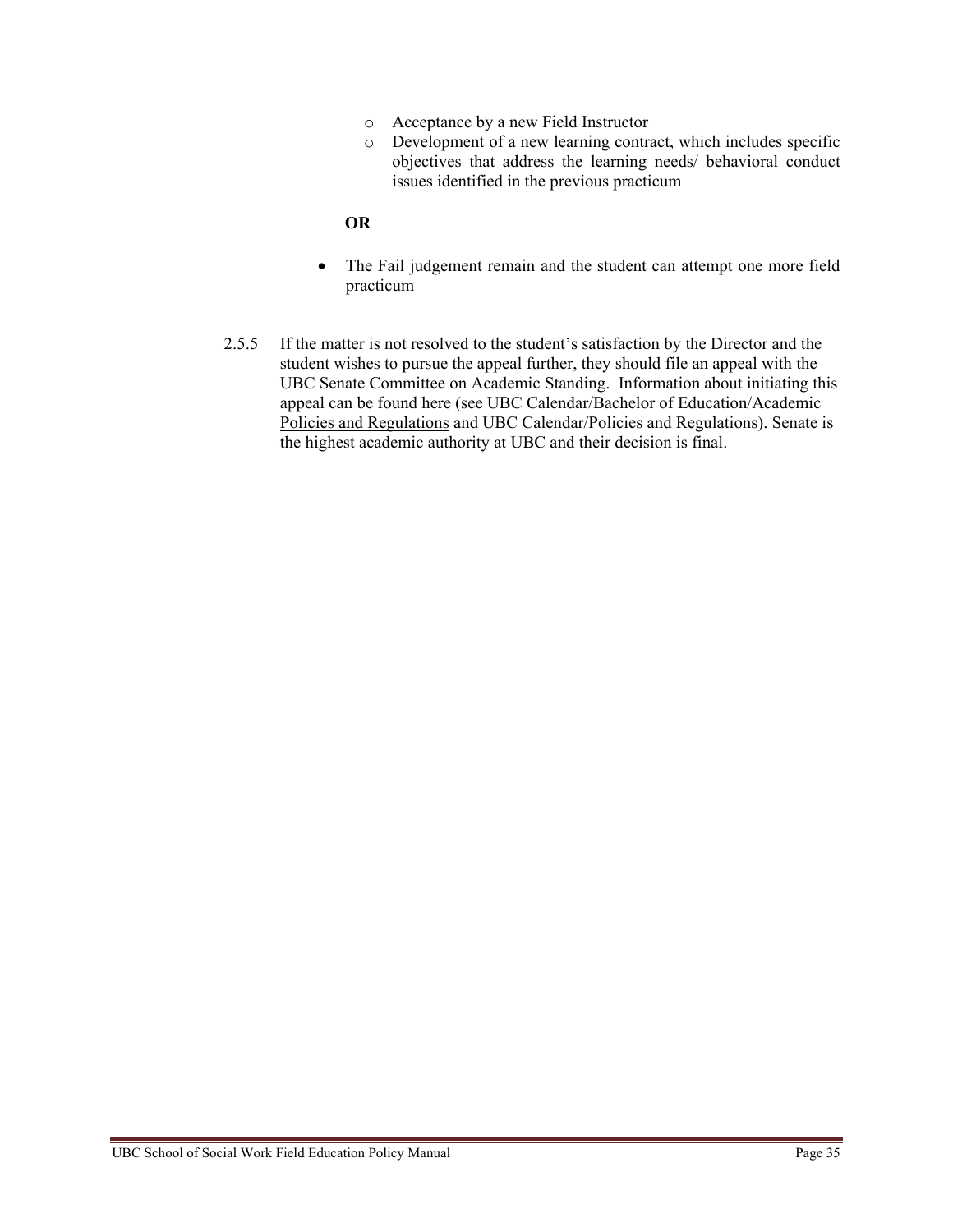- Acceptance by a new Field Instructor
  - Development of a new learning contract, which includes specific objectives that address the learning needs/ behavioral conduct issues identified in the previous practicum

**OR**

- The Fail judgement remain and the student can attempt one more field practicum

2.5.5 If the matter is not resolved to the student's satisfaction by the Director and the student wishes to pursue the appeal further, they should file an appeal with the UBC Senate Committee on Academic Standing. Information about initiating this appeal can be found here (see UBC Calendar/Bachelor of Education/Academic Policies and Regulations and UBC Calendar/Policies and Regulations). Senate is the highest academic authority at UBC and their decision is final.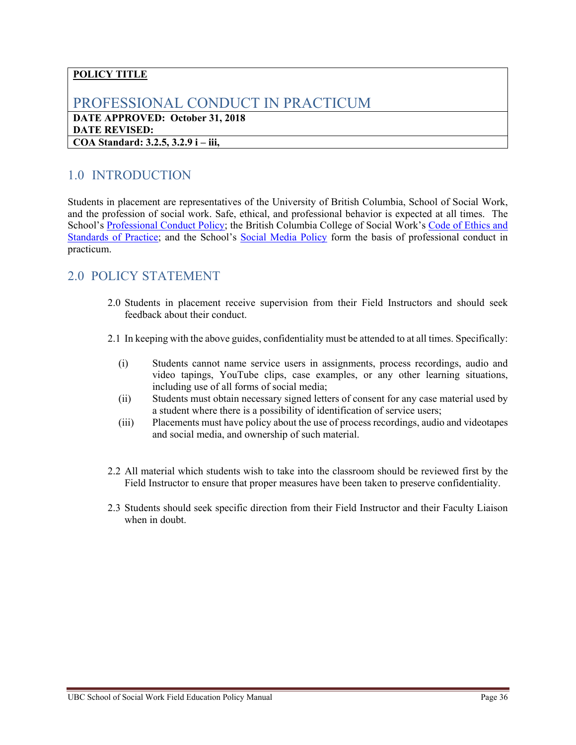| **POLICY TITLE** |
| --- |
| PROFESSIONAL CONDUCT IN PRACTICUM |
| **DATE APPROVED: October 31, 2018** <br> **DATE REVISED:** |
| **COA Standard: 3.2.5, 3.2.9 i – iii,** |

## 1.0 INTRODUCTION

Students in placement are representatives of the University of British Columbia, School of Social Work, and the profession of social work. Safe, ethical, and professional behavior is expected at all times. The School's Professional Conduct Policy; the British Columbia College of Social Work's Code of Ethics and Standards of Practice; and the School's Social Media Policy form the basis of professional conduct in practicum.

## 2.0 POLICY STATEMENT

2.0 Students in placement receive supervision from their Field Instructors and should seek feedback about their conduct.

2.1 In keeping with the above guides, confidentiality must be attended to at all times. Specifically:

- (i) Students cannot name service users in assignments, process recordings, audio and video tapings, YouTube clips, case examples, or any other learning situations, including use of all forms of social media;
- (ii) Students must obtain necessary signed letters of consent for any case material used by a student where there is a possibility of identification of service users;
- (iii) Placements must have policy about the use of process recordings, audio and videotapes and social media, and ownership of such material.

2.2 All material which students wish to take into the classroom should be reviewed first by the Field Instructor to ensure that proper measures have been taken to preserve confidentiality.

2.3 Students should seek specific direction from their Field Instructor and their Faculty Liaison when in doubt.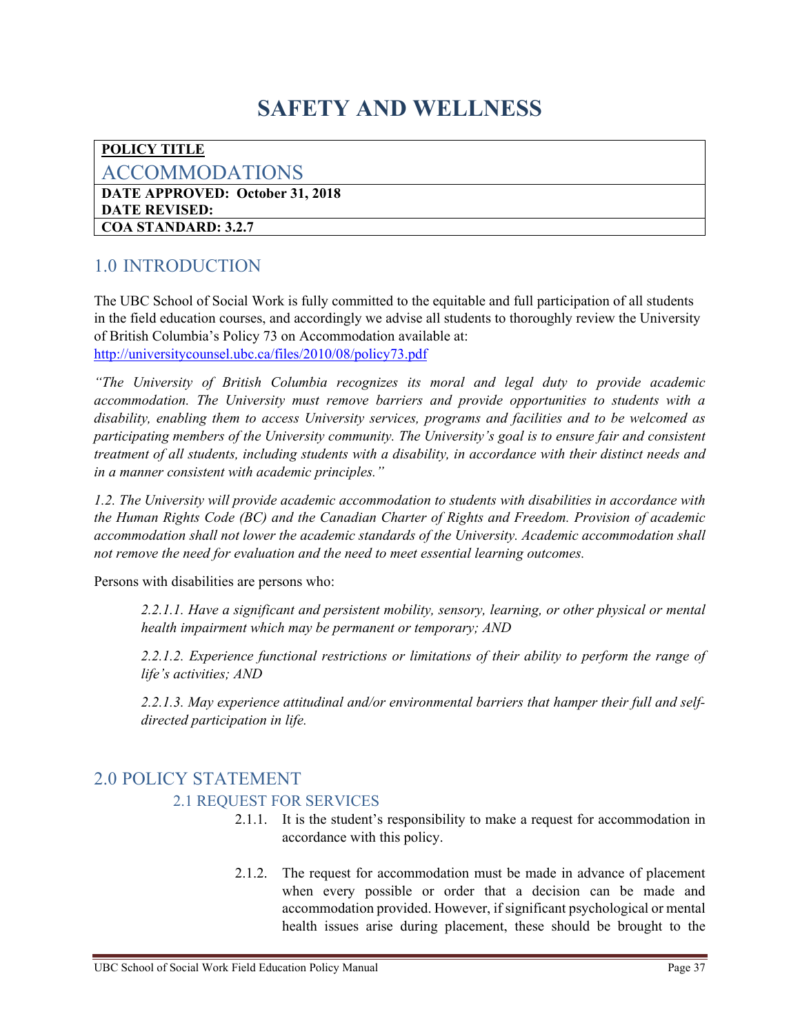# SAFETY AND WELLNESS

| **POLICY TITLE** |
|---|
| ACCOMMODATIONS |
| **DATE APPROVED: October 31, 2018** |
| **DATE REVISED:** |
| **COA STANDARD: 3.2.7** |

## 1.0 INTRODUCTION

The UBC School of Social Work is fully committed to the equitable and full participation of all students in the field education courses, and accordingly we advise all students to thoroughly review the University of British Columbia's Policy 73 on Accommodation available at: http://universitycounsel.ubc.ca/files/2010/08/policy73.pdf

*"The University of British Columbia recognizes its moral and legal duty to provide academic accommodation. The University must remove barriers and provide opportunities to students with a disability, enabling them to access University services, programs and facilities and to be welcomed as participating members of the University community. The University's goal is to ensure fair and consistent treatment of all students, including students with a disability, in accordance with their distinct needs and in a manner consistent with academic principles."*

*1.2. The University will provide academic accommodation to students with disabilities in accordance with the Human Rights Code (BC) and the Canadian Charter of Rights and Freedom. Provision of academic accommodation shall not lower the academic standards of the University. Academic accommodation shall not remove the need for evaluation and the need to meet essential learning outcomes.*

Persons with disabilities are persons who:

> *2.2.1.1. Have a significant and persistent mobility, sensory, learning, or other physical or mental health impairment which may be permanent or temporary; AND*
>
> *2.2.1.2. Experience functional restrictions or limitations of their ability to perform the range of life's activities; AND*
>
> *2.2.1.3. May experience attitudinal and/or environmental barriers that hamper their full and self-directed participation in life.*

## 2.0 POLICY STATEMENT

### 2.1 REQUEST FOR SERVICES

2.1.1. It is the student's responsibility to make a request for accommodation in accordance with this policy.

2.1.2. The request for accommodation must be made in advance of placement when every possible or order that a decision can be made and accommodation provided. However, if significant psychological or mental health issues arise during placement, these should be brought to the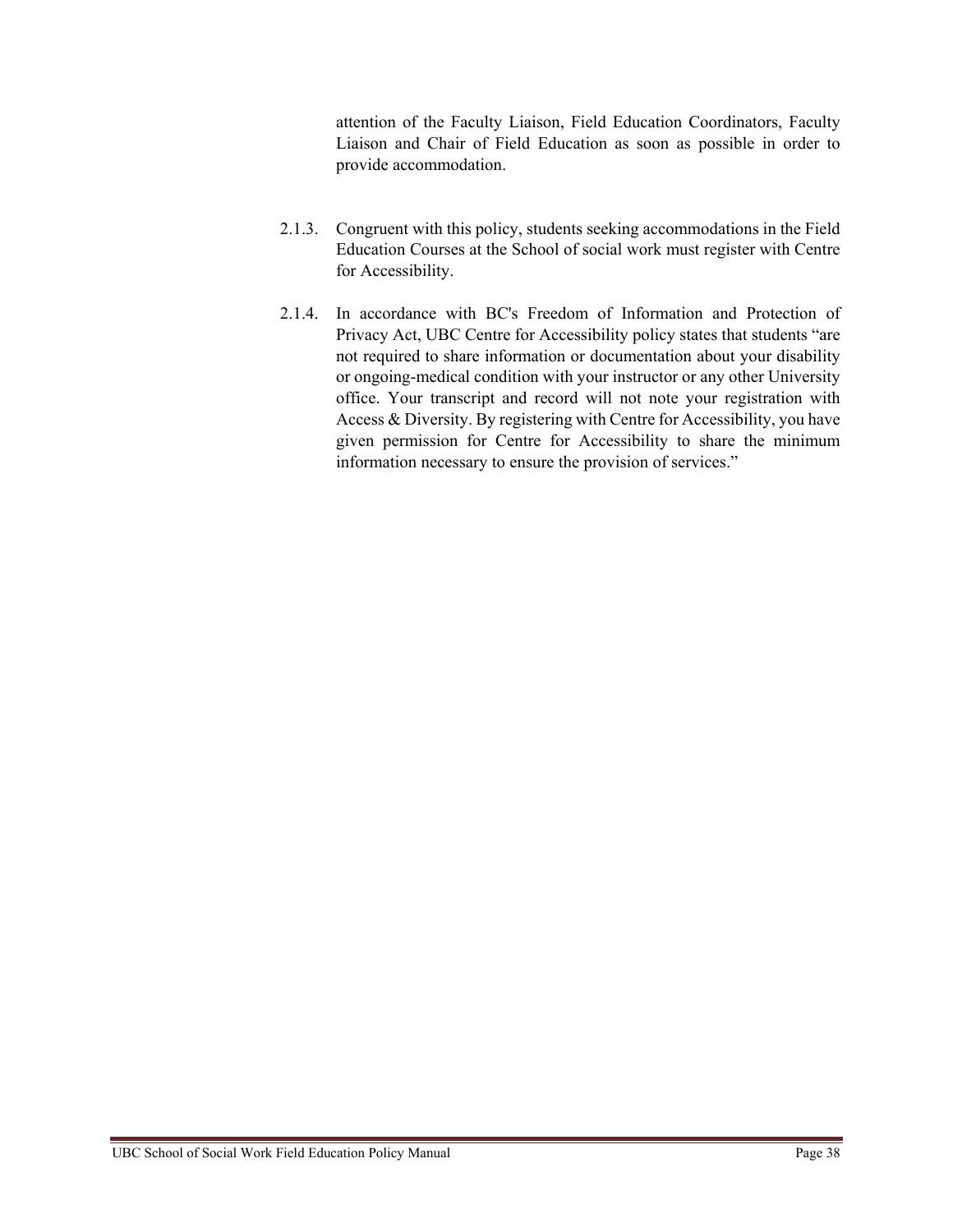attention of the Faculty Liaison, Field Education Coordinators, Faculty Liaison and Chair of Field Education as soon as possible in order to provide accommodation.

2.1.3. Congruent with this policy, students seeking accommodations in the Field Education Courses at the School of social work must register with Centre for Accessibility.

2.1.4. In accordance with BC's Freedom of Information and Protection of Privacy Act, UBC Centre for Accessibility policy states that students "are not required to share information or documentation about your disability or ongoing-medical condition with your instructor or any other University office. Your transcript and record will not note your registration with Access & Diversity. By registering with Centre for Accessibility, you have given permission for Centre for Accessibility to share the minimum information necessary to ensure the provision of services."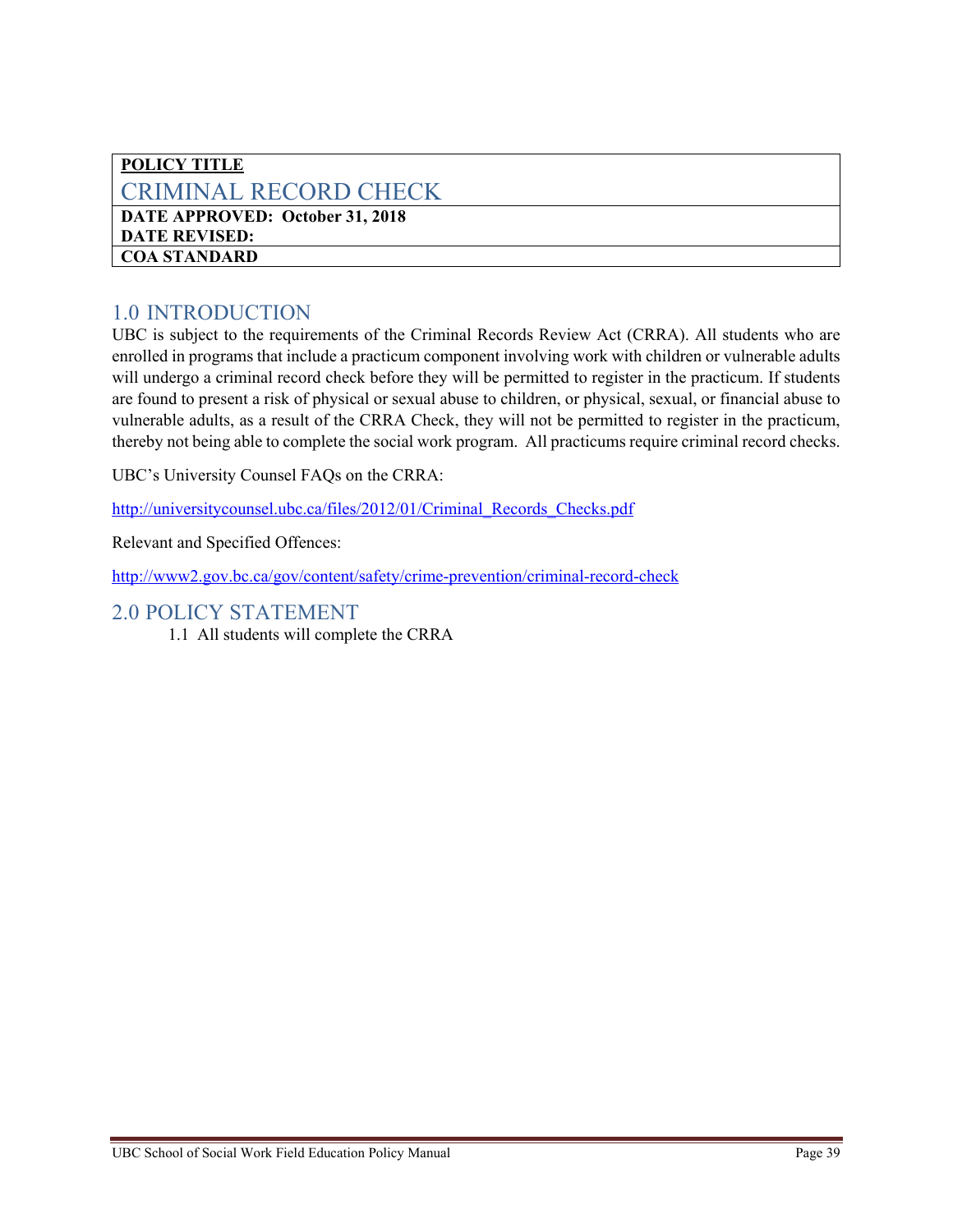| **POLICY TITLE** |
| --- |
| CRIMINAL RECORD CHECK |
| **DATE APPROVED: October 31, 2018** |
| **DATE REVISED:** |
| **COA STANDARD** |

## 1.0 INTRODUCTION

UBC is subject to the requirements of the Criminal Records Review Act (CRRA). All students who are enrolled in programs that include a practicum component involving work with children or vulnerable adults will undergo a criminal record check before they will be permitted to register in the practicum. If students are found to present a risk of physical or sexual abuse to children, or physical, sexual, or financial abuse to vulnerable adults, as a result of the CRRA Check, they will not be permitted to register in the practicum, thereby not being able to complete the social work program. All practicums require criminal record checks.

UBC's University Counsel FAQs on the CRRA:

http://universitycounsel.ubc.ca/files/2012/01/Criminal_Records_Checks.pdf

Relevant and Specified Offences:

http://www2.gov.bc.ca/gov/content/safety/crime-prevention/criminal-record-check

## 2.0 POLICY STATEMENT

1.1 All students will complete the CRRA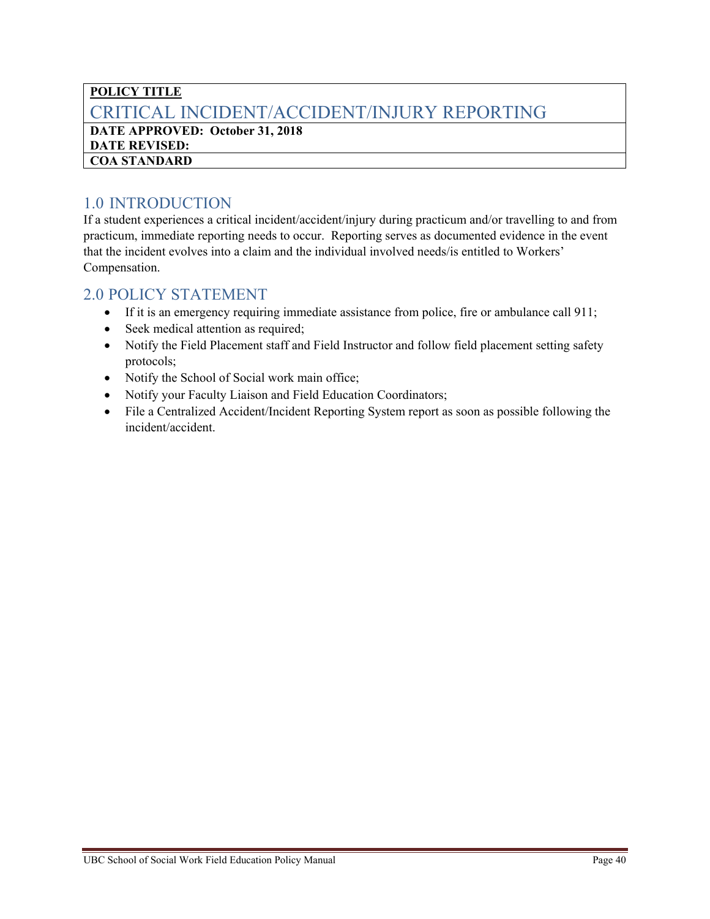| **POLICY TITLE** |
| --- |
| CRITICAL INCIDENT/ACCIDENT/INJURY REPORTING |
| **DATE APPROVED: October 31, 2018**<br>**DATE REVISED:** |
| **COA STANDARD** |

## 1.0 INTRODUCTION

If a student experiences a critical incident/accident/injury during practicum and/or travelling to and from practicum, immediate reporting needs to occur. Reporting serves as documented evidence in the event that the incident evolves into a claim and the individual involved needs/is entitled to Workers' Compensation.

## 2.0 POLICY STATEMENT

- If it is an emergency requiring immediate assistance from police, fire or ambulance call 911;
- Seek medical attention as required;
- Notify the Field Placement staff and Field Instructor and follow field placement setting safety protocols;
- Notify the School of Social work main office;
- Notify your Faculty Liaison and Field Education Coordinators;
- File a Centralized Accident/Incident Reporting System report as soon as possible following the incident/accident.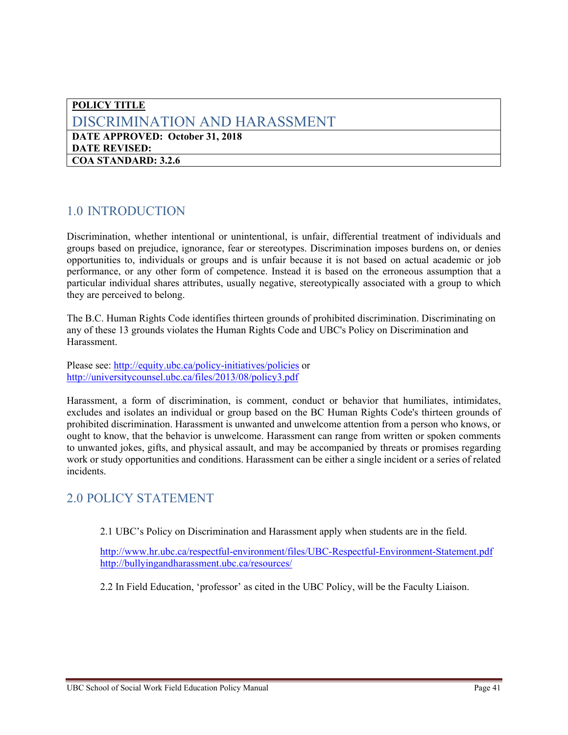| **POLICY TITLE** |
| --- |
| DISCRIMINATION AND HARASSMENT |
| **DATE APPROVED: October 31, 2018** |
| **DATE REVISED:** |
| **COA STANDARD: 3.2.6** |

## 1.0 INTRODUCTION

Discrimination, whether intentional or unintentional, is unfair, differential treatment of individuals and groups based on prejudice, ignorance, fear or stereotypes. Discrimination imposes burdens on, or denies opportunities to, individuals or groups and is unfair because it is not based on actual academic or job performance, or any other form of competence. Instead it is based on the erroneous assumption that a particular individual shares attributes, usually negative, stereotypically associated with a group to which they are perceived to belong.

The B.C. Human Rights Code identifies thirteen grounds of prohibited discrimination. Discriminating on any of these 13 grounds violates the Human Rights Code and UBC's Policy on Discrimination and Harassment.

Please see: http://equity.ubc.ca/policy-initiatives/policies or http://universitycounsel.ubc.ca/files/2013/08/policy3.pdf

Harassment, a form of discrimination, is comment, conduct or behavior that humiliates, intimidates, excludes and isolates an individual or group based on the BC Human Rights Code's thirteen grounds of prohibited discrimination. Harassment is unwanted and unwelcome attention from a person who knows, or ought to know, that the behavior is unwelcome. Harassment can range from written or spoken comments to unwanted jokes, gifts, and physical assault, and may be accompanied by threats or promises regarding work or study opportunities and conditions. Harassment can be either a single incident or a series of related incidents.

## 2.0 POLICY STATEMENT

2.1 UBC's Policy on Discrimination and Harassment apply when students are in the field.

http://www.hr.ubc.ca/respectful-environment/files/UBC-Respectful-Environment-Statement.pdf
http://bullyingandharassment.ubc.ca/resources/

2.2 In Field Education, 'professor' as cited in the UBC Policy, will be the Faculty Liaison.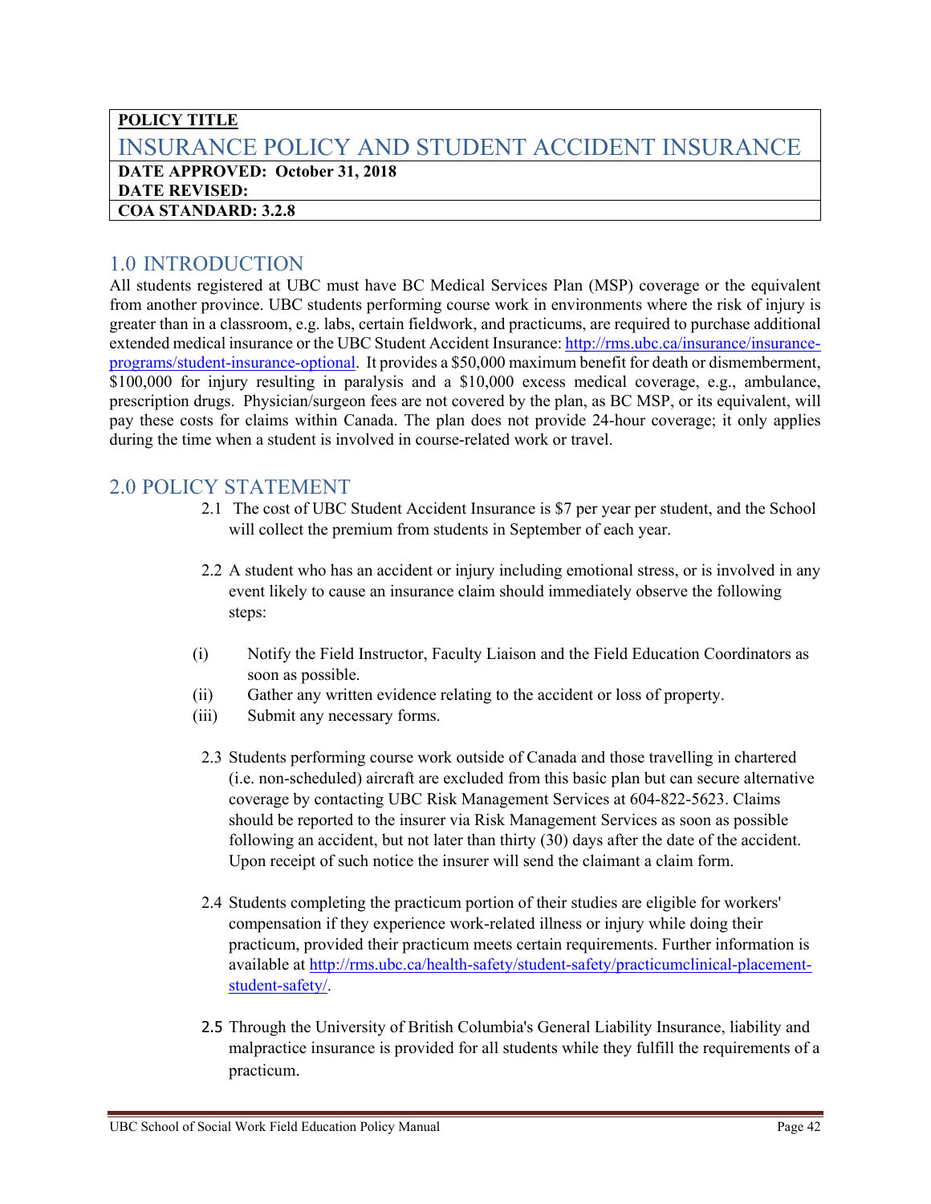**POLICY TITLE**

# INSURANCE POLICY AND STUDENT ACCIDENT INSURANCE

**DATE APPROVED: October 31, 2018**
**DATE REVISED:**
**COA STANDARD: 3.2.8**

## 1.0 INTRODUCTION

All students registered at UBC must have BC Medical Services Plan (MSP) coverage or the equivalent from another province. UBC students performing course work in environments where the risk of injury is greater than in a classroom, e.g. labs, certain fieldwork, and practicums, are required to purchase additional extended medical insurance or the UBC Student Accident Insurance: [http://rms.ubc.ca/insurance/insurance-programs/student-insurance-optional](http://rms.ubc.ca/insurance/insurance-programs/student-insurance-optional). It provides a $50,000 maximum benefit for death or dismemberment, $100,000 for injury resulting in paralysis and a $10,000 excess medical coverage, e.g., ambulance, prescription drugs. Physician/surgeon fees are not covered by the plan, as BC MSP, or its equivalent, will pay these costs for claims within Canada. The plan does not provide 24-hour coverage; it only applies during the time when a student is involved in course-related work or travel.

## 2.0 POLICY STATEMENT

2.1 The cost of UBC Student Accident Insurance is $7 per year per student, and the School will collect the premium from students in September of each year.

2.2 A student who has an accident or injury including emotional stress, or is involved in any event likely to cause an insurance claim should immediately observe the following steps:

(i) Notify the Field Instructor, Faculty Liaison and the Field Education Coordinators as soon as possible.
(ii) Gather any written evidence relating to the accident or loss of property.
(iii) Submit any necessary forms.

2.3 Students performing course work outside of Canada and those travelling in chartered (i.e. non-scheduled) aircraft are excluded from this basic plan but can secure alternative coverage by contacting UBC Risk Management Services at 604-822-5623. Claims should be reported to the insurer via Risk Management Services as soon as possible following an accident, but not later than thirty (30) days after the date of the accident. Upon receipt of such notice the insurer will send the claimant a claim form.

2.4 Students completing the practicum portion of their studies are eligible for workers' compensation if they experience work-related illness or injury while doing their practicum, provided their practicum meets certain requirements. Further information is available at [http://rms.ubc.ca/health-safety/student-safety/practicumclinical-placement-student-safety/](http://rms.ubc.ca/health-safety/student-safety/practicumclinical-placement-student-safety/).

2.5 Through the University of British Columbia's General Liability Insurance, liability and malpractice insurance is provided for all students while they fulfill the requirements of a practicum.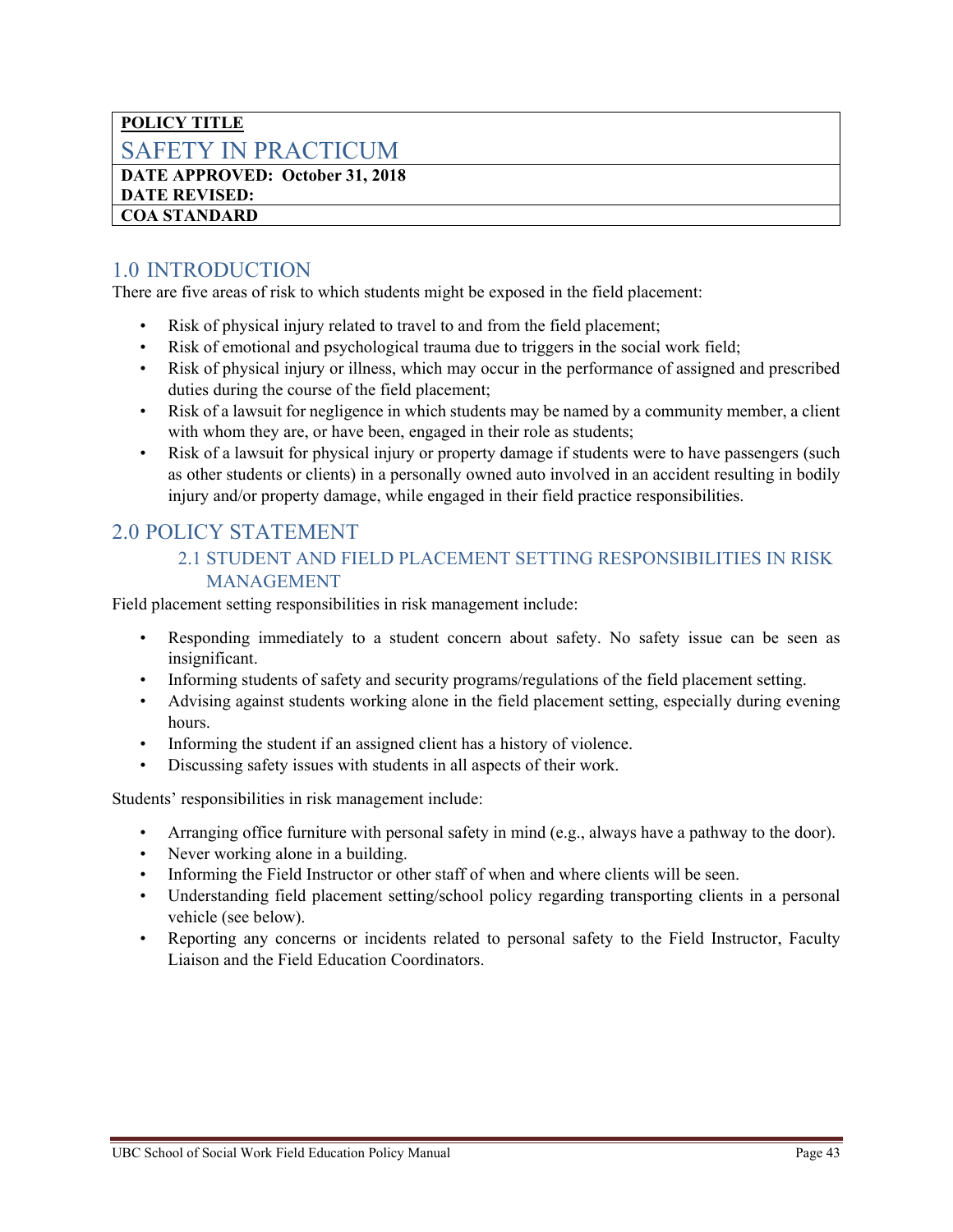| **POLICY TITLE** |
|---|
| SAFETY IN PRACTICUM |
| **DATE APPROVED: October 31, 2018** |
| **DATE REVISED:** |
| **COA STANDARD** |

## 1.0 INTRODUCTION

There are five areas of risk to which students might be exposed in the field placement:

- Risk of physical injury related to travel to and from the field placement;
- Risk of emotional and psychological trauma due to triggers in the social work field;
- Risk of physical injury or illness, which may occur in the performance of assigned and prescribed duties during the course of the field placement;
- Risk of a lawsuit for negligence in which students may be named by a community member, a client with whom they are, or have been, engaged in their role as students;
- Risk of a lawsuit for physical injury or property damage if students were to have passengers (such as other students or clients) in a personally owned auto involved in an accident resulting in bodily injury and/or property damage, while engaged in their field practice responsibilities.

## 2.0 POLICY STATEMENT

### 2.1 STUDENT AND FIELD PLACEMENT SETTING RESPONSIBILITIES IN RISK MANAGEMENT

Field placement setting responsibilities in risk management include:

- Responding immediately to a student concern about safety. No safety issue can be seen as insignificant.
- Informing students of safety and security programs/regulations of the field placement setting.
- Advising against students working alone in the field placement setting, especially during evening hours.
- Informing the student if an assigned client has a history of violence.
- Discussing safety issues with students in all aspects of their work.

Students' responsibilities in risk management include:

- Arranging office furniture with personal safety in mind (e.g., always have a pathway to the door).
- Never working alone in a building.
- Informing the Field Instructor or other staff of when and where clients will be seen.
- Understanding field placement setting/school policy regarding transporting clients in a personal vehicle (see below).
- Reporting any concerns or incidents related to personal safety to the Field Instructor, Faculty Liaison and the Field Education Coordinators.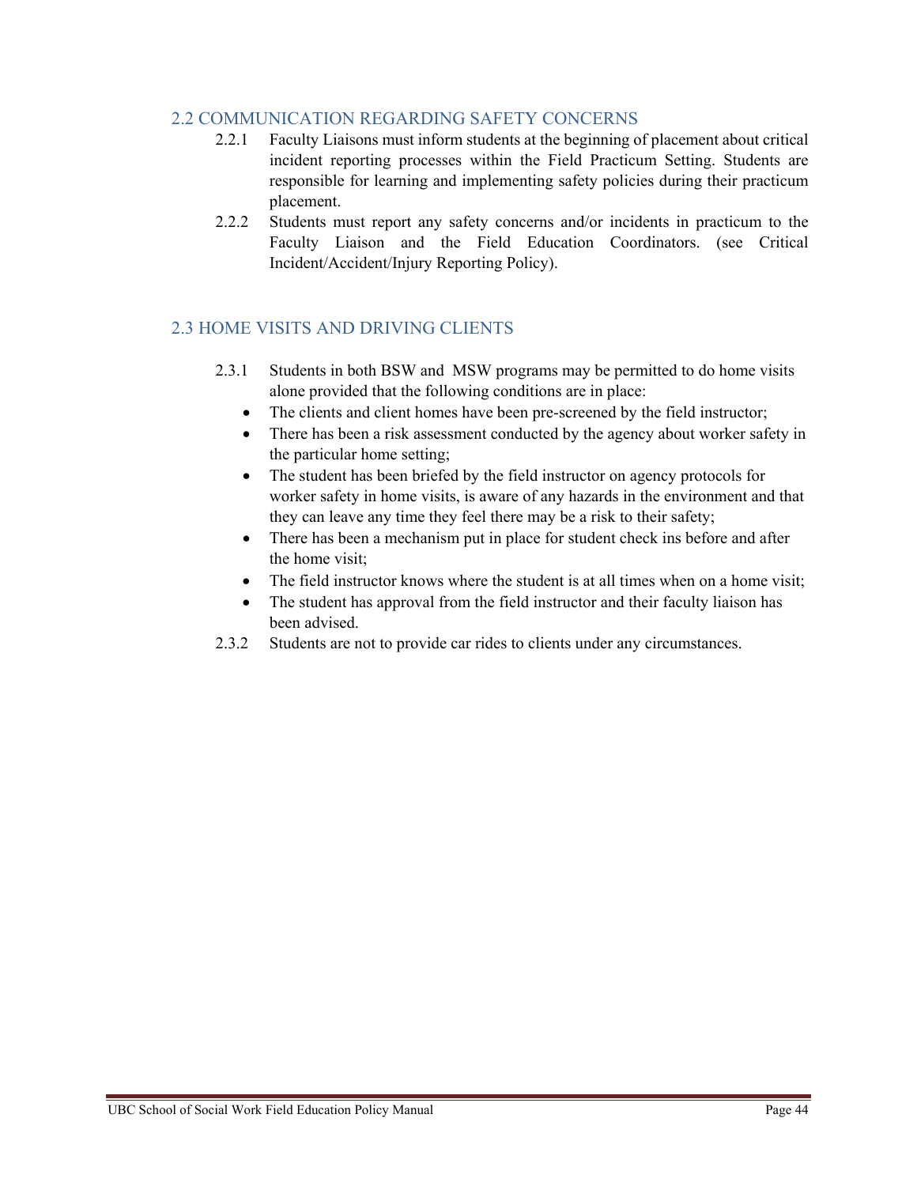## 2.2 COMMUNICATION REGARDING SAFETY CONCERNS

2.2.1 Faculty Liaisons must inform students at the beginning of placement about critical incident reporting processes within the Field Practicum Setting. Students are responsible for learning and implementing safety policies during their practicum placement.

2.2.2 Students must report any safety concerns and/or incidents in practicum to the Faculty Liaison and the Field Education Coordinators. (see Critical Incident/Accident/Injury Reporting Policy).

## 2.3 HOME VISITS AND DRIVING CLIENTS

2.3.1 Students in both BSW and MSW programs may be permitted to do home visits alone provided that the following conditions are in place:

- The clients and client homes have been pre-screened by the field instructor;
- There has been a risk assessment conducted by the agency about worker safety in the particular home setting;
- The student has been briefed by the field instructor on agency protocols for worker safety in home visits, is aware of any hazards in the environment and that they can leave any time they feel there may be a risk to their safety;
- There has been a mechanism put in place for student check ins before and after the home visit;
- The field instructor knows where the student is at all times when on a home visit;
- The student has approval from the field instructor and their faculty liaison has been advised.

2.3.2 Students are not to provide car rides to clients under any circumstances.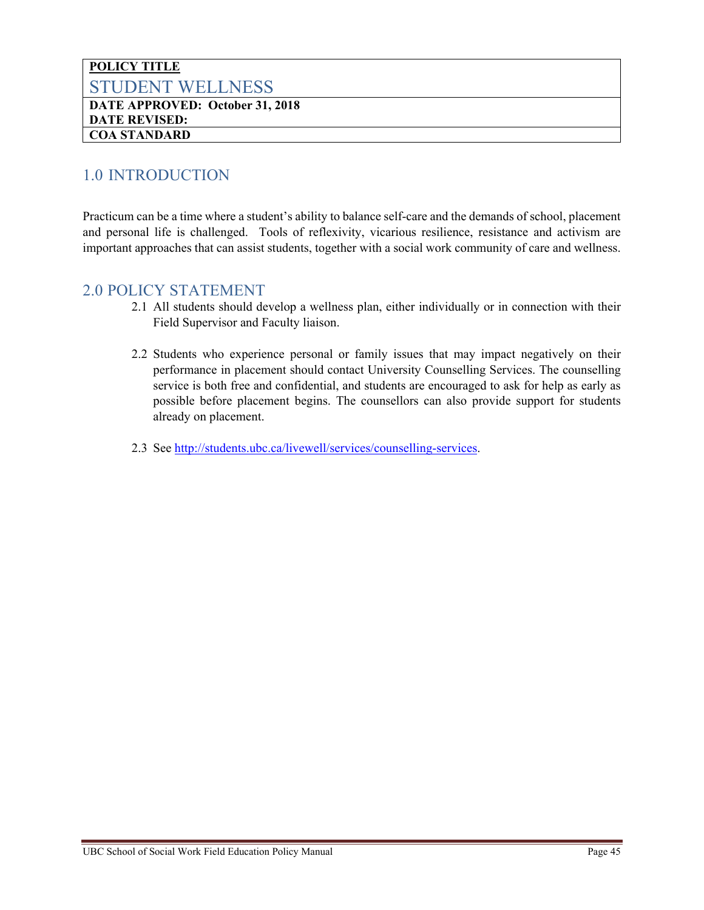| **POLICY TITLE** |
|---|
| STUDENT WELLNESS |
| **DATE APPROVED: October 31, 2018** |
| **DATE REVISED:** |
| **COA STANDARD** |

## 1.0 INTRODUCTION

Practicum can be a time where a student's ability to balance self-care and the demands of school, placement and personal life is challenged. Tools of reflexivity, vicarious resilience, resistance and activism are important approaches that can assist students, together with a social work community of care and wellness.

## 2.0 POLICY STATEMENT

2.1 All students should develop a wellness plan, either individually or in connection with their Field Supervisor and Faculty liaison.

2.2 Students who experience personal or family issues that may impact negatively on their performance in placement should contact University Counselling Services. The counselling service is both free and confidential, and students are encouraged to ask for help as early as possible before placement begins. The counsellors can also provide support for students already on placement.

2.3 See http://students.ubc.ca/livewell/services/counselling-services.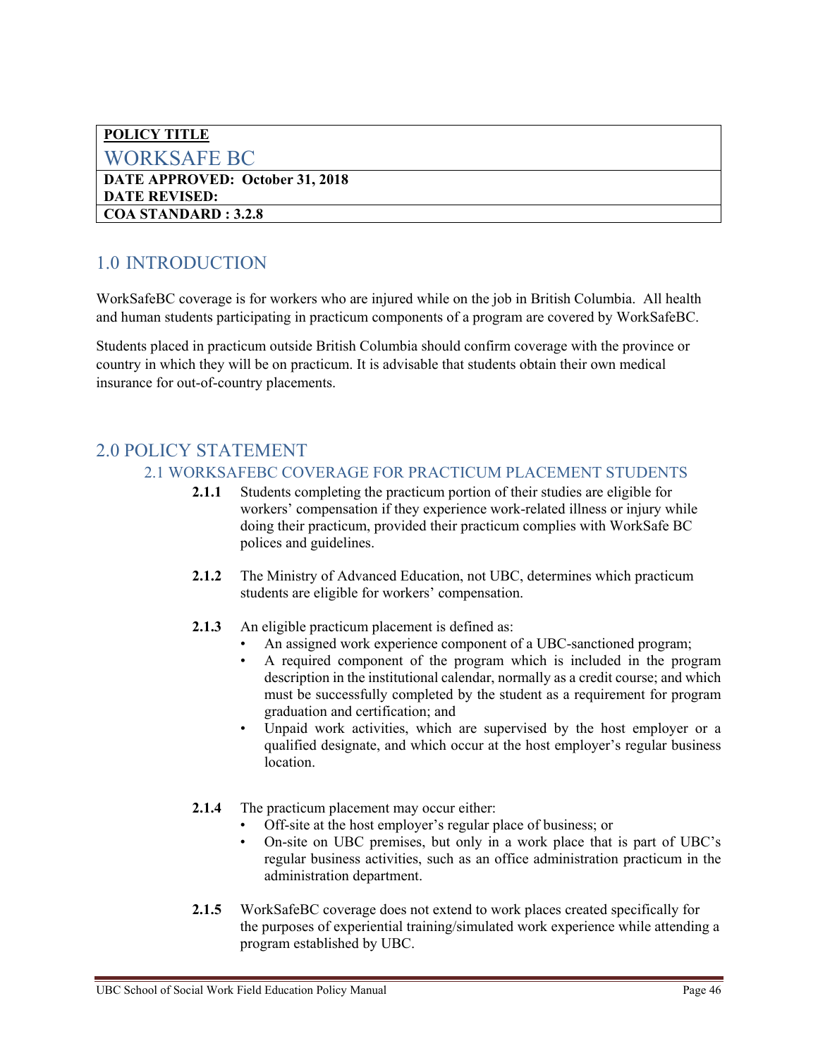| **POLICY TITLE** |
| --- |
| WORKSAFE BC |
| **DATE APPROVED: October 31, 2018**<br>**DATE REVISED:** |
| **COA STANDARD : 3.2.8** |

## 1.0 INTRODUCTION

WorkSafeBC coverage is for workers who are injured while on the job in British Columbia. All health and human students participating in practicum components of a program are covered by WorkSafeBC.

Students placed in practicum outside British Columbia should confirm coverage with the province or country in which they will be on practicum. It is advisable that students obtain their own medical insurance for out-of-country placements.

## 2.0 POLICY STATEMENT

### 2.1 WORKSAFEBC COVERAGE FOR PRACTICUM PLACEMENT STUDENTS

**2.1.1** Students completing the practicum portion of their studies are eligible for workers' compensation if they experience work-related illness or injury while doing their practicum, provided their practicum complies with WorkSafe BC polices and guidelines.

**2.1.2** The Ministry of Advanced Education, not UBC, determines which practicum students are eligible for workers' compensation.

**2.1.3** An eligible practicum placement is defined as:

- An assigned work experience component of a UBC-sanctioned program;
- A required component of the program which is included in the program description in the institutional calendar, normally as a credit course; and which must be successfully completed by the student as a requirement for program graduation and certification; and
- Unpaid work activities, which are supervised by the host employer or a qualified designate, and which occur at the host employer's regular business location.

**2.1.4** The practicum placement may occur either:

- Off-site at the host employer's regular place of business; or
- On-site on UBC premises, but only in a work place that is part of UBC's regular business activities, such as an office administration practicum in the administration department.

**2.1.5** WorkSafeBC coverage does not extend to work places created specifically for the purposes of experiential training/simulated work experience while attending a program established by UBC.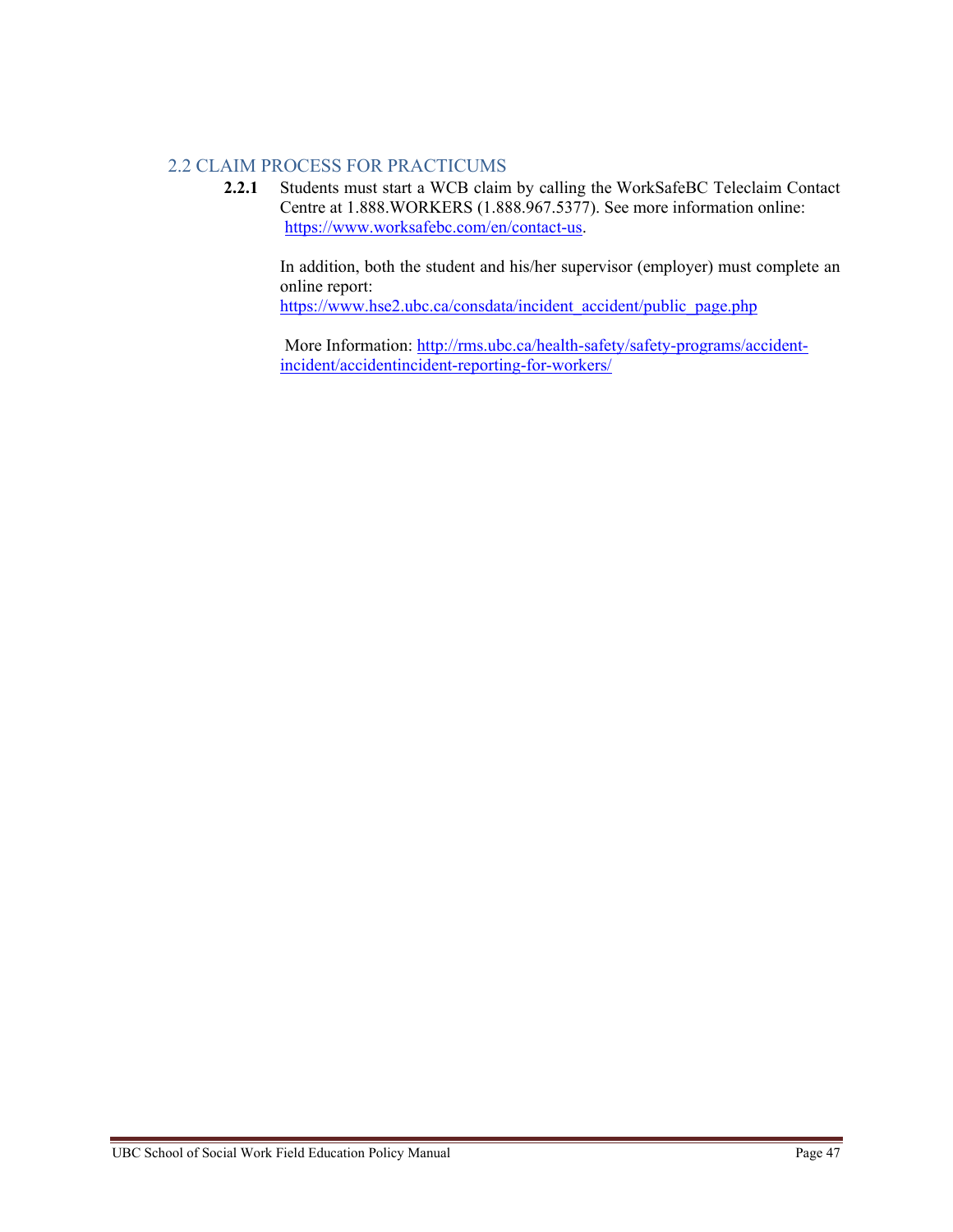## 2.2 CLAIM PROCESS FOR PRACTICUMS

**2.2.1** Students must start a WCB claim by calling the WorkSafeBC Teleclaim Contact Centre at 1.888.WORKERS (1.888.967.5377). See more information online: https://www.worksafebc.com/en/contact-us.

In addition, both the student and his/her supervisor (employer) must complete an online report: https://www.hse2.ubc.ca/consdata/incident_accident/public_page.php

More Information: http://rms.ubc.ca/health-safety/safety-programs/accident-incident/accidentincident-reporting-for-workers/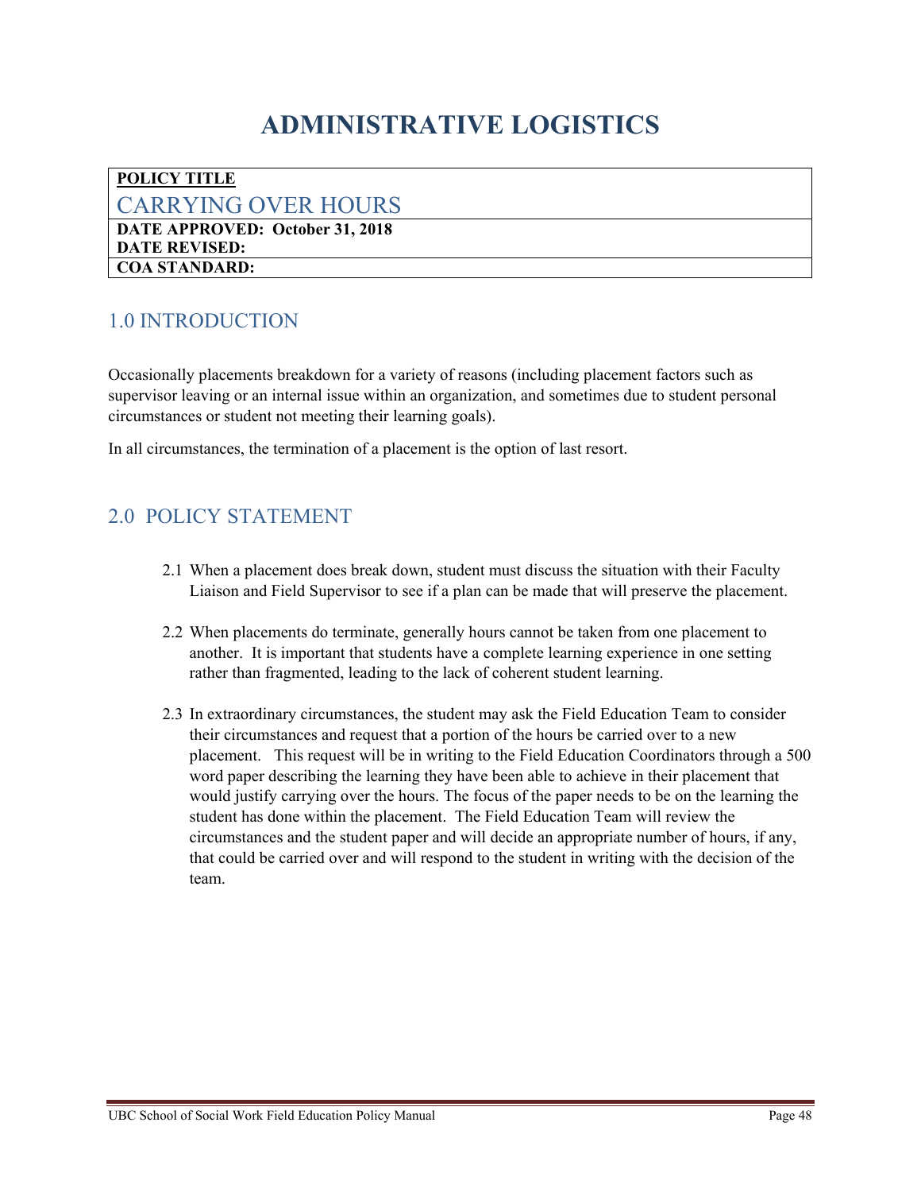# ADMINISTRATIVE LOGISTICS

| **POLICY TITLE**<br>CARRYING OVER HOURS |
|---|
| **DATE APPROVED: October 31, 2018**<br>**DATE REVISED:** |
| **COA STANDARD:** |

## 1.0 INTRODUCTION

Occasionally placements breakdown for a variety of reasons (including placement factors such as supervisor leaving or an internal issue within an organization, and sometimes due to student personal circumstances or student not meeting their learning goals).

In all circumstances, the termination of a placement is the option of last resort.

## 2.0 POLICY STATEMENT

2.1 When a placement does break down, student must discuss the situation with their Faculty Liaison and Field Supervisor to see if a plan can be made that will preserve the placement.

2.2 When placements do terminate, generally hours cannot be taken from one placement to another. It is important that students have a complete learning experience in one setting rather than fragmented, leading to the lack of coherent student learning.

2.3 In extraordinary circumstances, the student may ask the Field Education Team to consider their circumstances and request that a portion of the hours be carried over to a new placement. This request will be in writing to the Field Education Coordinators through a 500 word paper describing the learning they have been able to achieve in their placement that would justify carrying over the hours. The focus of the paper needs to be on the learning the student has done within the placement. The Field Education Team will review the circumstances and the student paper and will decide an appropriate number of hours, if any, that could be carried over and will respond to the student in writing with the decision of the team.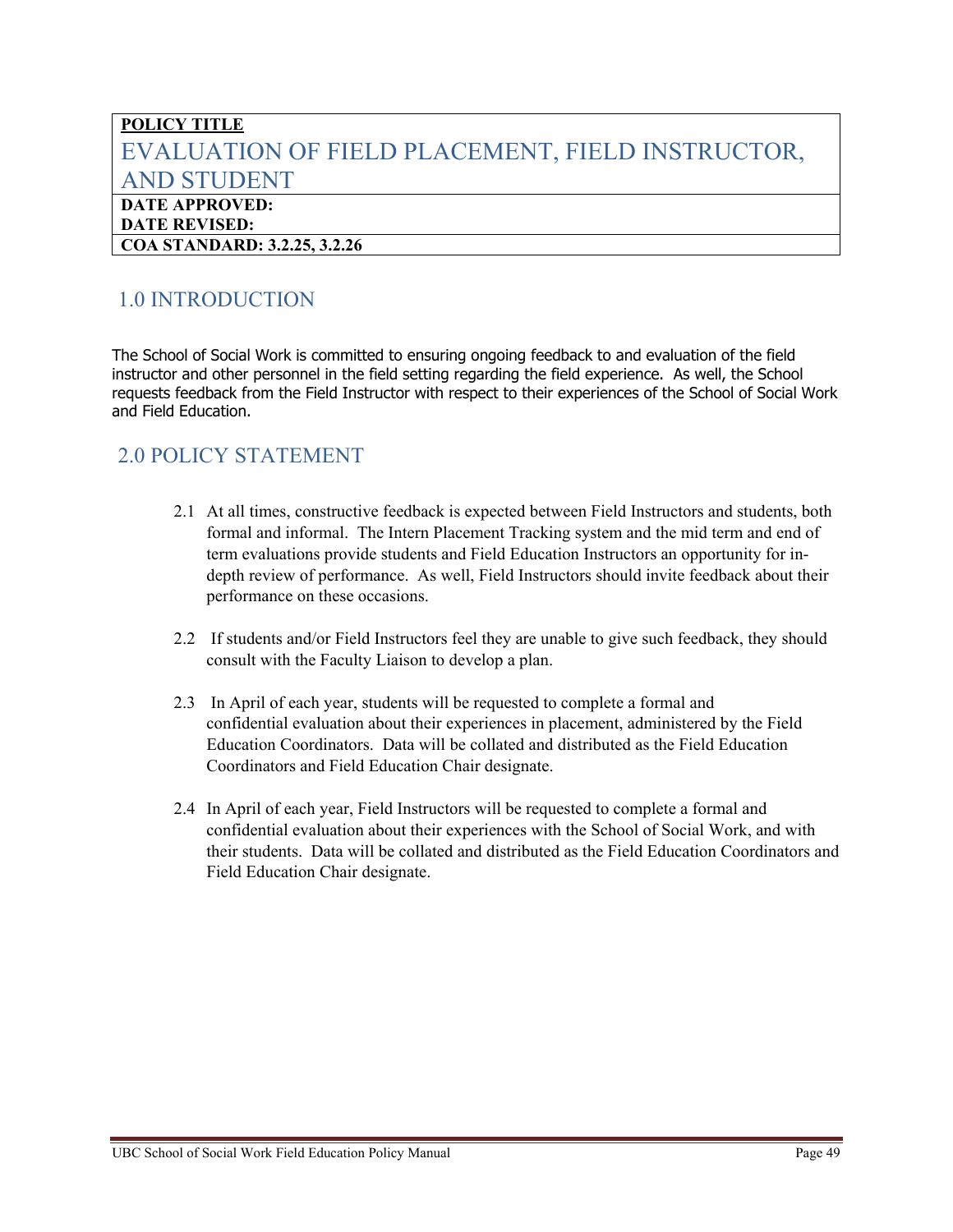| **POLICY TITLE** |
| --- |
| EVALUATION OF FIELD PLACEMENT, FIELD INSTRUCTOR, AND STUDENT |
| **DATE APPROVED:**<br>**DATE REVISED:** |
| **COA STANDARD: 3.2.25, 3.2.26** |

## 1.0 INTRODUCTION

The School of Social Work is committed to ensuring ongoing feedback to and evaluation of the field instructor and other personnel in the field setting regarding the field experience. As well, the School requests feedback from the Field Instructor with respect to their experiences of the School of Social Work and Field Education.

## 2.0 POLICY STATEMENT

2.1 At all times, constructive feedback is expected between Field Instructors and students, both formal and informal. The Intern Placement Tracking system and the mid term and end of term evaluations provide students and Field Education Instructors an opportunity for in-depth review of performance. As well, Field Instructors should invite feedback about their performance on these occasions.

2.2 If students and/or Field Instructors feel they are unable to give such feedback, they should consult with the Faculty Liaison to develop a plan.

2.3 In April of each year, students will be requested to complete a formal and confidential evaluation about their experiences in placement, administered by the Field Education Coordinators. Data will be collated and distributed as the Field Education Coordinators and Field Education Chair designate.

2.4 In April of each year, Field Instructors will be requested to complete a formal and confidential evaluation about their experiences with the School of Social Work, and with their students. Data will be collated and distributed as the Field Education Coordinators and Field Education Chair designate.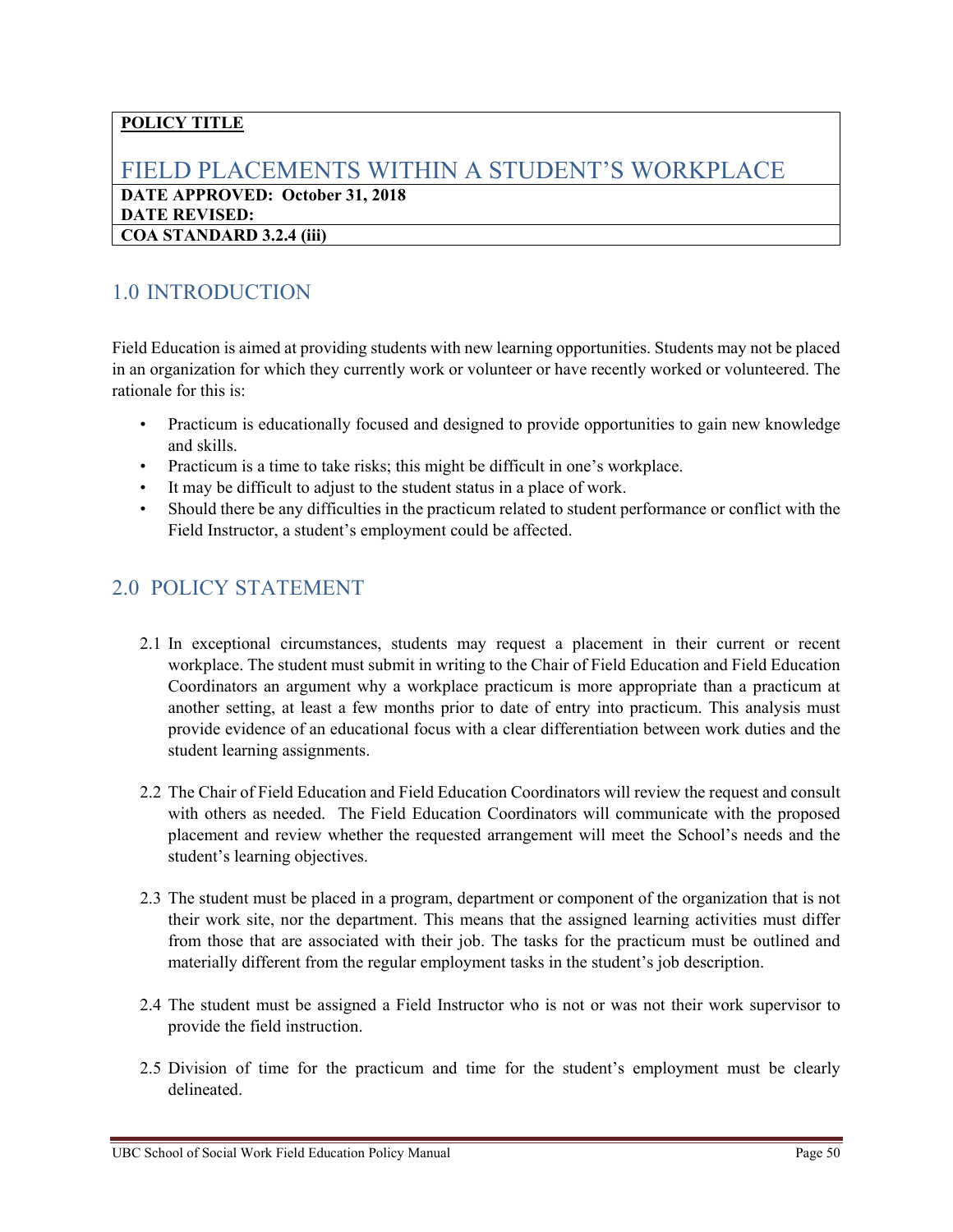**POLICY TITLE**

# FIELD PLACEMENTS WITHIN A STUDENT'S WORKPLACE

**DATE APPROVED: October 31, 2018**
**DATE REVISED:**
**COA STANDARD 3.2.4 (iii)**

## 1.0 INTRODUCTION

Field Education is aimed at providing students with new learning opportunities. Students may not be placed in an organization for which they currently work or volunteer or have recently worked or volunteered. The rationale for this is:

- Practicum is educationally focused and designed to provide opportunities to gain new knowledge and skills.
- Practicum is a time to take risks; this might be difficult in one's workplace.
- It may be difficult to adjust to the student status in a place of work.
- Should there be any difficulties in the practicum related to student performance or conflict with the Field Instructor, a student's employment could be affected.

## 2.0 POLICY STATEMENT

2.1 In exceptional circumstances, students may request a placement in their current or recent workplace. The student must submit in writing to the Chair of Field Education and Field Education Coordinators an argument why a workplace practicum is more appropriate than a practicum at another setting, at least a few months prior to date of entry into practicum. This analysis must provide evidence of an educational focus with a clear differentiation between work duties and the student learning assignments.

2.2 The Chair of Field Education and Field Education Coordinators will review the request and consult with others as needed. The Field Education Coordinators will communicate with the proposed placement and review whether the requested arrangement will meet the School's needs and the student's learning objectives.

2.3 The student must be placed in a program, department or component of the organization that is not their work site, nor the department. This means that the assigned learning activities must differ from those that are associated with their job. The tasks for the practicum must be outlined and materially different from the regular employment tasks in the student's job description.

2.4 The student must be assigned a Field Instructor who is not or was not their work supervisor to provide the field instruction.

2.5 Division of time for the practicum and time for the student's employment must be clearly delineated.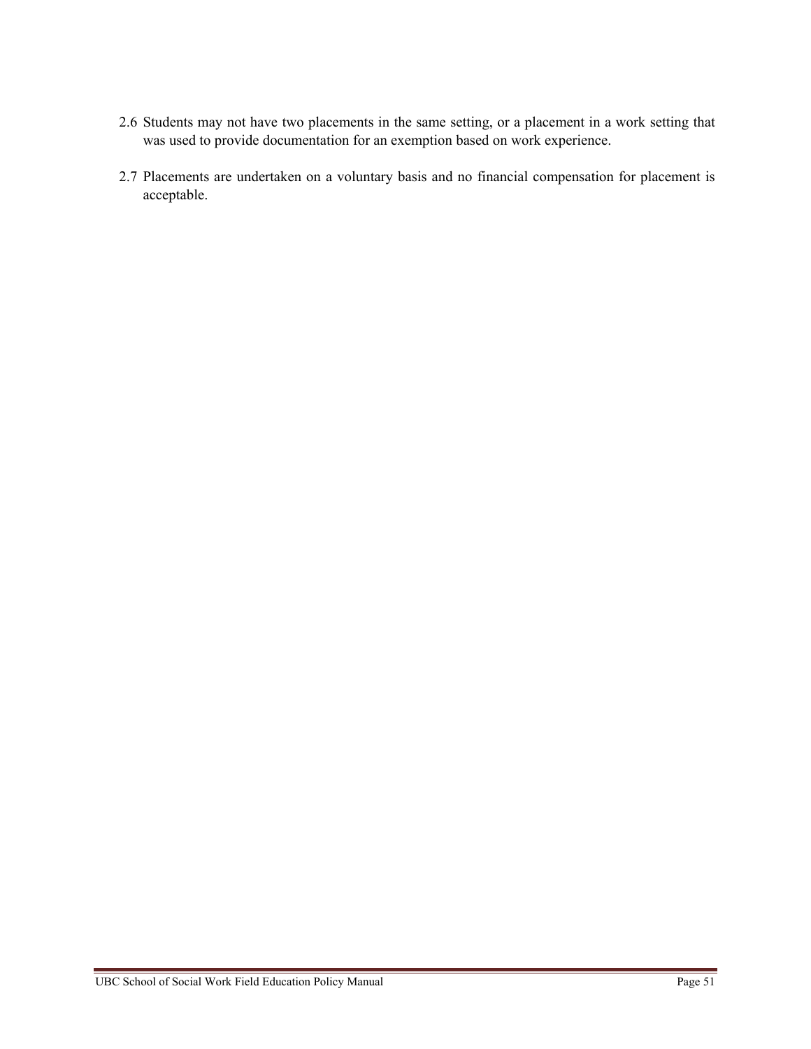2.6 Students may not have two placements in the same setting, or a placement in a work setting that was used to provide documentation for an exemption based on work experience.

2.7 Placements are undertaken on a voluntary basis and no financial compensation for placement is acceptable.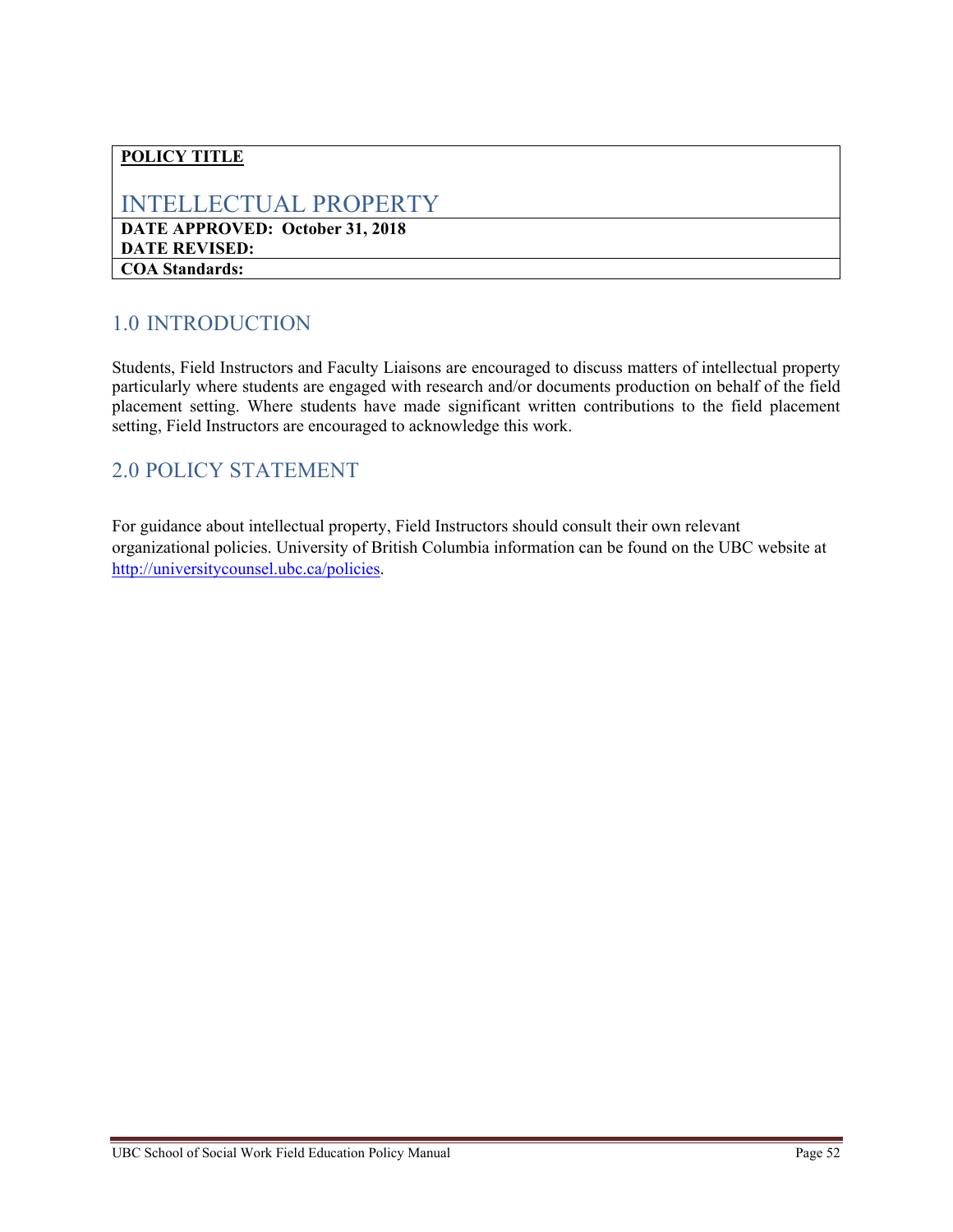**POLICY TITLE**

# INTELLECTUAL PROPERTY

**DATE APPROVED: October 31, 2018**
**DATE REVISED:**
**COA Standards:**

## 1.0 INTRODUCTION

Students, Field Instructors and Faculty Liaisons are encouraged to discuss matters of intellectual property particularly where students are engaged with research and/or documents production on behalf of the field placement setting. Where students have made significant written contributions to the field placement setting, Field Instructors are encouraged to acknowledge this work.

## 2.0 POLICY STATEMENT

For guidance about intellectual property, Field Instructors should consult their own relevant organizational policies. University of British Columbia information can be found on the UBC website at [http://universitycounsel.ubc.ca/policies](http://universitycounsel.ubc.ca/policies).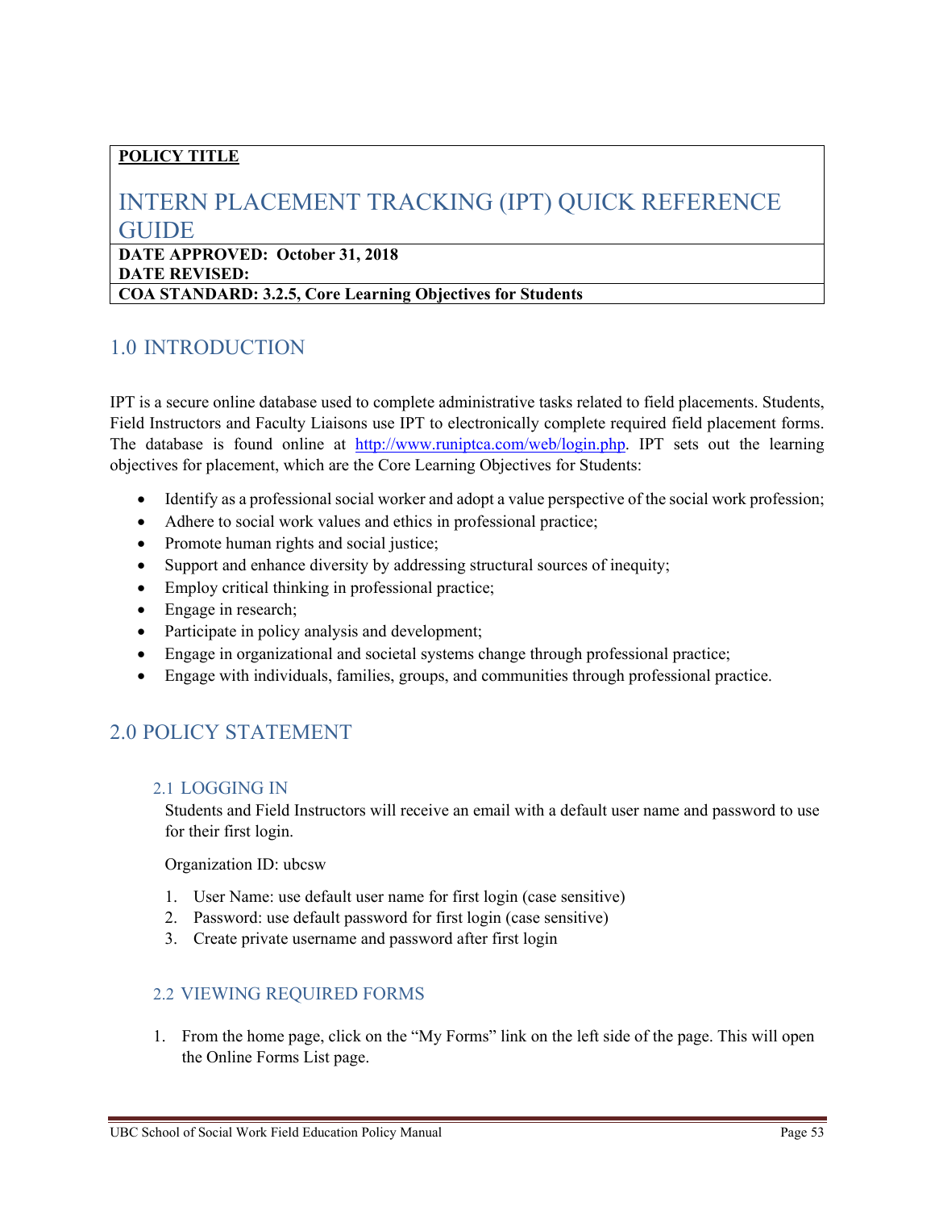**POLICY TITLE**

# INTERN PLACEMENT TRACKING (IPT) QUICK REFERENCE GUIDE

**DATE APPROVED: October 31, 2018**
**DATE REVISED:**
**COA STANDARD: 3.2.5, Core Learning Objectives for Students**

## 1.0 INTRODUCTION

IPT is a secure online database used to complete administrative tasks related to field placements. Students, Field Instructors and Faculty Liaisons use IPT to electronically complete required field placement forms. The database is found online at http://www.runiptca.com/web/login.php. IPT sets out the learning objectives for placement, which are the Core Learning Objectives for Students:

- Identify as a professional social worker and adopt a value perspective of the social work profession;
- Adhere to social work values and ethics in professional practice;
- Promote human rights and social justice;
- Support and enhance diversity by addressing structural sources of inequity;
- Employ critical thinking in professional practice;
- Engage in research;
- Participate in policy analysis and development;
- Engage in organizational and societal systems change through professional practice;
- Engage with individuals, families, groups, and communities through professional practice.

## 2.0 POLICY STATEMENT

### 2.1 LOGGING IN

Students and Field Instructors will receive an email with a default user name and password to use for their first login.

Organization ID: ubcsw

1. User Name: use default user name for first login (case sensitive)
2. Password: use default password for first login (case sensitive)
3. Create private username and password after first login

### 2.2 VIEWING REQUIRED FORMS

1. From the home page, click on the "My Forms" link on the left side of the page. This will open the Online Forms List page.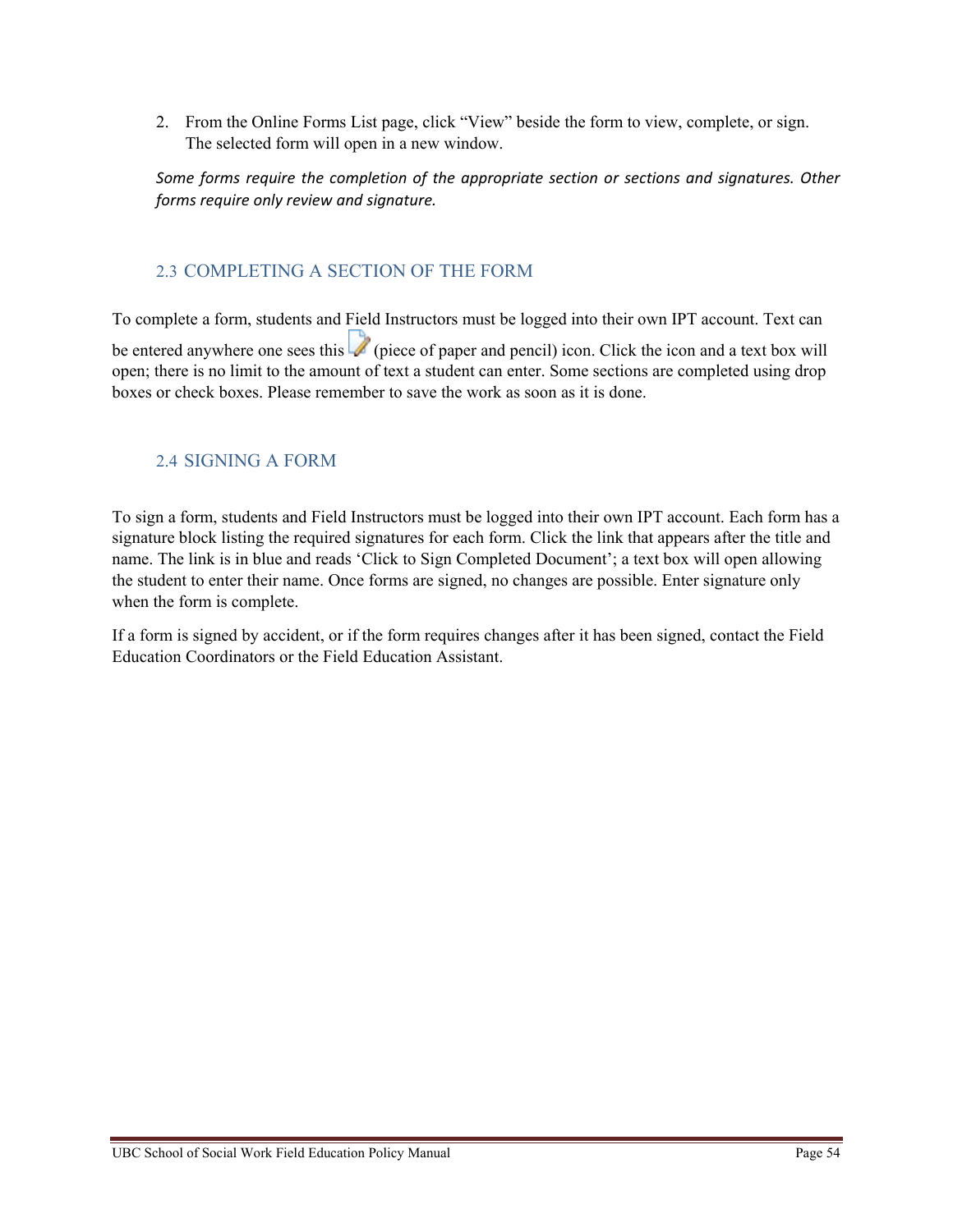2. From the Online Forms List page, click “View” beside the form to view, complete, or sign. The selected form will open in a new window.

*Some forms require the completion of the appropriate section or sections and signatures. Other forms require only review and signature.*

## 2.3 COMPLETING A SECTION OF THE FORM

To complete a form, students and Field Instructors must be logged into their own IPT account. Text can be entered anywhere one sees this (piece of paper and pencil) icon. Click the icon and a text box will open; there is no limit to the amount of text a student can enter. Some sections are completed using drop boxes or check boxes. Please remember to save the work as soon as it is done.

## 2.4 SIGNING A FORM

To sign a form, students and Field Instructors must be logged into their own IPT account. Each form has a signature block listing the required signatures for each form. Click the link that appears after the title and name. The link is in blue and reads ‘Click to Sign Completed Document’; a text box will open allowing the student to enter their name. Once forms are signed, no changes are possible. Enter signature only when the form is complete.

If a form is signed by accident, or if the form requires changes after it has been signed, contact the Field Education Coordinators or the Field Education Assistant.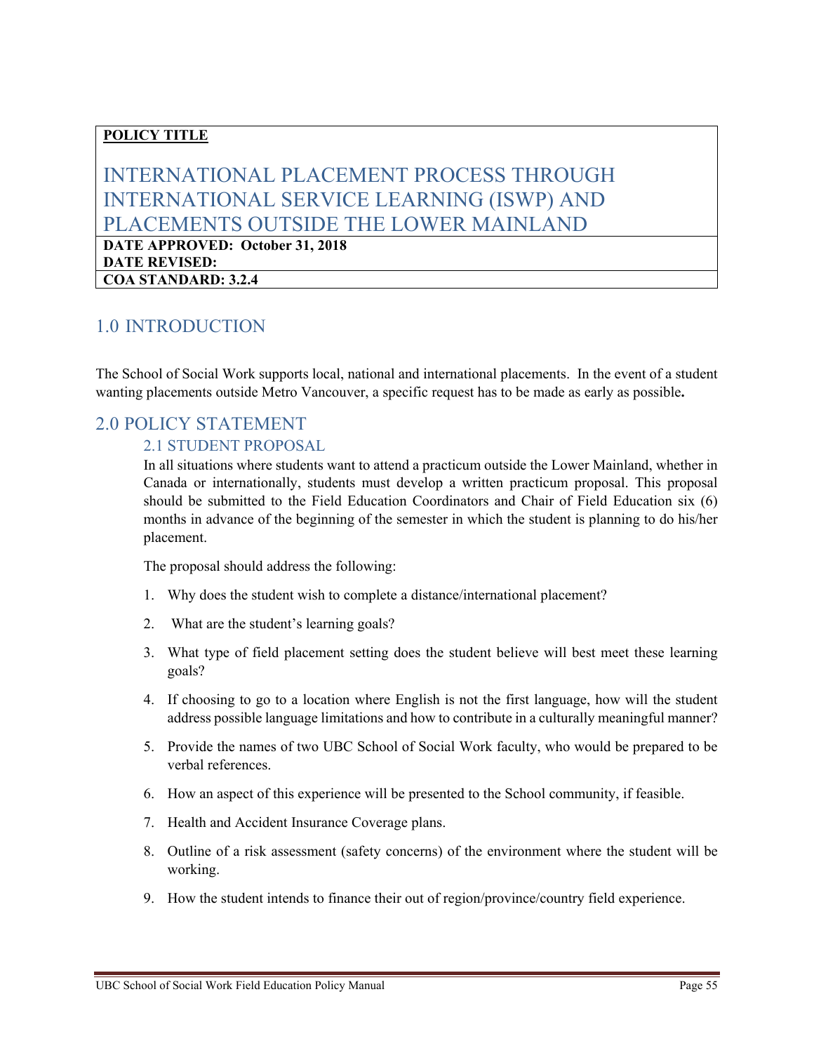**POLICY TITLE**

# INTERNATIONAL PLACEMENT PROCESS THROUGH INTERNATIONAL SERVICE LEARNING (ISWP) AND PLACEMENTS OUTSIDE THE LOWER MAINLAND

**DATE APPROVED: October 31, 2018**
**DATE REVISED:**
**COA STANDARD: 3.2.4**

## 1.0 INTRODUCTION

The School of Social Work supports local, national and international placements. In the event of a student wanting placements outside Metro Vancouver, a specific request has to be made as early as possible**.**

## 2.0 POLICY STATEMENT

### 2.1 STUDENT PROPOSAL

In all situations where students want to attend a practicum outside the Lower Mainland, whether in Canada or internationally, students must develop a written practicum proposal. This proposal should be submitted to the Field Education Coordinators and Chair of Field Education six (6) months in advance of the beginning of the semester in which the student is planning to do his/her placement.

The proposal should address the following:

1. Why does the student wish to complete a distance/international placement?
2. What are the student's learning goals?
3. What type of field placement setting does the student believe will best meet these learning goals?
4. If choosing to go to a location where English is not the first language, how will the student address possible language limitations and how to contribute in a culturally meaningful manner?
5. Provide the names of two UBC School of Social Work faculty, who would be prepared to be verbal references.
6. How an aspect of this experience will be presented to the School community, if feasible.
7. Health and Accident Insurance Coverage plans.
8. Outline of a risk assessment (safety concerns) of the environment where the student will be working.
9. How the student intends to finance their out of region/province/country field experience.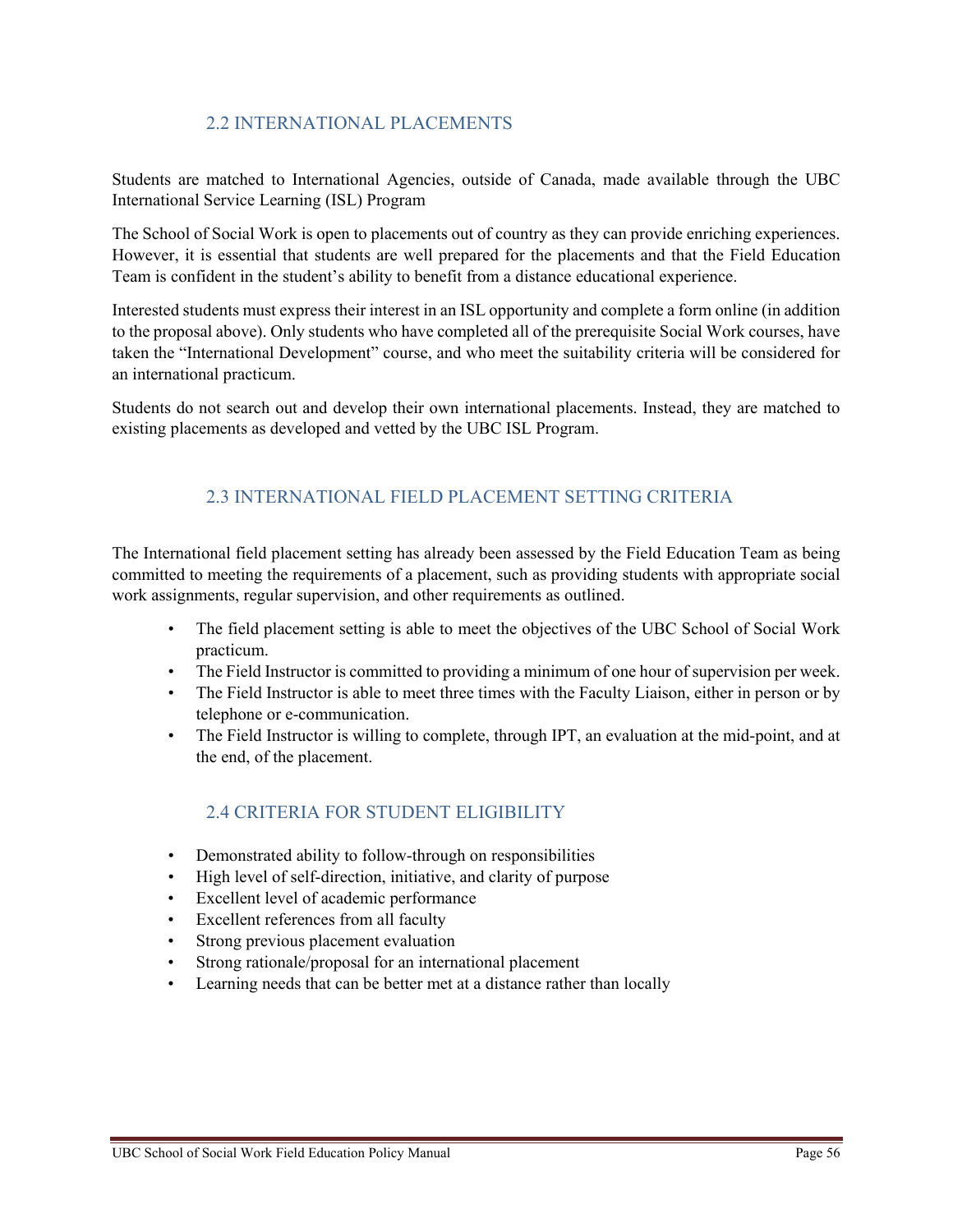## 2.2 INTERNATIONAL PLACEMENTS

Students are matched to International Agencies, outside of Canada, made available through the UBC International Service Learning (ISL) Program

The School of Social Work is open to placements out of country as they can provide enriching experiences. However, it is essential that students are well prepared for the placements and that the Field Education Team is confident in the student's ability to benefit from a distance educational experience.

Interested students must express their interest in an ISL opportunity and complete a form online (in addition to the proposal above). Only students who have completed all of the prerequisite Social Work courses, have taken the "International Development" course, and who meet the suitability criteria will be considered for an international practicum.

Students do not search out and develop their own international placements. Instead, they are matched to existing placements as developed and vetted by the UBC ISL Program.

## 2.3 INTERNATIONAL FIELD PLACEMENT SETTING CRITERIA

The International field placement setting has already been assessed by the Field Education Team as being committed to meeting the requirements of a placement, such as providing students with appropriate social work assignments, regular supervision, and other requirements as outlined.

- The field placement setting is able to meet the objectives of the UBC School of Social Work practicum.
- The Field Instructor is committed to providing a minimum of one hour of supervision per week.
- The Field Instructor is able to meet three times with the Faculty Liaison, either in person or by telephone or e-communication.
- The Field Instructor is willing to complete, through IPT, an evaluation at the mid-point, and at the end, of the placement.

## 2.4 CRITERIA FOR STUDENT ELIGIBILITY

- Demonstrated ability to follow-through on responsibilities
- High level of self-direction, initiative, and clarity of purpose
- Excellent level of academic performance
- Excellent references from all faculty
- Strong previous placement evaluation
- Strong rationale/proposal for an international placement
- Learning needs that can be better met at a distance rather than locally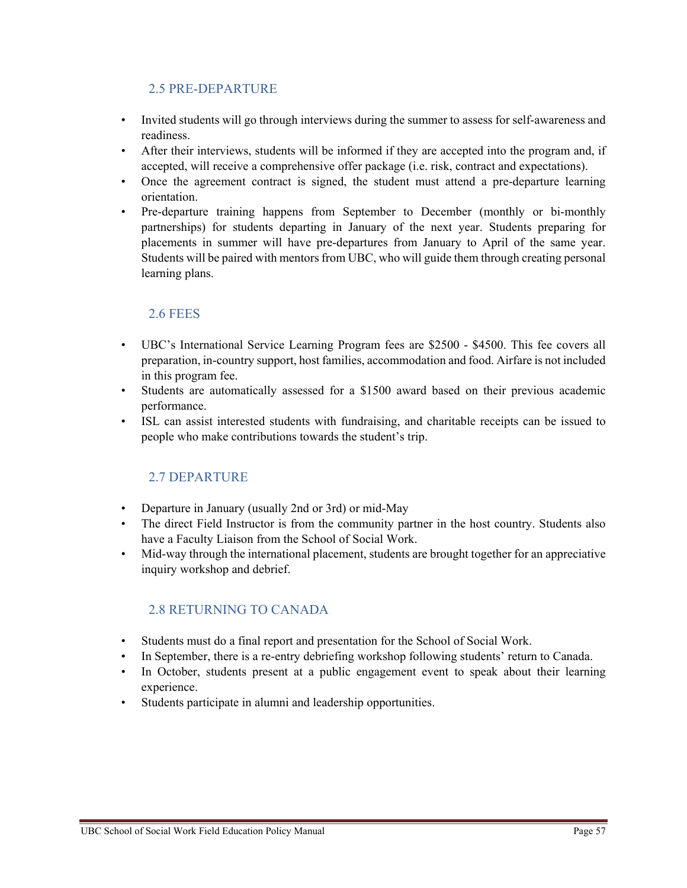### 2.5 PRE-DEPARTURE

- Invited students will go through interviews during the summer to assess for self-awareness and readiness.
- After their interviews, students will be informed if they are accepted into the program and, if accepted, will receive a comprehensive offer package (i.e. risk, contract and expectations).
- Once the agreement contract is signed, the student must attend a pre-departure learning orientation.
- Pre-departure training happens from September to December (monthly or bi-monthly partnerships) for students departing in January of the next year. Students preparing for placements in summer will have pre-departures from January to April of the same year. Students will be paired with mentors from UBC, who will guide them through creating personal learning plans.

### 2.6 FEES

- UBC's International Service Learning Program fees are $2500 - $4500. This fee covers all preparation, in-country support, host families, accommodation and food. Airfare is not included in this program fee.
- Students are automatically assessed for a $1500 award based on their previous academic performance.
- ISL can assist interested students with fundraising, and charitable receipts can be issued to people who make contributions towards the student's trip.

### 2.7 DEPARTURE

- Departure in January (usually 2nd or 3rd) or mid-May
- The direct Field Instructor is from the community partner in the host country. Students also have a Faculty Liaison from the School of Social Work.
- Mid-way through the international placement, students are brought together for an appreciative inquiry workshop and debrief.

### 2.8 RETURNING TO CANADA

- Students must do a final report and presentation for the School of Social Work.
- In September, there is a re-entry debriefing workshop following students' return to Canada.
- In October, students present at a public engagement event to speak about their learning experience.
- Students participate in alumni and leadership opportunities.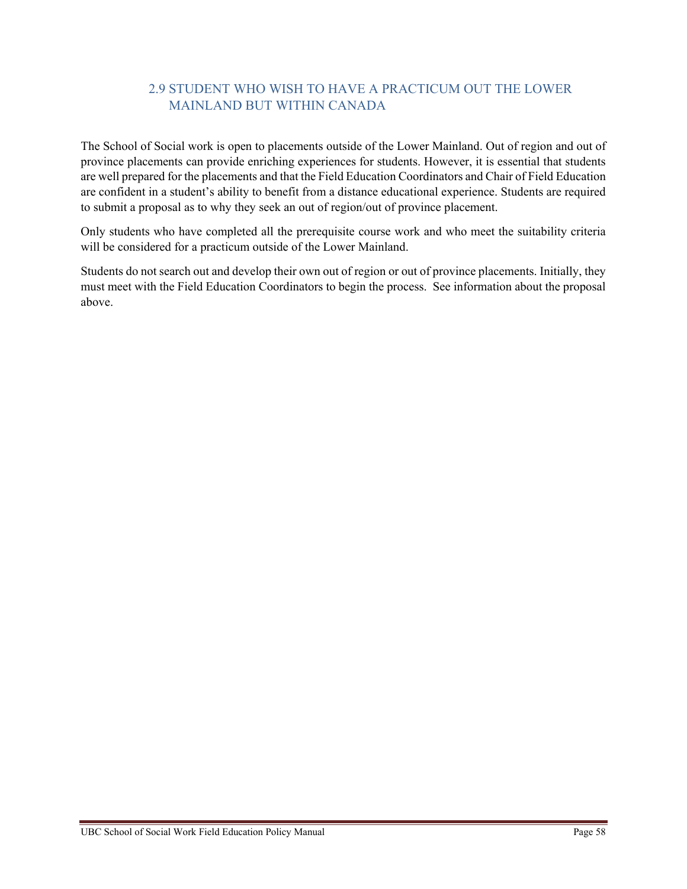## 2.9 STUDENT WHO WISH TO HAVE A PRACTICUM OUT THE LOWER MAINLAND BUT WITHIN CANADA

The School of Social work is open to placements outside of the Lower Mainland. Out of region and out of province placements can provide enriching experiences for students. However, it is essential that students are well prepared for the placements and that the Field Education Coordinators and Chair of Field Education are confident in a student's ability to benefit from a distance educational experience. Students are required to submit a proposal as to why they seek an out of region/out of province placement.

Only students who have completed all the prerequisite course work and who meet the suitability criteria will be considered for a practicum outside of the Lower Mainland.

Students do not search out and develop their own out of region or out of province placements. Initially, they must meet with the Field Education Coordinators to begin the process. See information about the proposal above.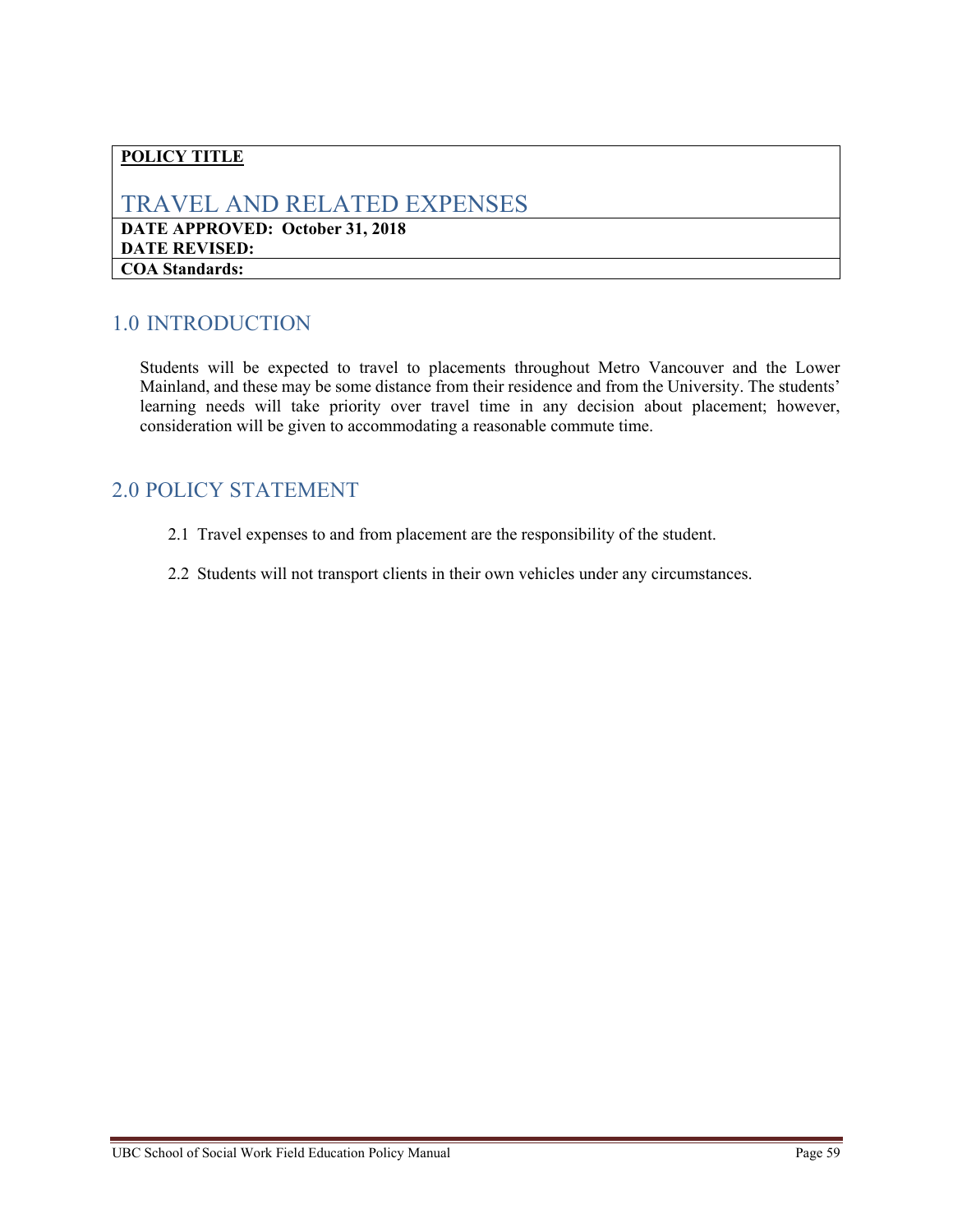**POLICY TITLE**

# TRAVEL AND RELATED EXPENSES

**DATE APPROVED: October 31, 2018**
**DATE REVISED:**
**COA Standards:**

## 1.0 INTRODUCTION

Students will be expected to travel to placements throughout Metro Vancouver and the Lower Mainland, and these may be some distance from their residence and from the University. The students' learning needs will take priority over travel time in any decision about placement; however, consideration will be given to accommodating a reasonable commute time.

## 2.0 POLICY STATEMENT

2.1 Travel expenses to and from placement are the responsibility of the student.

2.2 Students will not transport clients in their own vehicles under any circumstances.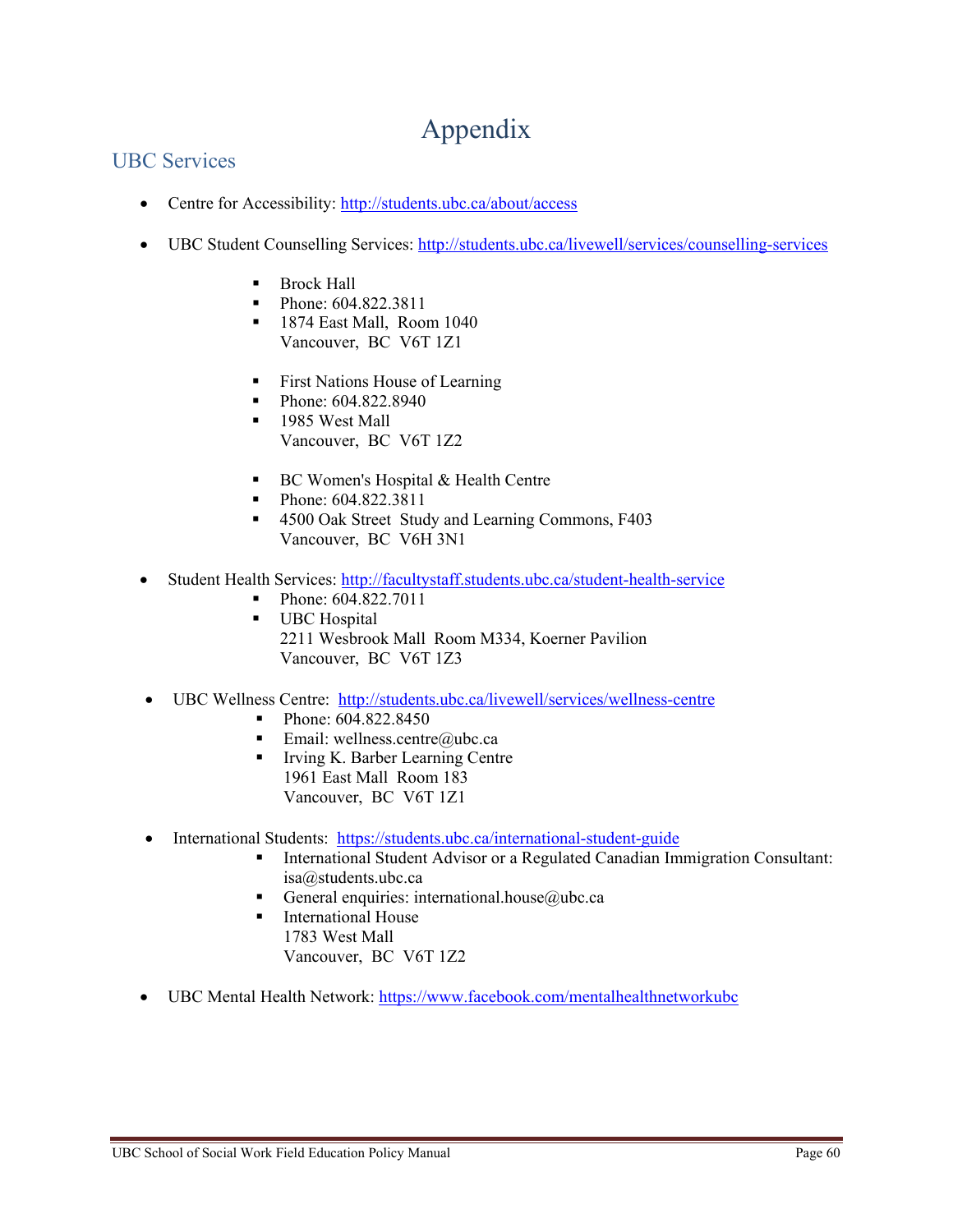# Appendix

## UBC Services

- Centre for Accessibility: http://students.ubc.ca/about/access

- UBC Student Counselling Services: http://students.ubc.ca/livewell/services/counselling-services

    - Brock Hall
    - Phone: 604.822.3811
    - 1874 East Mall, Room 1040  
      Vancouver, BC V6T 1Z1

    - First Nations House of Learning
    - Phone: 604.822.8940
    - 1985 West Mall  
      Vancouver, BC V6T 1Z2

    - BC Women's Hospital & Health Centre
    - Phone: 604.822.3811
    - 4500 Oak Street Study and Learning Commons, F403  
      Vancouver, BC V6H 3N1

- Student Health Services: http://facultystaff.students.ubc.ca/student-health-service
    - Phone: 604.822.7011
    - UBC Hospital  
      2211 Wesbrook Mall Room M334, Koerner Pavilion  
      Vancouver, BC V6T 1Z3

- UBC Wellness Centre: http://students.ubc.ca/livewell/services/wellness-centre
    - Phone: 604.822.8450
    - Email: wellness.centre@ubc.ca
    - Irving K. Barber Learning Centre  
      1961 East Mall Room 183  
      Vancouver, BC V6T 1Z1

- International Students: https://students.ubc.ca/international-student-guide
    - International Student Advisor or a Regulated Canadian Immigration Consultant: isa@students.ubc.ca
    - General enquiries: international.house@ubc.ca
    - International House  
      1783 West Mall  
      Vancouver, BC V6T 1Z2

- UBC Mental Health Network: https://www.facebook.com/mentalhealthnetworkubc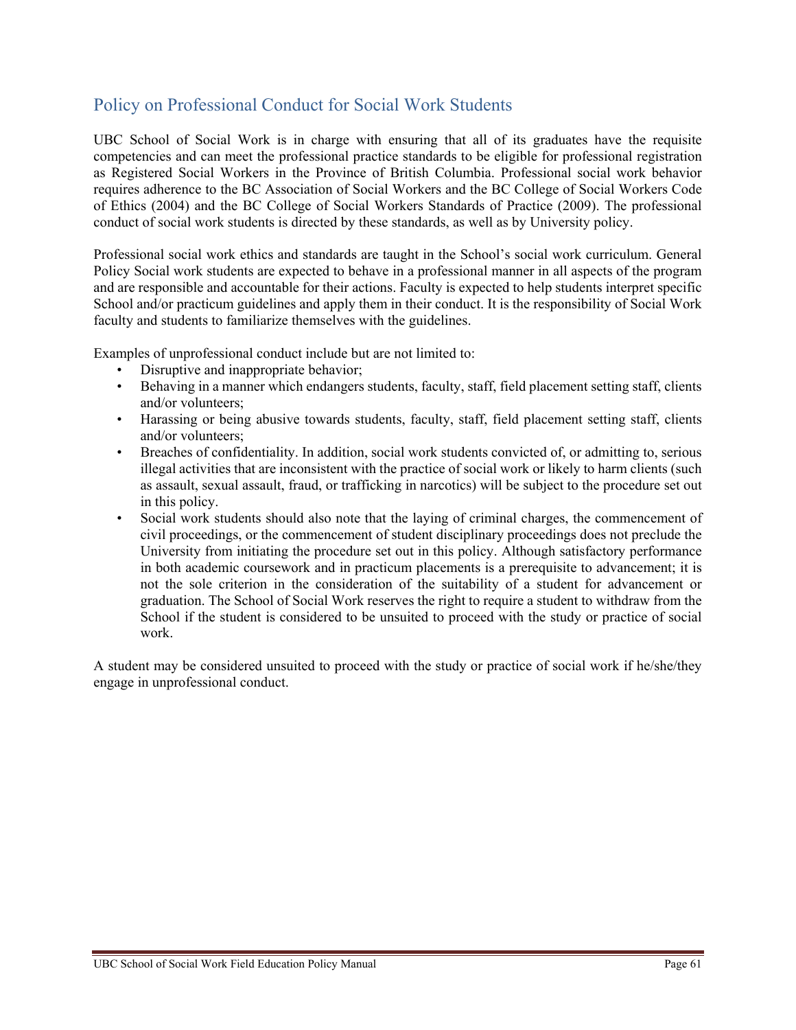## Policy on Professional Conduct for Social Work Students

UBC School of Social Work is in charge with ensuring that all of its graduates have the requisite competencies and can meet the professional practice standards to be eligible for professional registration as Registered Social Workers in the Province of British Columbia. Professional social work behavior requires adherence to the BC Association of Social Workers and the BC College of Social Workers Code of Ethics (2004) and the BC College of Social Workers Standards of Practice (2009). The professional conduct of social work students is directed by these standards, as well as by University policy.

Professional social work ethics and standards are taught in the School's social work curriculum. General Policy Social work students are expected to behave in a professional manner in all aspects of the program and are responsible and accountable for their actions. Faculty is expected to help students interpret specific School and/or practicum guidelines and apply them in their conduct. It is the responsibility of Social Work faculty and students to familiarize themselves with the guidelines.

Examples of unprofessional conduct include but are not limited to:

- Disruptive and inappropriate behavior;
- Behaving in a manner which endangers students, faculty, staff, field placement setting staff, clients and/or volunteers;
- Harassing or being abusive towards students, faculty, staff, field placement setting staff, clients and/or volunteers;
- Breaches of confidentiality. In addition, social work students convicted of, or admitting to, serious illegal activities that are inconsistent with the practice of social work or likely to harm clients (such as assault, sexual assault, fraud, or trafficking in narcotics) will be subject to the procedure set out in this policy.
- Social work students should also note that the laying of criminal charges, the commencement of civil proceedings, or the commencement of student disciplinary proceedings does not preclude the University from initiating the procedure set out in this policy. Although satisfactory performance in both academic coursework and in practicum placements is a prerequisite to advancement; it is not the sole criterion in the consideration of the suitability of a student for advancement or graduation. The School of Social Work reserves the right to require a student to withdraw from the School if the student is considered to be unsuited to proceed with the study or practice of social work.

A student may be considered unsuited to proceed with the study or practice of social work if he/she/they engage in unprofessional conduct.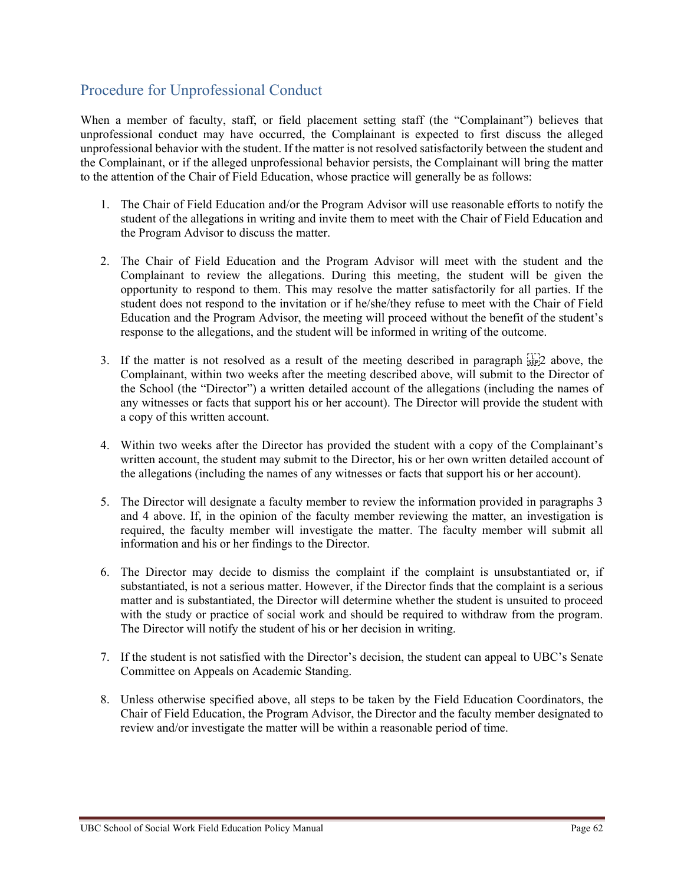## Procedure for Unprofessional Conduct

When a member of faculty, staff, or field placement setting staff (the "Complainant") believes that unprofessional conduct may have occurred, the Complainant is expected to first discuss the alleged unprofessional behavior with the student. If the matter is not resolved satisfactorily between the student and the Complainant, or if the alleged unprofessional behavior persists, the Complainant will bring the matter to the attention of the Chair of Field Education, whose practice will generally be as follows:

1. The Chair of Field Education and/or the Program Advisor will use reasonable efforts to notify the student of the allegations in writing and invite them to meet with the Chair of Field Education and the Program Advisor to discuss the matter.

2. The Chair of Field Education and the Program Advisor will meet with the student and the Complainant to review the allegations. During this meeting, the student will be given the opportunity to respond to them. This may resolve the matter satisfactorily for all parties. If the student does not respond to the invitation or if he/she/they refuse to meet with the Chair of Field Education and the Program Advisor, the meeting will proceed without the benefit of the student's response to the allegations, and the student will be informed in writing of the outcome.

3. If the matter is not resolved as a result of the meeting described in paragraph 2 above, the Complainant, within two weeks after the meeting described above, will submit to the Director of the School (the "Director") a written detailed account of the allegations (including the names of any witnesses or facts that support his or her account). The Director will provide the student with a copy of this written account.

4. Within two weeks after the Director has provided the student with a copy of the Complainant's written account, the student may submit to the Director, his or her own written detailed account of the allegations (including the names of any witnesses or facts that support his or her account).

5. The Director will designate a faculty member to review the information provided in paragraphs 3 and 4 above. If, in the opinion of the faculty member reviewing the matter, an investigation is required, the faculty member will investigate the matter. The faculty member will submit all information and his or her findings to the Director.

6. The Director may decide to dismiss the complaint if the complaint is unsubstantiated or, if substantiated, is not a serious matter. However, if the Director finds that the complaint is a serious matter and is substantiated, the Director will determine whether the student is unsuited to proceed with the study or practice of social work and should be required to withdraw from the program. The Director will notify the student of his or her decision in writing.

7. If the student is not satisfied with the Director's decision, the student can appeal to UBC's Senate Committee on Appeals on Academic Standing.

8. Unless otherwise specified above, all steps to be taken by the Field Education Coordinators, the Chair of Field Education, the Program Advisor, the Director and the faculty member designated to review and/or investigate the matter will be within a reasonable period of time.